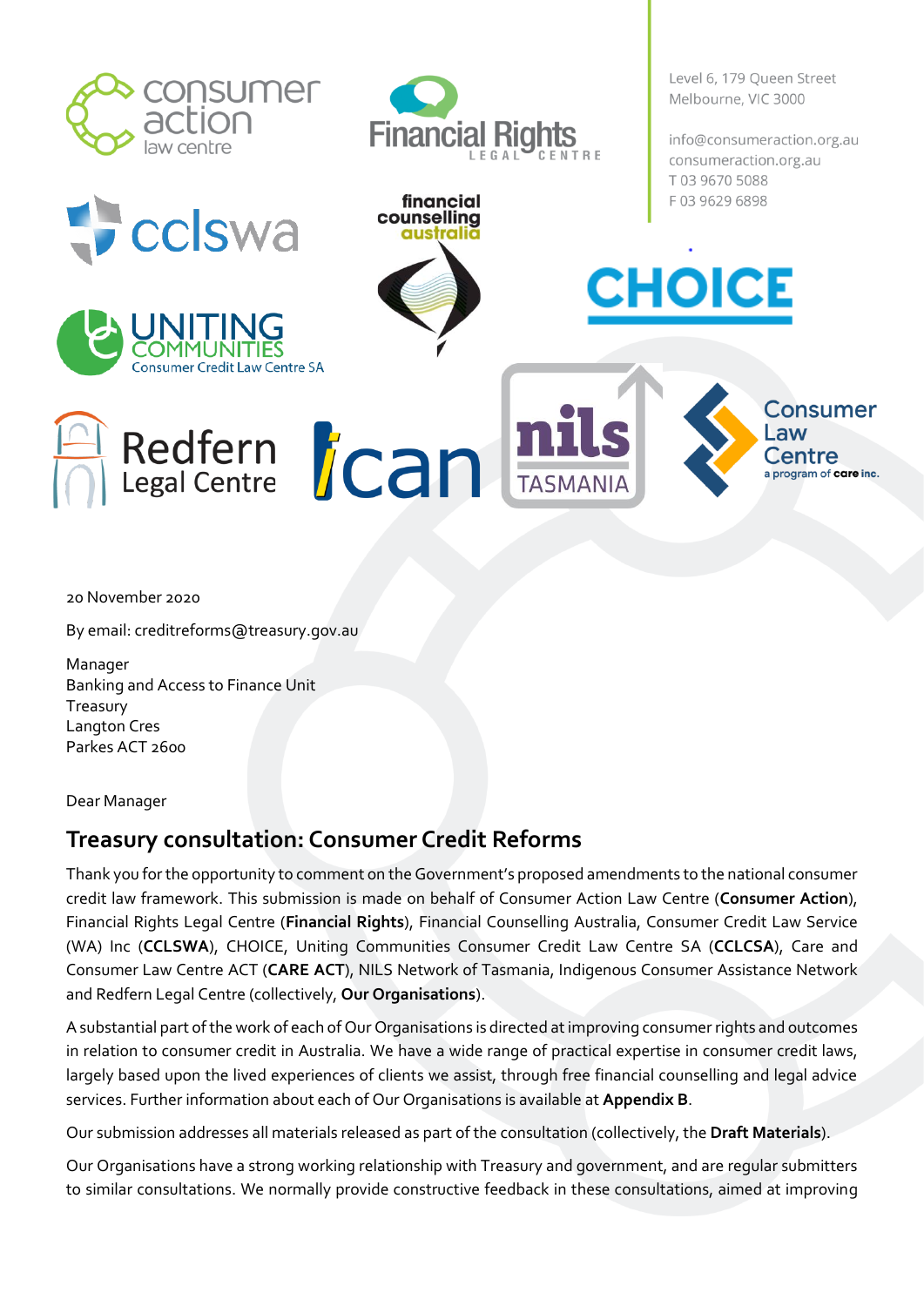Level 6, 179 Queen Street
Melbourne, VIC 3000

info@consumeraction.org.au
consumeraction.org.au
T 03 9670 5088
F 03 9629 6898

20 November 2020

By email: creditreforms@treasury.gov.au

Manager
Banking and Access to Finance Unit
Treasury
Langton Cres
Parkes ACT 2600

Dear Manager

## Treasury consultation: Consumer Credit Reforms

Thank you for the opportunity to comment on the Government's proposed amendments to the national consumer credit law framework. This submission is made on behalf of Consumer Action Law Centre (**Consumer Action**), Financial Rights Legal Centre (**Financial Rights**), Financial Counselling Australia, Consumer Credit Law Service (WA) Inc (**CCLSWA**), CHOICE, Uniting Communities Consumer Credit Law Centre SA (**CCLCSA**), Care and Consumer Law Centre ACT (**CARE ACT**), NILS Network of Tasmania, Indigenous Consumer Assistance Network and Redfern Legal Centre (collectively, **Our Organisations**).

A substantial part of the work of each of Our Organisations is directed at improving consumer rights and outcomes in relation to consumer credit in Australia. We have a wide range of practical expertise in consumer credit laws, largely based upon the lived experiences of clients we assist, through free financial counselling and legal advice services. Further information about each of Our Organisations is available at **Appendix B**.

Our submission addresses all materials released as part of the consultation (collectively, the **Draft Materials**).

Our Organisations have a strong working relationship with Treasury and government, and are regular submitters to similar consultations. We normally provide constructive feedback in these consultations, aimed at improving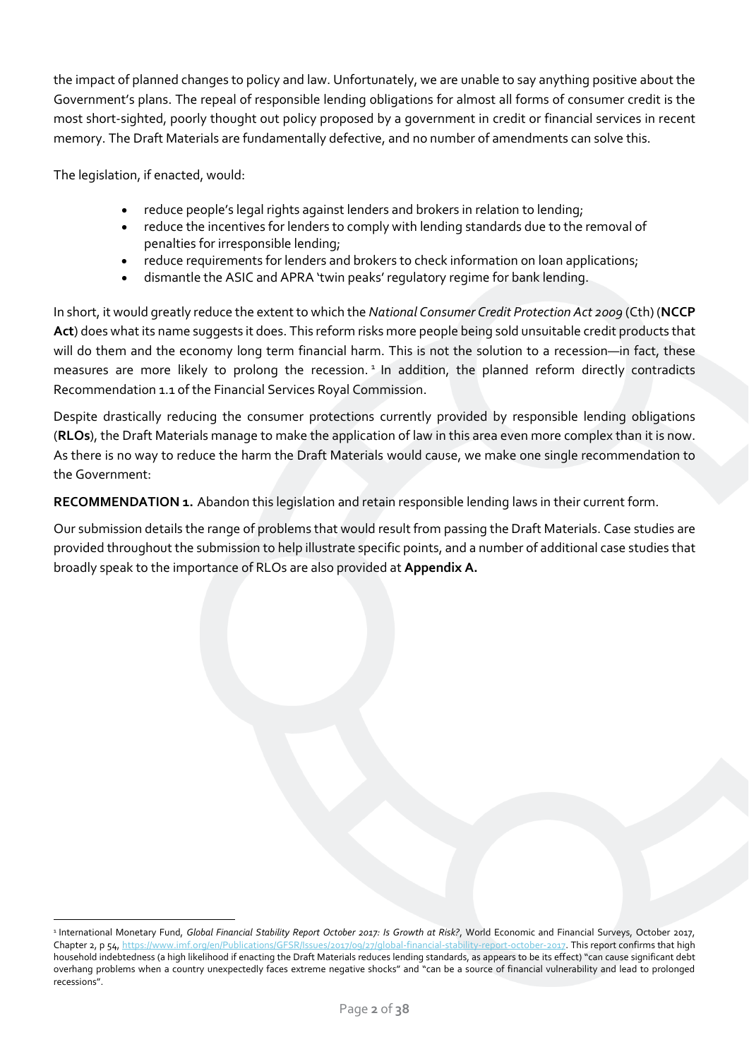the impact of planned changes to policy and law. Unfortunately, we are unable to say anything positive about the Government's plans. The repeal of responsible lending obligations for almost all forms of consumer credit is the most short-sighted, poorly thought out policy proposed by a government in credit or financial services in recent memory. The Draft Materials are fundamentally defective, and no number of amendments can solve this.

The legislation, if enacted, would:

- reduce people's legal rights against lenders and brokers in relation to lending;
- reduce the incentives for lenders to comply with lending standards due to the removal of penalties for irresponsible lending;
- reduce requirements for lenders and brokers to check information on loan applications;
- dismantle the ASIC and APRA 'twin peaks' regulatory regime for bank lending.

In short, it would greatly reduce the extent to which the *National Consumer Credit Protection Act 2009* (Cth) (**NCCP Act**) does what its name suggests it does. This reform risks more people being sold unsuitable credit products that will do them and the economy long term financial harm. This is not the solution to a recession—in fact, these measures are more likely to prolong the recession.[1] In addition, the planned reform directly contradicts Recommendation 1.1 of the Financial Services Royal Commission.

Despite drastically reducing the consumer protections currently provided by responsible lending obligations (**RLOs**), the Draft Materials manage to make the application of law in this area even more complex than it is now. As there is no way to reduce the harm the Draft Materials would cause, we make one single recommendation to the Government:

**RECOMMENDATION 1.** Abandon this legislation and retain responsible lending laws in their current form.

Our submission details the range of problems that would result from passing the Draft Materials. Case studies are provided throughout the submission to help illustrate specific points, and a number of additional case studies that broadly speak to the importance of RLOs are also provided at **Appendix A.**

---

[1] International Monetary Fund, *Global Financial Stability Report October 2017: Is Growth at Risk?*, World Economic and Financial Surveys, October 2017, Chapter 2, p 54, https://www.imf.org/en/Publications/GFSR/Issues/2017/09/27/global-financial-stability-report-october-2017. This report confirms that high household indebtedness (a high likelihood if enacting the Draft Materials reduces lending standards, as appears to be its effect) "can cause significant debt overhang problems when a country unexpectedly faces extreme negative shocks" and "can be a source of financial vulnerability and lead to prolonged recessions".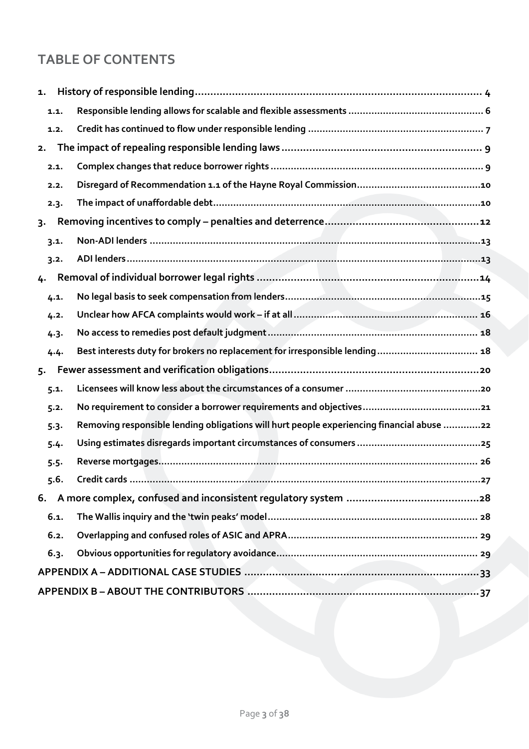# TABLE OF CONTENTS

1. History of responsible lending .... 4
   - 1.1. Responsible lending allows for scalable and flexible assessments .... 6
   - 1.2. Credit has continued to flow under responsible lending .... 7
2. The impact of repealing responsible lending laws .... 9
   - 2.1. Complex changes that reduce borrower rights .... 9
   - 2.2. Disregard of Recommendation 1.1 of the Hayne Royal Commission .... 10
   - 2.3. The impact of unaffordable debt .... 10
3. Removing incentives to comply – penalties and deterrence .... 12
   - 3.1. Non-ADI lenders .... 13
   - 3.2. ADI lenders .... 13
4. Removal of individual borrower legal rights .... 14
   - 4.1. No legal basis to seek compensation from lenders .... 15
   - 4.2. Unclear how AFCA complaints would work – if at all .... 16
   - 4.3. No access to remedies post default judgment .... 18
   - 4.4. Best interests duty for brokers no replacement for irresponsible lending .... 18
5. Fewer assessment and verification obligations .... 20
   - 5.1. Licensees will know less about the circumstances of a consumer .... 20
   - 5.2. No requirement to consider a borrower requirements and objectives .... 21
   - 5.3. Removing responsible lending obligations will hurt people experiencing financial abuse .... 22
   - 5.4. Using estimates disregards important circumstances of consumers .... 25
   - 5.5. Reverse mortgages .... 26
   - 5.6. Credit cards .... 27
6. A more complex, confused and inconsistent regulatory system .... 28
   - 6.1. The Wallis inquiry and the 'twin peaks' model .... 28
   - 6.2. Overlapping and confused roles of ASIC and APRA .... 29
   - 6.3. Obvious opportunities for regulatory avoidance .... 29

APPENDIX A – ADDITIONAL CASE STUDIES .... 33

APPENDIX B – ABOUT THE CONTRIBUTORS .... 37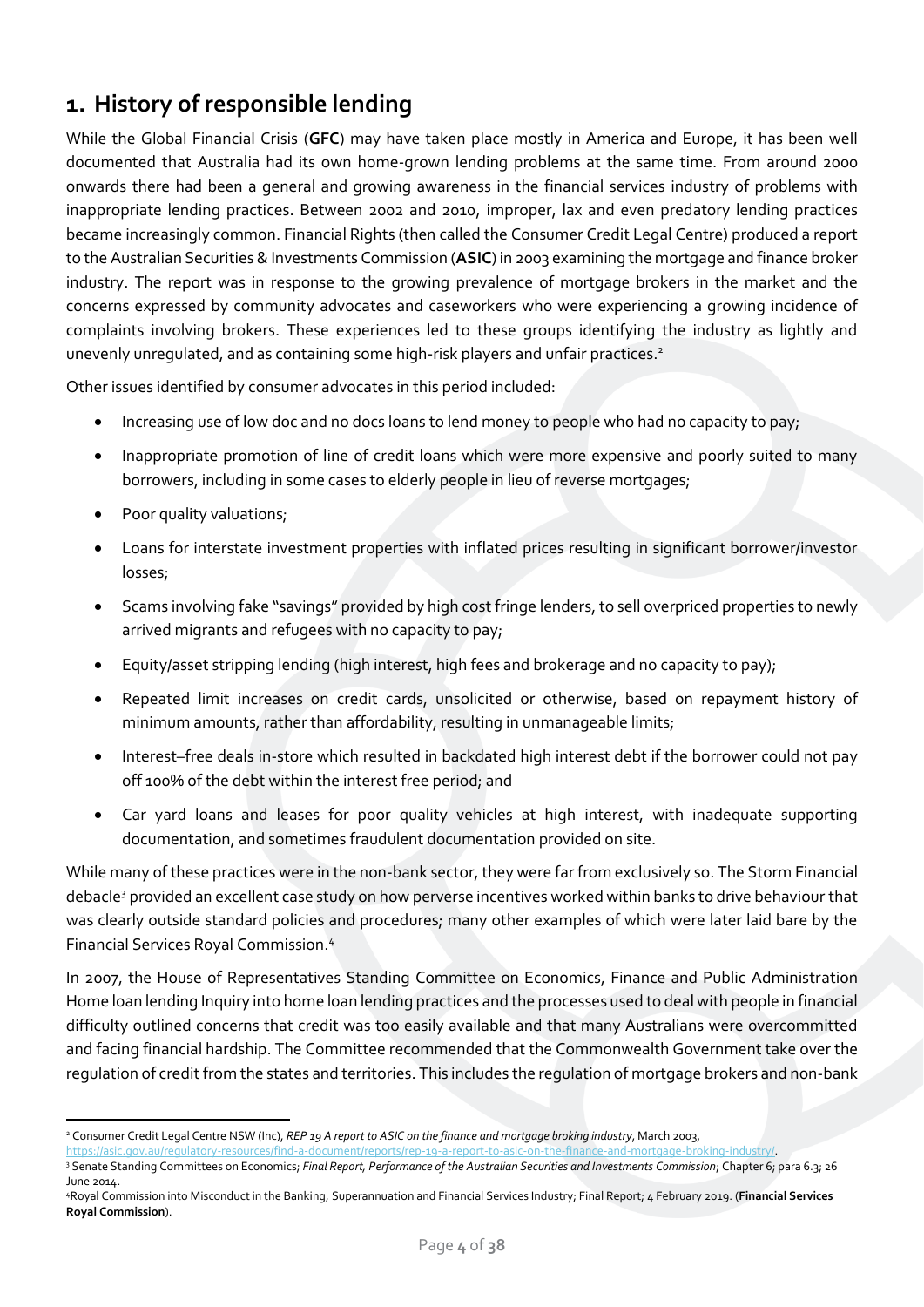## 1. History of responsible lending

While the Global Financial Crisis (**GFC**) may have taken place mostly in America and Europe, it has been well documented that Australia had its own home-grown lending problems at the same time. From around 2000 onwards there had been a general and growing awareness in the financial services industry of problems with inappropriate lending practices. Between 2002 and 2010, improper, lax and even predatory lending practices became increasingly common. Financial Rights (then called the Consumer Credit Legal Centre) produced a report to the Australian Securities & Investments Commission (**ASIC**) in 2003 examining the mortgage and finance broker industry. The report was in response to the growing prevalence of mortgage brokers in the market and the concerns expressed by community advocates and caseworkers who were experiencing a growing incidence of complaints involving brokers. These experiences led to these groups identifying the industry as lightly and unevenly unregulated, and as containing some high-risk players and unfair practices.[2]

Other issues identified by consumer advocates in this period included:

- Increasing use of low doc and no docs loans to lend money to people who had no capacity to pay;
- Inappropriate promotion of line of credit loans which were more expensive and poorly suited to many borrowers, including in some cases to elderly people in lieu of reverse mortgages;
- Poor quality valuations;
- Loans for interstate investment properties with inflated prices resulting in significant borrower/investor losses;
- Scams involving fake "savings" provided by high cost fringe lenders, to sell overpriced properties to newly arrived migrants and refugees with no capacity to pay;
- Equity/asset stripping lending (high interest, high fees and brokerage and no capacity to pay);
- Repeated limit increases on credit cards, unsolicited or otherwise, based on repayment history of minimum amounts, rather than affordability, resulting in unmanageable limits;
- Interest–free deals in-store which resulted in backdated high interest debt if the borrower could not pay off 100% of the debt within the interest free period; and
- Car yard loans and leases for poor quality vehicles at high interest, with inadequate supporting documentation, and sometimes fraudulent documentation provided on site.

While many of these practices were in the non-bank sector, they were far from exclusively so. The Storm Financial debacle[3] provided an excellent case study on how perverse incentives worked within banks to drive behaviour that was clearly outside standard policies and procedures; many other examples of which were later laid bare by the Financial Services Royal Commission.[4]

In 2007, the House of Representatives Standing Committee on Economics, Finance and Public Administration Home loan lending Inquiry into home loan lending practices and the processes used to deal with people in financial difficulty outlined concerns that credit was too easily available and that many Australians were overcommitted and facing financial hardship. The Committee recommended that the Commonwealth Government take over the regulation of credit from the states and territories. This includes the regulation of mortgage brokers and non-bank

---

[2] Consumer Credit Legal Centre NSW (Inc), *REP 19 A report to ASIC on the finance and mortgage broking industry*, March 2003, https://asic.gov.au/regulatory-resources/find-a-document/reports/rep-19-a-report-to-asic-on-the-finance-and-mortgage-broking-industry/.

[3] Senate Standing Committees on Economics; *Final Report, Performance of the Australian Securities and Investments Commission*; Chapter 6; para 6.3; 26 June 2014.

[4] Royal Commission into Misconduct in the Banking, Superannuation and Financial Services Industry; Final Report; 4 February 2019. (**Financial Services Royal Commission**).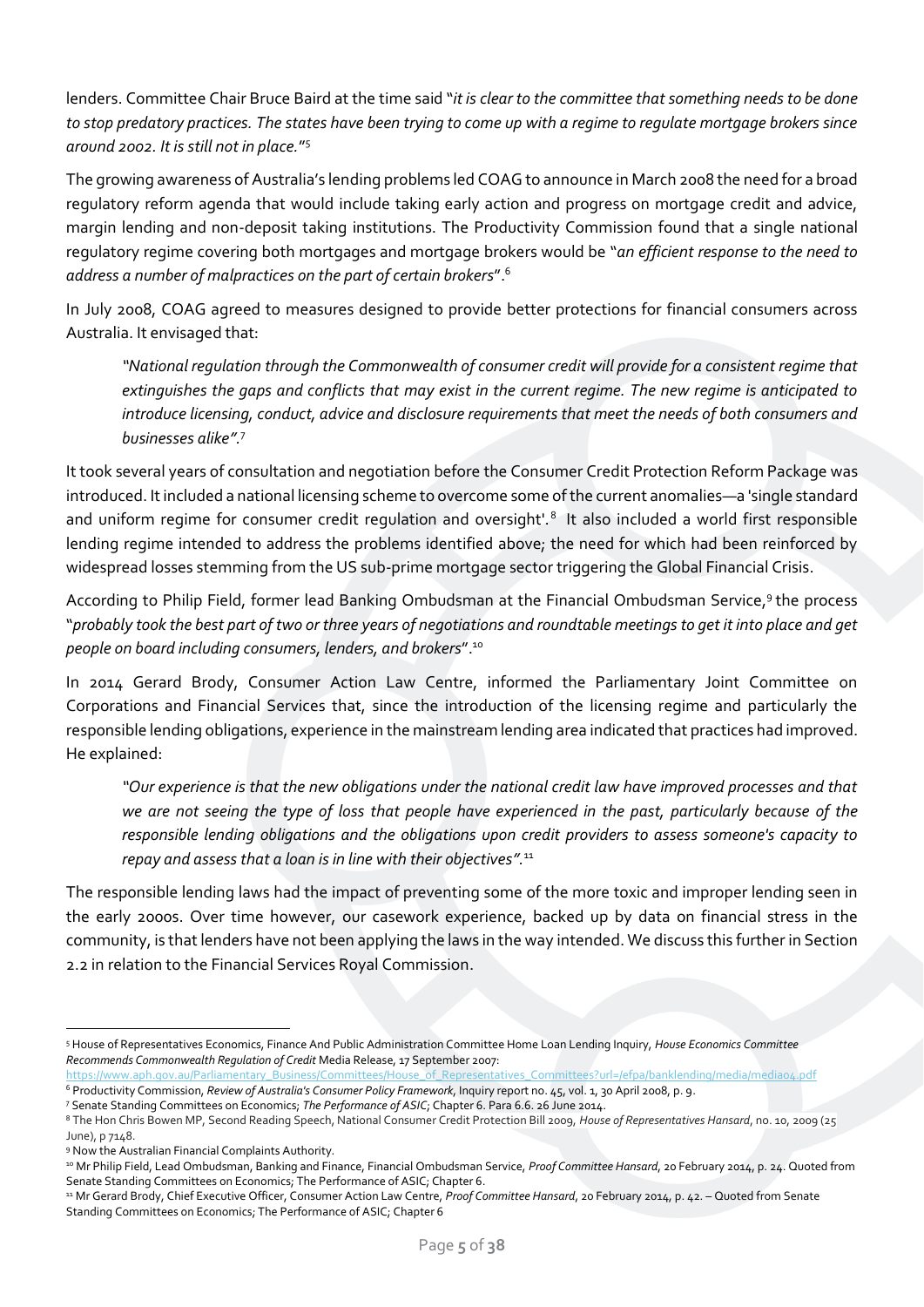lenders. Committee Chair Bruce Baird at the time said "*it is clear to the committee that something needs to be done to stop predatory practices. The states have been trying to come up with a regime to regulate mortgage brokers since around 2002. It is still not in place.*"[5]

The growing awareness of Australia's lending problems led COAG to announce in March 2008 the need for a broad regulatory reform agenda that would include taking early action and progress on mortgage credit and advice, margin lending and non-deposit taking institutions. The Productivity Commission found that a single national regulatory regime covering both mortgages and mortgage brokers would be "*an efficient response to the need to address a number of malpractices on the part of certain brokers*".[6]

In July 2008, COAG agreed to measures designed to provide better protections for financial consumers across Australia. It envisaged that:

> *"National regulation through the Commonwealth of consumer credit will provide for a consistent regime that extinguishes the gaps and conflicts that may exist in the current regime. The new regime is anticipated to introduce licensing, conduct, advice and disclosure requirements that meet the needs of both consumers and businesses alike".*[7]

It took several years of consultation and negotiation before the Consumer Credit Protection Reform Package was introduced. It included a national licensing scheme to overcome some of the current anomalies—a 'single standard and uniform regime for consumer credit regulation and oversight'.[8] It also included a world first responsible lending regime intended to address the problems identified above; the need for which had been reinforced by widespread losses stemming from the US sub-prime mortgage sector triggering the Global Financial Crisis.

According to Philip Field, former lead Banking Ombudsman at the Financial Ombudsman Service,[9] the process "*probably took the best part of two or three years of negotiations and roundtable meetings to get it into place and get people on board including consumers, lenders, and brokers*".[10]

In 2014 Gerard Brody, Consumer Action Law Centre, informed the Parliamentary Joint Committee on Corporations and Financial Services that, since the introduction of the licensing regime and particularly the responsible lending obligations, experience in the mainstream lending area indicated that practices had improved. He explained:

> *"Our experience is that the new obligations under the national credit law have improved processes and that we are not seeing the type of loss that people have experienced in the past, particularly because of the responsible lending obligations and the obligations upon credit providers to assess someone's capacity to repay and assess that a loan is in line with their objectives".*[11]

The responsible lending laws had the impact of preventing some of the more toxic and improper lending seen in the early 2000s. Over time however, our casework experience, backed up by data on financial stress in the community, is that lenders have not been applying the laws in the way intended. We discuss this further in Section 2.2 in relation to the Financial Services Royal Commission.

---

[5] House of Representatives Economics, Finance And Public Administration Committee Home Loan Lending Inquiry, *House Economics Committee Recommends Commonwealth Regulation of Credit* Media Release, 17 September 2007: https://www.aph.gov.au/Parliamentary_Business/Committees/House_of_Representatives_Committees?url=/efpa/banklending/media/media04.pdf

[6] Productivity Commission, *Review of Australia's Consumer Policy Framework*, Inquiry report no. 45, vol. 1, 30 April 2008, p. 9.

[7] Senate Standing Committees on Economics; *The Performance of ASIC*; Chapter 6. Para 6.6. 26 June 2014.

[8] The Hon Chris Bowen MP, Second Reading Speech, National Consumer Credit Protection Bill 2009, *House of Representatives Hansard*, no. 10, 2009 (25 June), p 7148.

[9] Now the Australian Financial Complaints Authority.

[10] Mr Philip Field, Lead Ombudsman, Banking and Finance, Financial Ombudsman Service, *Proof Committee Hansard*, 20 February 2014, p. 24. Quoted from Senate Standing Committees on Economics; The Performance of ASIC; Chapter 6.

[11] Mr Gerard Brody, Chief Executive Officer, Consumer Action Law Centre, *Proof Committee Hansard*, 20 February 2014, p. 42. – Quoted from Senate Standing Committees on Economics; The Performance of ASIC; Chapter 6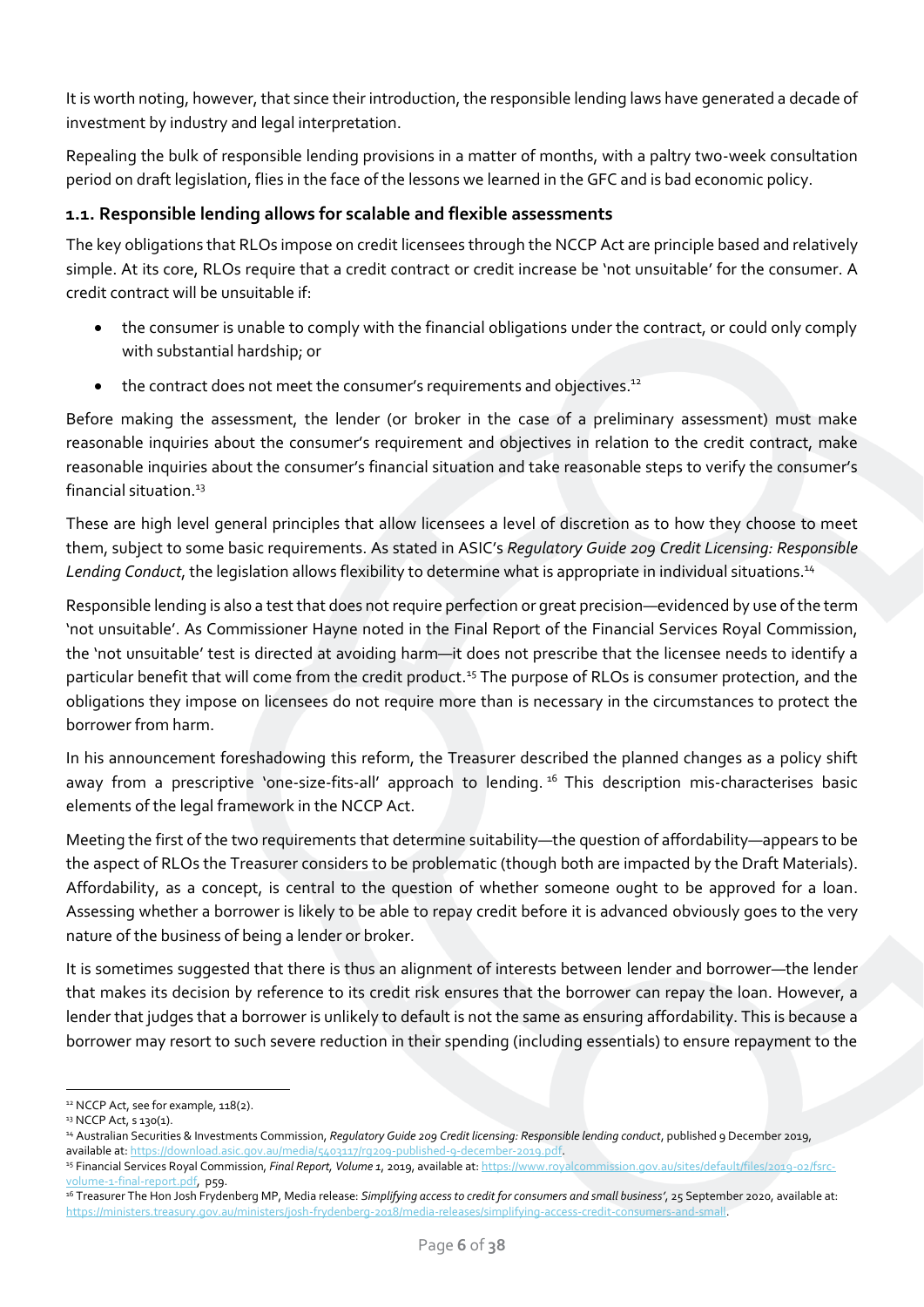It is worth noting, however, that since their introduction, the responsible lending laws have generated a decade of investment by industry and legal interpretation.

Repealing the bulk of responsible lending provisions in a matter of months, with a paltry two-week consultation period on draft legislation, flies in the face of the lessons we learned in the GFC and is bad economic policy.

### 1.1. Responsible lending allows for scalable and flexible assessments

The key obligations that RLOs impose on credit licensees through the NCCP Act are principle based and relatively simple. At its core, RLOs require that a credit contract or credit increase be 'not unsuitable' for the consumer. A credit contract will be unsuitable if:

- the consumer is unable to comply with the financial obligations under the contract, or could only comply with substantial hardship; or
- the contract does not meet the consumer's requirements and objectives.[12]

Before making the assessment, the lender (or broker in the case of a preliminary assessment) must make reasonable inquiries about the consumer's requirement and objectives in relation to the credit contract, make reasonable inquiries about the consumer's financial situation and take reasonable steps to verify the consumer's financial situation.[13]

These are high level general principles that allow licensees a level of discretion as to how they choose to meet them, subject to some basic requirements. As stated in ASIC's *Regulatory Guide 209 Credit Licensing: Responsible Lending Conduct*, the legislation allows flexibility to determine what is appropriate in individual situations.[14]

Responsible lending is also a test that does not require perfection or great precision—evidenced by use of the term 'not unsuitable'. As Commissioner Hayne noted in the Final Report of the Financial Services Royal Commission, the 'not unsuitable' test is directed at avoiding harm—it does not prescribe that the licensee needs to identify a particular benefit that will come from the credit product.[15] The purpose of RLOs is consumer protection, and the obligations they impose on licensees do not require more than is necessary in the circumstances to protect the borrower from harm.

In his announcement foreshadowing this reform, the Treasurer described the planned changes as a policy shift away from a prescriptive 'one-size-fits-all' approach to lending.[16] This description mis-characterises basic elements of the legal framework in the NCCP Act.

Meeting the first of the two requirements that determine suitability—the question of affordability—appears to be the aspect of RLOs the Treasurer considers to be problematic (though both are impacted by the Draft Materials). Affordability, as a concept, is central to the question of whether someone ought to be approved for a loan. Assessing whether a borrower is likely to be able to repay credit before it is advanced obviously goes to the very nature of the business of being a lender or broker.

It is sometimes suggested that there is thus an alignment of interests between lender and borrower—the lender that makes its decision by reference to its credit risk ensures that the borrower can repay the loan. However, a lender that judges that a borrower is unlikely to default is not the same as ensuring affordability. This is because a borrower may resort to such severe reduction in their spending (including essentials) to ensure repayment to the

---

[12] NCCP Act, see for example, 118(2).

[13] NCCP Act, s 130(1).

[14] Australian Securities & Investments Commission, *Regulatory Guide 209 Credit licensing: Responsible lending conduct*, published 9 December 2019, available at: https://download.asic.gov.au/media/5403117/rg209-published-9-december-2019.pdf.

[15] Financial Services Royal Commission, *Final Report, Volume 1*, 2019, available at: https://www.royalcommission.gov.au/sites/default/files/2019-02/fsrc-volume-1-final-report.pdf, p59.

[16] Treasurer The Hon Josh Frydenberg MP, Media release: *Simplifying access to credit for consumers and small business'*, 25 September 2020, available at: https://ministers.treasury.gov.au/ministers/josh-frydenberg-2018/media-releases/simplifying-access-credit-consumers-and-small.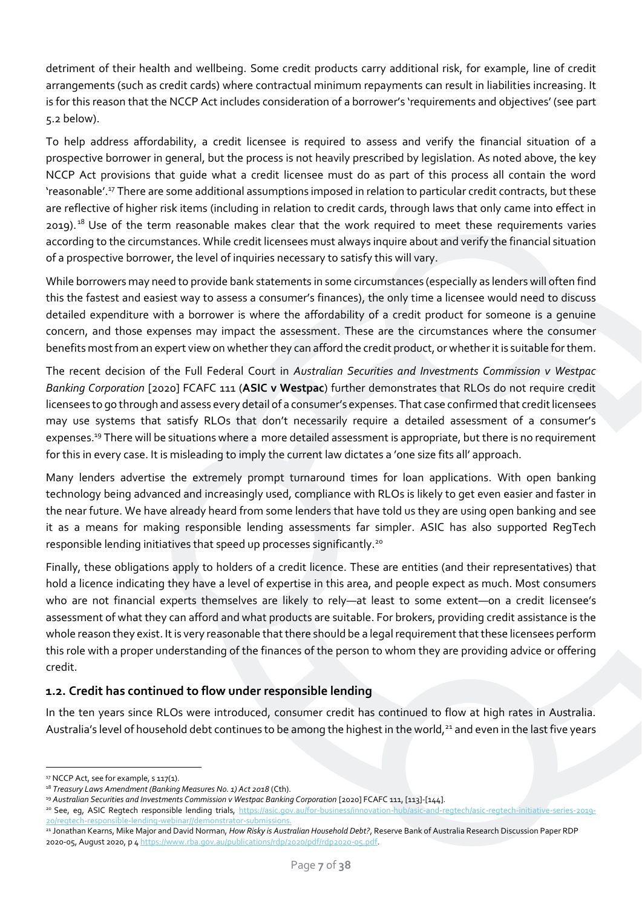detriment of their health and wellbeing. Some credit products carry additional risk, for example, line of credit arrangements (such as credit cards) where contractual minimum repayments can result in liabilities increasing. It is for this reason that the NCCP Act includes consideration of a borrower's 'requirements and objectives' (see part 5.2 below).

To help address affordability, a credit licensee is required to assess and verify the financial situation of a prospective borrower in general, but the process is not heavily prescribed by legislation. As noted above, the key NCCP Act provisions that guide what a credit licensee must do as part of this process all contain the word 'reasonable'.[17] There are some additional assumptions imposed in relation to particular credit contracts, but these are reflective of higher risk items (including in relation to credit cards, through laws that only came into effect in 2019).[18] Use of the term reasonable makes clear that the work required to meet these requirements varies according to the circumstances. While credit licensees must always inquire about and verify the financial situation of a prospective borrower, the level of inquiries necessary to satisfy this will vary.

While borrowers may need to provide bank statements in some circumstances (especially as lenders will often find this the fastest and easiest way to assess a consumer's finances), the only time a licensee would need to discuss detailed expenditure with a borrower is where the affordability of a credit product for someone is a genuine concern, and those expenses may impact the assessment. These are the circumstances where the consumer benefits most from an expert view on whether they can afford the credit product, or whether it is suitable for them.

The recent decision of the Full Federal Court in *Australian Securities and Investments Commission v Westpac Banking Corporation* [2020] FCAFC 111 (**ASIC v Westpac**) further demonstrates that RLOs do not require credit licensees to go through and assess every detail of a consumer's expenses. That case confirmed that credit licensees may use systems that satisfy RLOs that don't necessarily require a detailed assessment of a consumer's expenses.[19] There will be situations where a more detailed assessment is appropriate, but there is no requirement for this in every case. It is misleading to imply the current law dictates a 'one size fits all' approach.

Many lenders advertise the extremely prompt turnaround times for loan applications. With open banking technology being advanced and increasingly used, compliance with RLOs is likely to get even easier and faster in the near future. We have already heard from some lenders that have told us they are using open banking and see it as a means for making responsible lending assessments far simpler. ASIC has also supported RegTech responsible lending initiatives that speed up processes significantly.[20]

Finally, these obligations apply to holders of a credit licence. These are entities (and their representatives) that hold a licence indicating they have a level of expertise in this area, and people expect as much. Most consumers who are not financial experts themselves are likely to rely—at least to some extent—on a credit licensee's assessment of what they can afford and what products are suitable. For brokers, providing credit assistance is the whole reason they exist. It is very reasonable that there should be a legal requirement that these licensees perform this role with a proper understanding of the finances of the person to whom they are providing advice or offering credit.

### 1.2. Credit has continued to flow under responsible lending

In the ten years since RLOs were introduced, consumer credit has continued to flow at high rates in Australia. Australia's level of household debt continues to be among the highest in the world,[21] and even in the last five years

---

[17] NCCP Act, see for example, s 117(1).

[18] *Treasury Laws Amendment (Banking Measures No. 1) Act 2018* (Cth).

[19] *Australian Securities and Investments Commission v Westpac Banking Corporation* [2020] FCAFC 111, [113]-[144].

[20] See, eg, ASIC Regtech responsible lending trials, https://asic.gov.au/for-business/innovation-hub/asic-and-regtech/asic-regtech-initiative-series-2019-20/regtech-responsible-lending-webinar//demonstrator-submissions.

[21] Jonathan Kearns, Mike Major and David Norman, *How Risky is Australian Household Debt?*, Reserve Bank of Australia Research Discussion Paper RDP 2020-05, August 2020, p 4 https://www.rba.gov.au/publications/rdp/2020/pdf/rdp2020-05.pdf.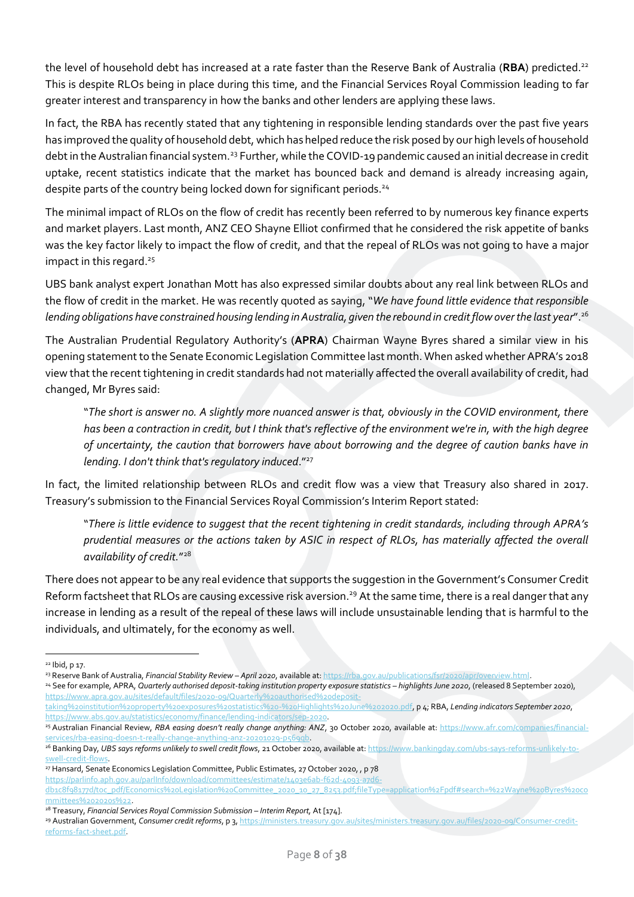the level of household debt has increased at a rate faster than the Reserve Bank of Australia (**RBA**) predicted.[22] This is despite RLOs being in place during this time, and the Financial Services Royal Commission leading to far greater interest and transparency in how the banks and other lenders are applying these laws.

In fact, the RBA has recently stated that any tightening in responsible lending standards over the past five years has improved the quality of household debt, which has helped reduce the risk posed by our high levels of household debt in the Australian financial system.[23] Further, while the COVID-19 pandemic caused an initial decrease in credit uptake, recent statistics indicate that the market has bounced back and demand is already increasing again, despite parts of the country being locked down for significant periods.[24]

The minimal impact of RLOs on the flow of credit has recently been referred to by numerous key finance experts and market players. Last month, ANZ CEO Shayne Elliot confirmed that he considered the risk appetite of banks was the key factor likely to impact the flow of credit, and that the repeal of RLOs was not going to have a major impact in this regard.[25]

UBS bank analyst expert Jonathan Mott has also expressed similar doubts about any real link between RLOs and the flow of credit in the market. He was recently quoted as saying, "*We have found little evidence that responsible lending obligations have constrained housing lending in Australia, given the rebound in credit flow over the last year*".[26]

The Australian Prudential Regulatory Authority's (**APRA**) Chairman Wayne Byres shared a similar view in his opening statement to the Senate Economic Legislation Committee last month. When asked whether APRA's 2018 view that the recent tightening in credit standards had not materially affected the overall availability of credit, had changed, Mr Byres said:

> "*The short is answer no. A slightly more nuanced answer is that, obviously in the COVID environment, there has been a contraction in credit, but I think that's reflective of the environment we're in, with the high degree of uncertainty, the caution that borrowers have about borrowing and the degree of caution banks have in lending. I don't think that's regulatory induced.*"[27]

In fact, the limited relationship between RLOs and credit flow was a view that Treasury also shared in 2017. Treasury's submission to the Financial Services Royal Commission's Interim Report stated:

> "*There is little evidence to suggest that the recent tightening in credit standards, including through APRA's prudential measures or the actions taken by ASIC in respect of RLOs, has materially affected the overall availability of credit.*"[28]

There does not appear to be any real evidence that supports the suggestion in the Government's Consumer Credit Reform factsheet that RLOs are causing excessive risk aversion.[29] At the same time, there is a real danger that any increase in lending as a result of the repeal of these laws will include unsustainable lending that is harmful to the individuals, and ultimately, for the economy as well.

---

[22] Ibid, p 17.

[23] Reserve Bank of Australia, *Financial Stability Review – April 2020*, available at: https://rba.gov.au/publications/fsr/2020/apr/overview.html.

[24] See for example, APRA, *Quarterly authorised deposit-taking institution property exposure statistics – highlights June 2020*, (released 8 September 2020), https://www.apra.gov.au/sites/default/files/2020-09/Quarterly%20authorised%20deposit-taking%20institution%20property%20exposures%20statistics%20-%20Highlights%20June%202020.pdf, p 4; RBA, *Lending indicators September 2020*, https://www.abs.gov.au/statistics/economy/finance/lending-indicators/sep-2020.

[25] Australian Financial Review, *RBA easing doesn't really change anything: ANZ*, 30 October 2020, available at: https://www.afr.com/companies/financial-services/rba-easing-doesn-t-really-change-anything-anz-20201029-p569gb.

[26] Banking Day, *UBS says reforms unlikely to swell credit flows*, 21 October 2020, available at: https://www.bankingday.com/ubs-says-reforms-unlikely-to-swell-credit-flows.

[27] Hansard, Senate Economics Legislation Committee, Public Estimates, 27 October 2020, , p 78 https://parlinfo.aph.gov.au/parlInfo/download/committees/estimate/1403e6ab-f62d-4093-a7d6-db1c8f98177d/toc_pdf/Economics%20Legislation%20Committee_2020_10_27_8253.pdf;fileType=application%2Fpdf#search=%22Wayne%20Byres%20committees%202020s%22.

[28] Treasury, *Financial Services Royal Commission Submission – Interim Report,* At [174].

[29] Australian Government, *Consumer credit reforms*, p 3, https://ministers.treasury.gov.au/sites/ministers.treasury.gov.au/files/2020-09/Consumer-credit-reforms-fact-sheet.pdf.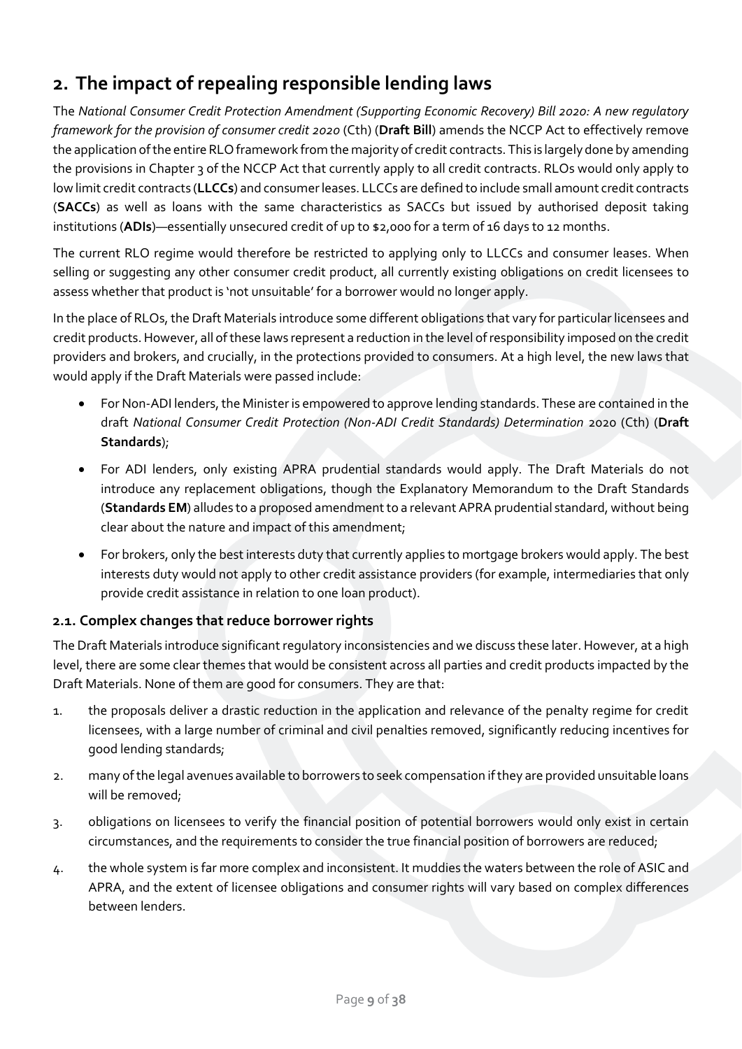## 2. The impact of repealing responsible lending laws

The *National Consumer Credit Protection Amendment (Supporting Economic Recovery) Bill 2020: A new regulatory framework for the provision of consumer credit 2020* (Cth) (**Draft Bill**) amends the NCCP Act to effectively remove the application of the entire RLO framework from the majority of credit contracts. This is largely done by amending the provisions in Chapter 3 of the NCCP Act that currently apply to all credit contracts. RLOs would only apply to low limit credit contracts (**LLCCs**) and consumer leases. LLCCs are defined to include small amount credit contracts (**SACCs**) as well as loans with the same characteristics as SACCs but issued by authorised deposit taking institutions (**ADIs**)—essentially unsecured credit of up to $2,000 for a term of 16 days to 12 months.

The current RLO regime would therefore be restricted to applying only to LLCCs and consumer leases. When selling or suggesting any other consumer credit product, all currently existing obligations on credit licensees to assess whether that product is 'not unsuitable' for a borrower would no longer apply.

In the place of RLOs, the Draft Materials introduce some different obligations that vary for particular licensees and credit products. However, all of these laws represent a reduction in the level of responsibility imposed on the credit providers and brokers, and crucially, in the protections provided to consumers. At a high level, the new laws that would apply if the Draft Materials were passed include:

- For Non-ADI lenders, the Minister is empowered to approve lending standards. These are contained in the draft *National Consumer Credit Protection (Non-ADI Credit Standards) Determination* 2020 (Cth) (**Draft Standards**);
- For ADI lenders, only existing APRA prudential standards would apply. The Draft Materials do not introduce any replacement obligations, though the Explanatory Memorandum to the Draft Standards (**Standards EM**) alludes to a proposed amendment to a relevant APRA prudential standard, without being clear about the nature and impact of this amendment;
- For brokers, only the best interests duty that currently applies to mortgage brokers would apply. The best interests duty would not apply to other credit assistance providers (for example, intermediaries that only provide credit assistance in relation to one loan product).

### 2.1. Complex changes that reduce borrower rights

The Draft Materials introduce significant regulatory inconsistencies and we discuss these later. However, at a high level, there are some clear themes that would be consistent across all parties and credit products impacted by the Draft Materials. None of them are good for consumers. They are that:

1. the proposals deliver a drastic reduction in the application and relevance of the penalty regime for credit licensees, with a large number of criminal and civil penalties removed, significantly reducing incentives for good lending standards;
2. many of the legal avenues available to borrowers to seek compensation if they are provided unsuitable loans will be removed;
3. obligations on licensees to verify the financial position of potential borrowers would only exist in certain circumstances, and the requirements to consider the true financial position of borrowers are reduced;
4. the whole system is far more complex and inconsistent. It muddies the waters between the role of ASIC and APRA, and the extent of licensee obligations and consumer rights will vary based on complex differences between lenders.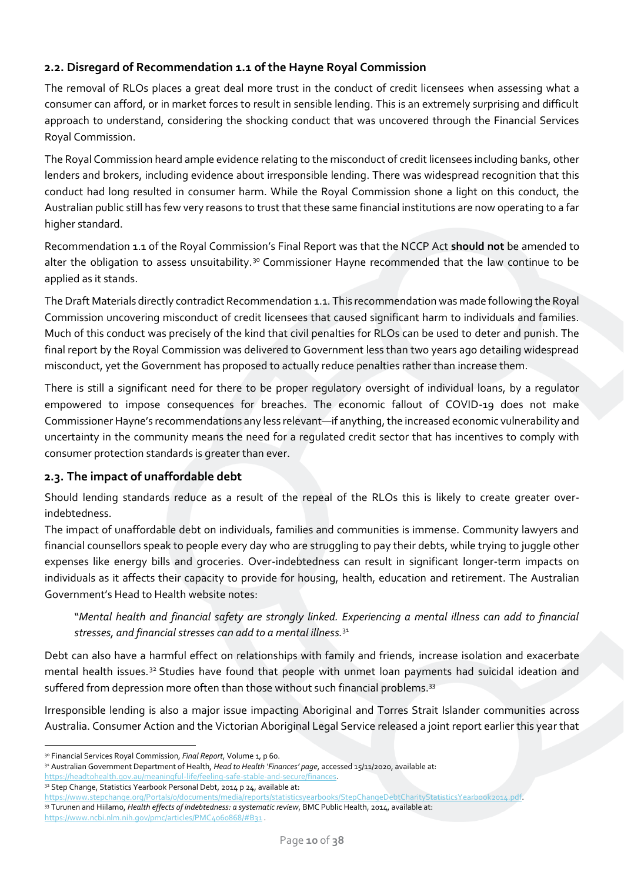## 2.2. Disregard of Recommendation 1.1 of the Hayne Royal Commission

The removal of RLOs places a great deal more trust in the conduct of credit licensees when assessing what a consumer can afford, or in market forces to result in sensible lending. This is an extremely surprising and difficult approach to understand, considering the shocking conduct that was uncovered through the Financial Services Royal Commission.

The Royal Commission heard ample evidence relating to the misconduct of credit licensees including banks, other lenders and brokers, including evidence about irresponsible lending. There was widespread recognition that this conduct had long resulted in consumer harm. While the Royal Commission shone a light on this conduct, the Australian public still has few very reasons to trust that these same financial institutions are now operating to a far higher standard.

Recommendation 1.1 of the Royal Commission's Final Report was that the NCCP Act **should not** be amended to alter the obligation to assess unsuitability.[30] Commissioner Hayne recommended that the law continue to be applied as it stands.

The Draft Materials directly contradict Recommendation 1.1. This recommendation was made following the Royal Commission uncovering misconduct of credit licensees that caused significant harm to individuals and families. Much of this conduct was precisely of the kind that civil penalties for RLOs can be used to deter and punish. The final report by the Royal Commission was delivered to Government less than two years ago detailing widespread misconduct, yet the Government has proposed to actually reduce penalties rather than increase them.

There is still a significant need for there to be proper regulatory oversight of individual loans, by a regulator empowered to impose consequences for breaches. The economic fallout of COVID-19 does not make Commissioner Hayne's recommendations any less relevant—if anything, the increased economic vulnerability and uncertainty in the community means the need for a regulated credit sector that has incentives to comply with consumer protection standards is greater than ever.

## 2.3. The impact of unaffordable debt

Should lending standards reduce as a result of the repeal of the RLOs this is likely to create greater over-indebtedness.

The impact of unaffordable debt on individuals, families and communities is immense. Community lawyers and financial counsellors speak to people every day who are struggling to pay their debts, while trying to juggle other expenses like energy bills and groceries. Over-indebtedness can result in significant longer-term impacts on individuals as it affects their capacity to provide for housing, health, education and retirement. The Australian Government's Head to Health website notes:

> "*Mental health and financial safety are strongly linked. Experiencing a mental illness can add to financial stresses, and financial stresses can add to a mental illness.*[31]

Debt can also have a harmful effect on relationships with family and friends, increase isolation and exacerbate mental health issues.[32] Studies have found that people with unmet loan payments had suicidal ideation and suffered from depression more often than those without such financial problems.[33]

Irresponsible lending is also a major issue impacting Aboriginal and Torres Strait Islander communities across Australia. Consumer Action and the Victorian Aboriginal Legal Service released a joint report earlier this year that

---

[30] Financial Services Royal Commission, *Final Report*, Volume 1, p 60.

[31] Australian Government Department of Health, *Head to Health 'Finances' page*, accessed 15/11/2020, available at: https://headtohealth.gov.au/meaningful-life/feeling-safe-stable-and-secure/finances.

[32] Step Change, Statistics Yearbook Personal Debt, 2014 p 24, available at: https://www.stepchange.org/Portals/0/documents/media/reports/statisticsyearbooks/StepChangeDebtCharityStatisticsYearbook2014.pdf.

[33] Turunen and Hiilamo, *Health effects of indebtedness: a systematic review*, BMC Public Health, 2014, available at: https://www.ncbi.nlm.nih.gov/pmc/articles/PMC4060868/#B31 .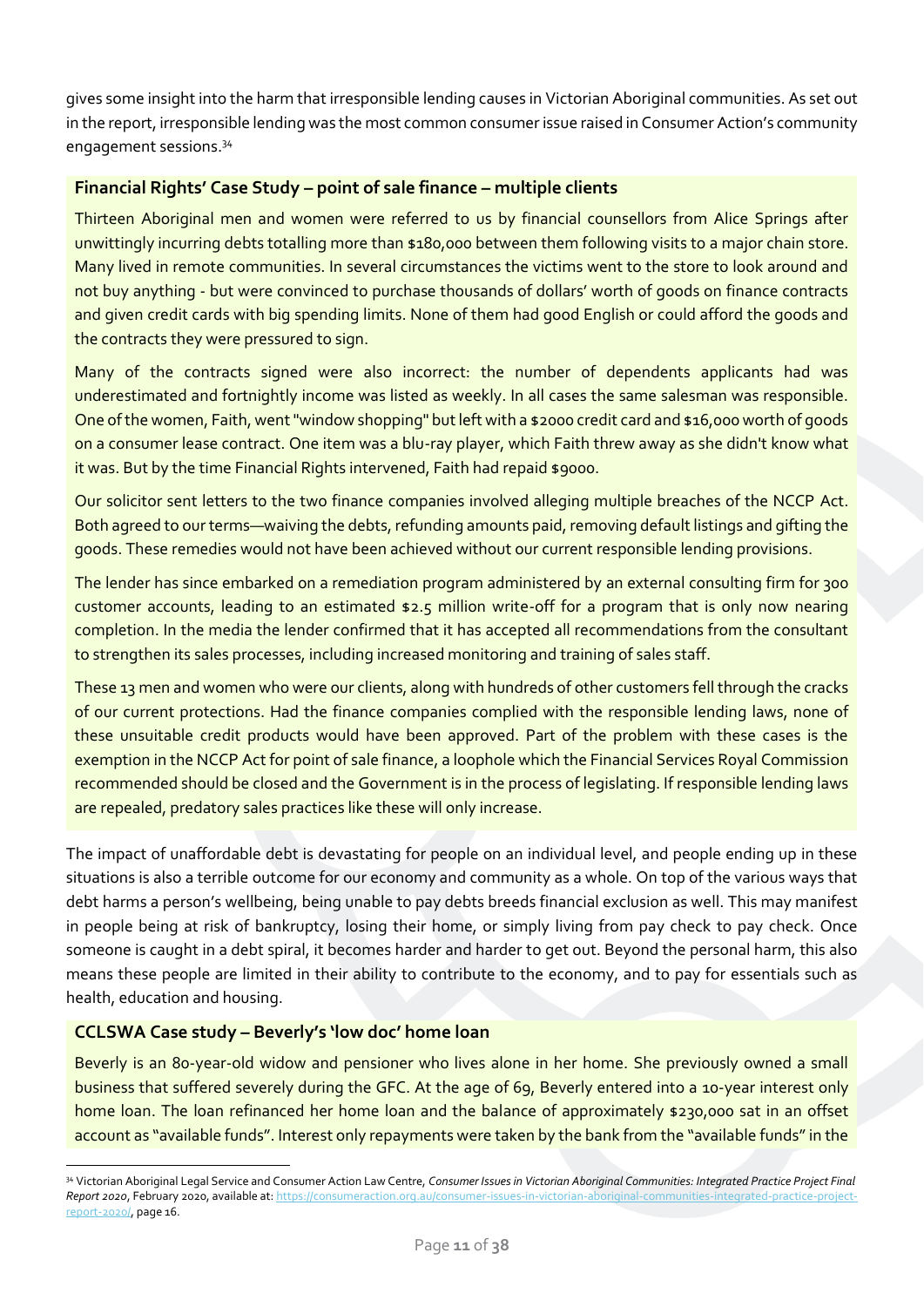gives some insight into the harm that irresponsible lending causes in Victorian Aboriginal communities. As set out in the report, irresponsible lending was the most common consumer issue raised in Consumer Action's community engagement sessions.[34]

**Financial Rights' Case Study – point of sale finance – multiple clients**

Thirteen Aboriginal men and women were referred to us by financial counsellors from Alice Springs after unwittingly incurring debts totalling more than $180,000 between them following visits to a major chain store. Many lived in remote communities. In several circumstances the victims went to the store to look around and not buy anything - but were convinced to purchase thousands of dollars' worth of goods on finance contracts and given credit cards with big spending limits. None of them had good English or could afford the goods and the contracts they were pressured to sign.

Many of the contracts signed were also incorrect: the number of dependents applicants had was underestimated and fortnightly income was listed as weekly. In all cases the same salesman was responsible. One of the women, Faith, went "window shopping" but left with a $2000 credit card and $16,000 worth of goods on a consumer lease contract. One item was a blu-ray player, which Faith threw away as she didn't know what it was. But by the time Financial Rights intervened, Faith had repaid $9000.

Our solicitor sent letters to the two finance companies involved alleging multiple breaches of the NCCP Act. Both agreed to our terms—waiving the debts, refunding amounts paid, removing default listings and gifting the goods. These remedies would not have been achieved without our current responsible lending provisions.

The lender has since embarked on a remediation program administered by an external consulting firm for 300 customer accounts, leading to an estimated $2.5 million write-off for a program that is only now nearing completion. In the media the lender confirmed that it has accepted all recommendations from the consultant to strengthen its sales processes, including increased monitoring and training of sales staff.

These 13 men and women who were our clients, along with hundreds of other customers fell through the cracks of our current protections. Had the finance companies complied with the responsible lending laws, none of these unsuitable credit products would have been approved. Part of the problem with these cases is the exemption in the NCCP Act for point of sale finance, a loophole which the Financial Services Royal Commission recommended should be closed and the Government is in the process of legislating. If responsible lending laws are repealed, predatory sales practices like these will only increase.

The impact of unaffordable debt is devastating for people on an individual level, and people ending up in these situations is also a terrible outcome for our economy and community as a whole. On top of the various ways that debt harms a person's wellbeing, being unable to pay debts breeds financial exclusion as well. This may manifest in people being at risk of bankruptcy, losing their home, or simply living from pay check to pay check. Once someone is caught in a debt spiral, it becomes harder and harder to get out. Beyond the personal harm, this also means these people are limited in their ability to contribute to the economy, and to pay for essentials such as health, education and housing.

**CCLSWA Case study – Beverly's 'low doc' home loan**

Beverly is an 80-year-old widow and pensioner who lives alone in her home. She previously owned a small business that suffered severely during the GFC. At the age of 69, Beverly entered into a 10-year interest only home loan. The loan refinanced her home loan and the balance of approximately $230,000 sat in an offset account as "available funds". Interest only repayments were taken by the bank from the "available funds" in the

---

[34] Victorian Aboriginal Legal Service and Consumer Action Law Centre, *Consumer Issues in Victorian Aboriginal Communities: Integrated Practice Project Final Report 2020*, February 2020, available at: https://consumeraction.org.au/consumer-issues-in-victorian-aboriginal-communities-integrated-practice-project-report-2020/, page 16.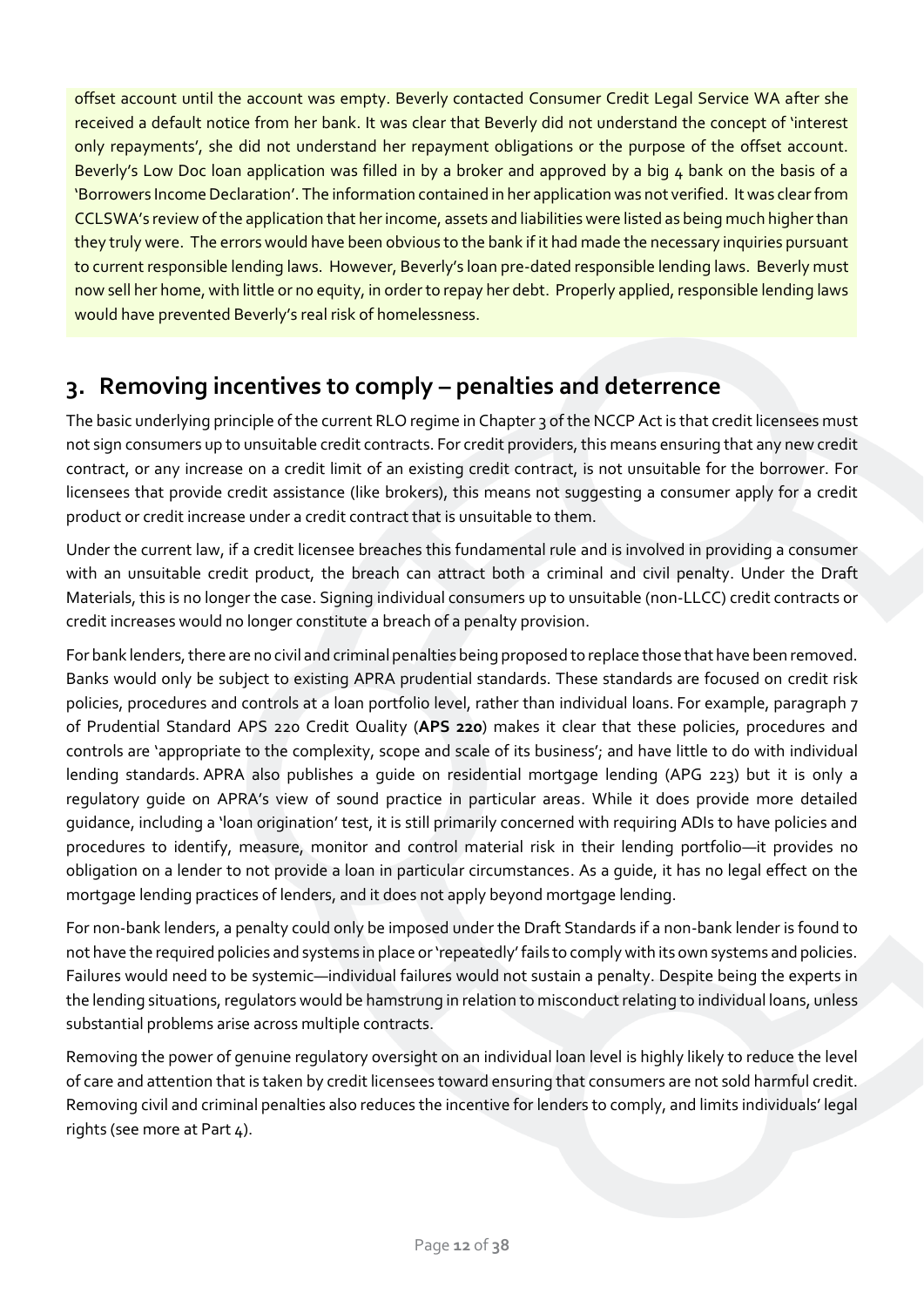offset account until the account was empty. Beverly contacted Consumer Credit Legal Service WA after she received a default notice from her bank. It was clear that Beverly did not understand the concept of 'interest only repayments', she did not understand her repayment obligations or the purpose of the offset account. Beverly's Low Doc loan application was filled in by a broker and approved by a big 4 bank on the basis of a 'Borrowers Income Declaration'. The information contained in her application was not verified. It was clear from CCLSWA's review of the application that her income, assets and liabilities were listed as being much higher than they truly were. The errors would have been obvious to the bank if it had made the necessary inquiries pursuant to current responsible lending laws. However, Beverly's loan pre-dated responsible lending laws. Beverly must now sell her home, with little or no equity, in order to repay her debt. Properly applied, responsible lending laws would have prevented Beverly's real risk of homelessness.

## 3. Removing incentives to comply – penalties and deterrence

The basic underlying principle of the current RLO regime in Chapter 3 of the NCCP Act is that credit licensees must not sign consumers up to unsuitable credit contracts. For credit providers, this means ensuring that any new credit contract, or any increase on a credit limit of an existing credit contract, is not unsuitable for the borrower. For licensees that provide credit assistance (like brokers), this means not suggesting a consumer apply for a credit product or credit increase under a credit contract that is unsuitable to them.

Under the current law, if a credit licensee breaches this fundamental rule and is involved in providing a consumer with an unsuitable credit product, the breach can attract both a criminal and civil penalty. Under the Draft Materials, this is no longer the case. Signing individual consumers up to unsuitable (non-LLCC) credit contracts or credit increases would no longer constitute a breach of a penalty provision.

For bank lenders, there are no civil and criminal penalties being proposed to replace those that have been removed. Banks would only be subject to existing APRA prudential standards. These standards are focused on credit risk policies, procedures and controls at a loan portfolio level, rather than individual loans. For example, paragraph 7 of Prudential Standard APS 220 Credit Quality (**APS 220**) makes it clear that these policies, procedures and controls are 'appropriate to the complexity, scope and scale of its business'; and have little to do with individual lending standards. APRA also publishes a guide on residential mortgage lending (APG 223) but it is only a regulatory guide on APRA's view of sound practice in particular areas. While it does provide more detailed guidance, including a 'loan origination' test, it is still primarily concerned with requiring ADIs to have policies and procedures to identify, measure, monitor and control material risk in their lending portfolio—it provides no obligation on a lender to not provide a loan in particular circumstances. As a guide, it has no legal effect on the mortgage lending practices of lenders, and it does not apply beyond mortgage lending.

For non-bank lenders, a penalty could only be imposed under the Draft Standards if a non-bank lender is found to not have the required policies and systems in place or 'repeatedly' fails to comply with its own systems and policies. Failures would need to be systemic—individual failures would not sustain a penalty. Despite being the experts in the lending situations, regulators would be hamstrung in relation to misconduct relating to individual loans, unless substantial problems arise across multiple contracts.

Removing the power of genuine regulatory oversight on an individual loan level is highly likely to reduce the level of care and attention that is taken by credit licensees toward ensuring that consumers are not sold harmful credit. Removing civil and criminal penalties also reduces the incentive for lenders to comply, and limits individuals' legal rights (see more at Part 4).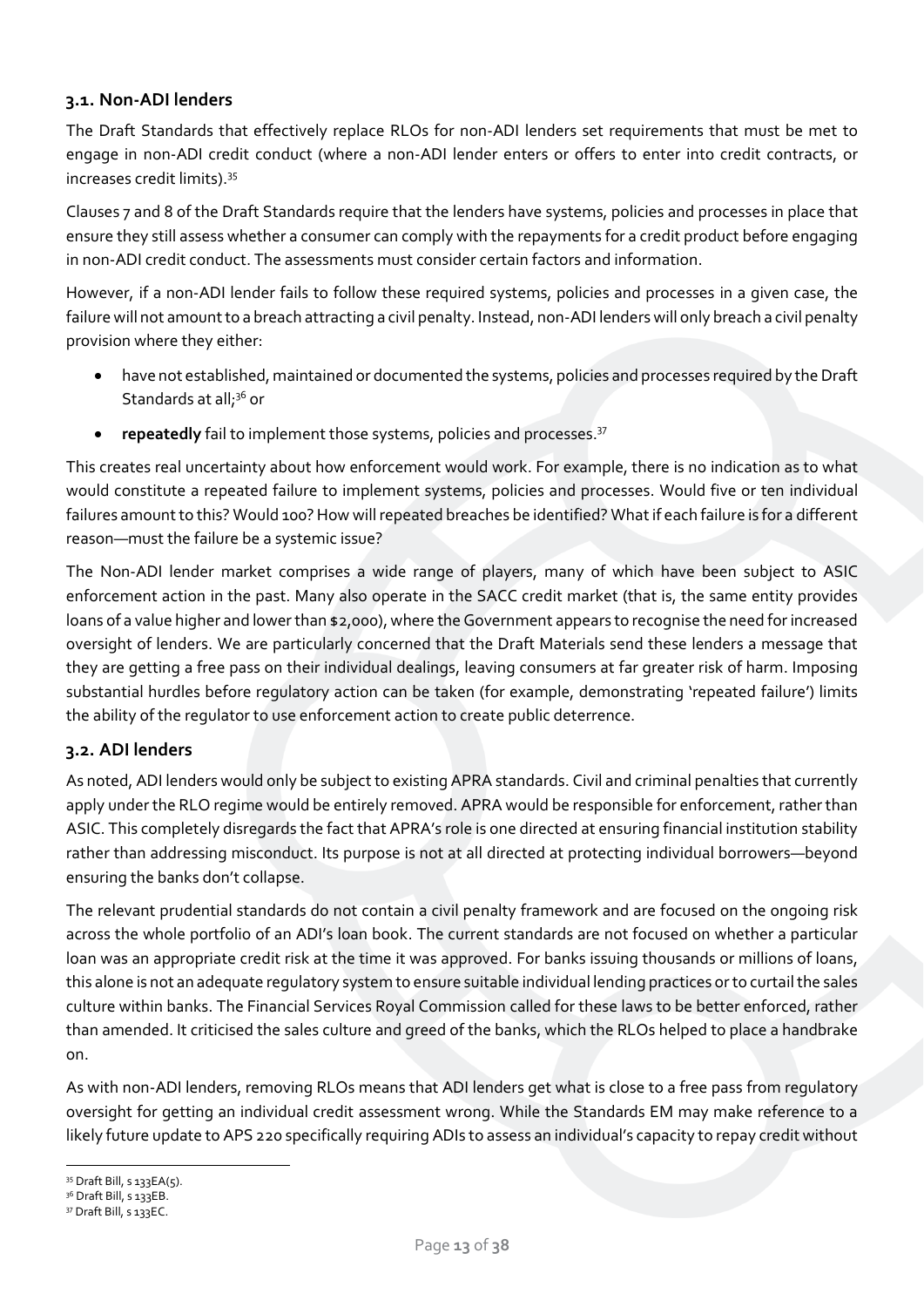### 3.1. Non-ADI lenders

The Draft Standards that effectively replace RLOs for non-ADI lenders set requirements that must be met to engage in non-ADI credit conduct (where a non-ADI lender enters or offers to enter into credit contracts, or increases credit limits).[35]

Clauses 7 and 8 of the Draft Standards require that the lenders have systems, policies and processes in place that ensure they still assess whether a consumer can comply with the repayments for a credit product before engaging in non-ADI credit conduct. The assessments must consider certain factors and information.

However, if a non-ADI lender fails to follow these required systems, policies and processes in a given case, the failure will not amount to a breach attracting a civil penalty. Instead, non-ADI lenders will only breach a civil penalty provision where they either:

- have not established, maintained or documented the systems, policies and processes required by the Draft Standards at all;[36] or
- **repeatedly** fail to implement those systems, policies and processes.[37]

This creates real uncertainty about how enforcement would work. For example, there is no indication as to what would constitute a repeated failure to implement systems, policies and processes. Would five or ten individual failures amount to this? Would 100? How will repeated breaches be identified? What if each failure is for a different reason—must the failure be a systemic issue?

The Non-ADI lender market comprises a wide range of players, many of which have been subject to ASIC enforcement action in the past. Many also operate in the SACC credit market (that is, the same entity provides loans of a value higher and lower than $2,000), where the Government appears to recognise the need for increased oversight of lenders. We are particularly concerned that the Draft Materials send these lenders a message that they are getting a free pass on their individual dealings, leaving consumers at far greater risk of harm. Imposing substantial hurdles before regulatory action can be taken (for example, demonstrating 'repeated failure') limits the ability of the regulator to use enforcement action to create public deterrence.

### 3.2. ADI lenders

As noted, ADI lenders would only be subject to existing APRA standards. Civil and criminal penalties that currently apply under the RLO regime would be entirely removed. APRA would be responsible for enforcement, rather than ASIC. This completely disregards the fact that APRA's role is one directed at ensuring financial institution stability rather than addressing misconduct. Its purpose is not at all directed at protecting individual borrowers—beyond ensuring the banks don't collapse.

The relevant prudential standards do not contain a civil penalty framework and are focused on the ongoing risk across the whole portfolio of an ADI's loan book. The current standards are not focused on whether a particular loan was an appropriate credit risk at the time it was approved. For banks issuing thousands or millions of loans, this alone is not an adequate regulatory system to ensure suitable individual lending practices or to curtail the sales culture within banks. The Financial Services Royal Commission called for these laws to be better enforced, rather than amended. It criticised the sales culture and greed of the banks, which the RLOs helped to place a handbrake on.

As with non-ADI lenders, removing RLOs means that ADI lenders get what is close to a free pass from regulatory oversight for getting an individual credit assessment wrong. While the Standards EM may make reference to a likely future update to APS 220 specifically requiring ADIs to assess an individual's capacity to repay credit without

---

[35] Draft Bill, s 133EA(5).

[36] Draft Bill, s 133EB.

[37] Draft Bill, s 133EC.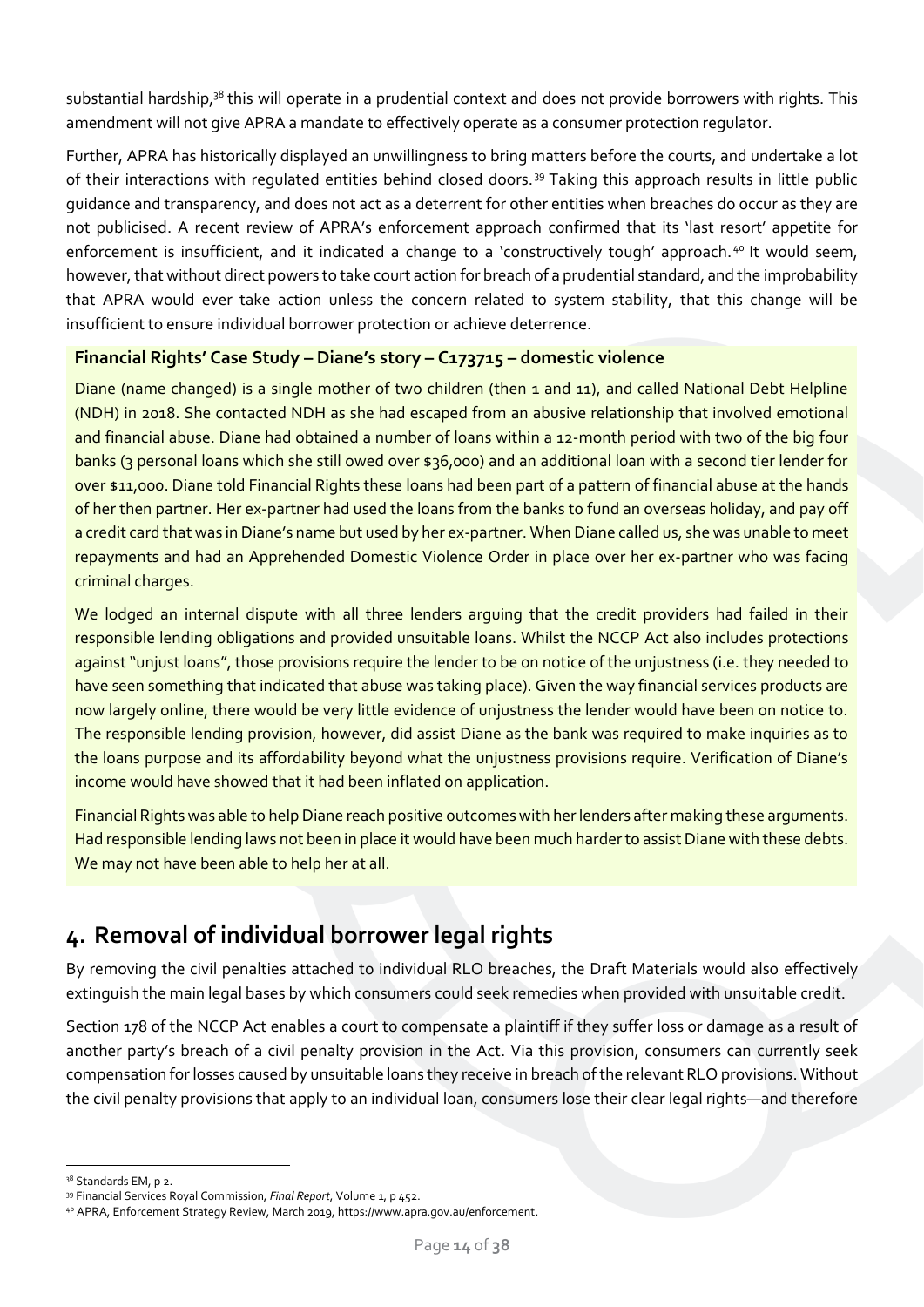substantial hardship,[38] this will operate in a prudential context and does not provide borrowers with rights. This amendment will not give APRA a mandate to effectively operate as a consumer protection regulator.

Further, APRA has historically displayed an unwillingness to bring matters before the courts, and undertake a lot of their interactions with regulated entities behind closed doors.[39] Taking this approach results in little public guidance and transparency, and does not act as a deterrent for other entities when breaches do occur as they are not publicised. A recent review of APRA's enforcement approach confirmed that its 'last resort' appetite for enforcement is insufficient, and it indicated a change to a 'constructively tough' approach.[40] It would seem, however, that without direct powers to take court action for breach of a prudential standard, and the improbability that APRA would ever take action unless the concern related to system stability, that this change will be insufficient to ensure individual borrower protection or achieve deterrence.

**Financial Rights' Case Study – Diane's story – C173715 – domestic violence**

Diane (name changed) is a single mother of two children (then 1 and 11), and called National Debt Helpline (NDH) in 2018. She contacted NDH as she had escaped from an abusive relationship that involved emotional and financial abuse. Diane had obtained a number of loans within a 12-month period with two of the big four banks (3 personal loans which she still owed over $36,000) and an additional loan with a second tier lender for over $11,000. Diane told Financial Rights these loans had been part of a pattern of financial abuse at the hands of her then partner. Her ex-partner had used the loans from the banks to fund an overseas holiday, and pay off a credit card that was in Diane's name but used by her ex-partner. When Diane called us, she was unable to meet repayments and had an Apprehended Domestic Violence Order in place over her ex-partner who was facing criminal charges.

We lodged an internal dispute with all three lenders arguing that the credit providers had failed in their responsible lending obligations and provided unsuitable loans. Whilst the NCCP Act also includes protections against "unjust loans", those provisions require the lender to be on notice of the unjustness (i.e. they needed to have seen something that indicated that abuse was taking place). Given the way financial services products are now largely online, there would be very little evidence of unjustness the lender would have been on notice to. The responsible lending provision, however, did assist Diane as the bank was required to make inquiries as to the loans purpose and its affordability beyond what the unjustness provisions require. Verification of Diane's income would have showed that it had been inflated on application.

Financial Rights was able to help Diane reach positive outcomes with her lenders after making these arguments. Had responsible lending laws not been in place it would have been much harder to assist Diane with these debts. We may not have been able to help her at all.

## 4. Removal of individual borrower legal rights

By removing the civil penalties attached to individual RLO breaches, the Draft Materials would also effectively extinguish the main legal bases by which consumers could seek remedies when provided with unsuitable credit.

Section 178 of the NCCP Act enables a court to compensate a plaintiff if they suffer loss or damage as a result of another party's breach of a civil penalty provision in the Act. Via this provision, consumers can currently seek compensation for losses caused by unsuitable loans they receive in breach of the relevant RLO provisions. Without the civil penalty provisions that apply to an individual loan, consumers lose their clear legal rights—and therefore

---

[38] Standards EM, p 2.

[39] Financial Services Royal Commission, *Final Report*, Volume 1, p 452.

[40] APRA, Enforcement Strategy Review, March 2019, https://www.apra.gov.au/enforcement.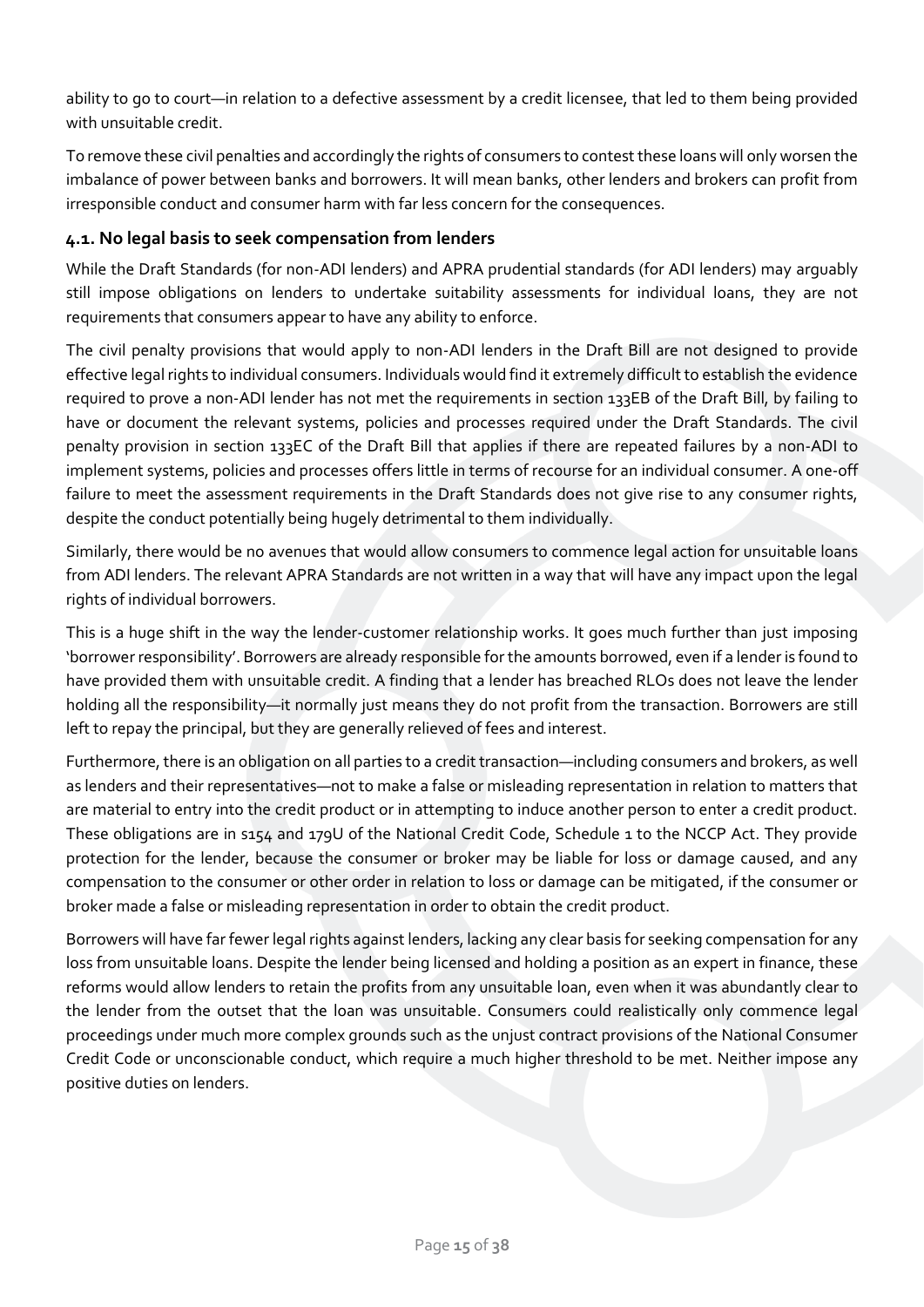ability to go to court—in relation to a defective assessment by a credit licensee, that led to them being provided with unsuitable credit.

To remove these civil penalties and accordingly the rights of consumers to contest these loans will only worsen the imbalance of power between banks and borrowers. It will mean banks, other lenders and brokers can profit from irresponsible conduct and consumer harm with far less concern for the consequences.

### 4.1. No legal basis to seek compensation from lenders

While the Draft Standards (for non-ADI lenders) and APRA prudential standards (for ADI lenders) may arguably still impose obligations on lenders to undertake suitability assessments for individual loans, they are not requirements that consumers appear to have any ability to enforce.

The civil penalty provisions that would apply to non-ADI lenders in the Draft Bill are not designed to provide effective legal rights to individual consumers. Individuals would find it extremely difficult to establish the evidence required to prove a non-ADI lender has not met the requirements in section 133EB of the Draft Bill, by failing to have or document the relevant systems, policies and processes required under the Draft Standards. The civil penalty provision in section 133EC of the Draft Bill that applies if there are repeated failures by a non-ADI to implement systems, policies and processes offers little in terms of recourse for an individual consumer. A one-off failure to meet the assessment requirements in the Draft Standards does not give rise to any consumer rights, despite the conduct potentially being hugely detrimental to them individually.

Similarly, there would be no avenues that would allow consumers to commence legal action for unsuitable loans from ADI lenders. The relevant APRA Standards are not written in a way that will have any impact upon the legal rights of individual borrowers.

This is a huge shift in the way the lender-customer relationship works. It goes much further than just imposing 'borrower responsibility'. Borrowers are already responsible for the amounts borrowed, even if a lender is found to have provided them with unsuitable credit. A finding that a lender has breached RLOs does not leave the lender holding all the responsibility—it normally just means they do not profit from the transaction. Borrowers are still left to repay the principal, but they are generally relieved of fees and interest.

Furthermore, there is an obligation on all parties to a credit transaction—including consumers and brokers, as well as lenders and their representatives—not to make a false or misleading representation in relation to matters that are material to entry into the credit product or in attempting to induce another person to enter a credit product. These obligations are in s154 and 179U of the National Credit Code, Schedule 1 to the NCCP Act. They provide protection for the lender, because the consumer or broker may be liable for loss or damage caused, and any compensation to the consumer or other order in relation to loss or damage can be mitigated, if the consumer or broker made a false or misleading representation in order to obtain the credit product.

Borrowers will have far fewer legal rights against lenders, lacking any clear basis for seeking compensation for any loss from unsuitable loans. Despite the lender being licensed and holding a position as an expert in finance, these reforms would allow lenders to retain the profits from any unsuitable loan, even when it was abundantly clear to the lender from the outset that the loan was unsuitable. Consumers could realistically only commence legal proceedings under much more complex grounds such as the unjust contract provisions of the National Consumer Credit Code or unconscionable conduct, which require a much higher threshold to be met. Neither impose any positive duties on lenders.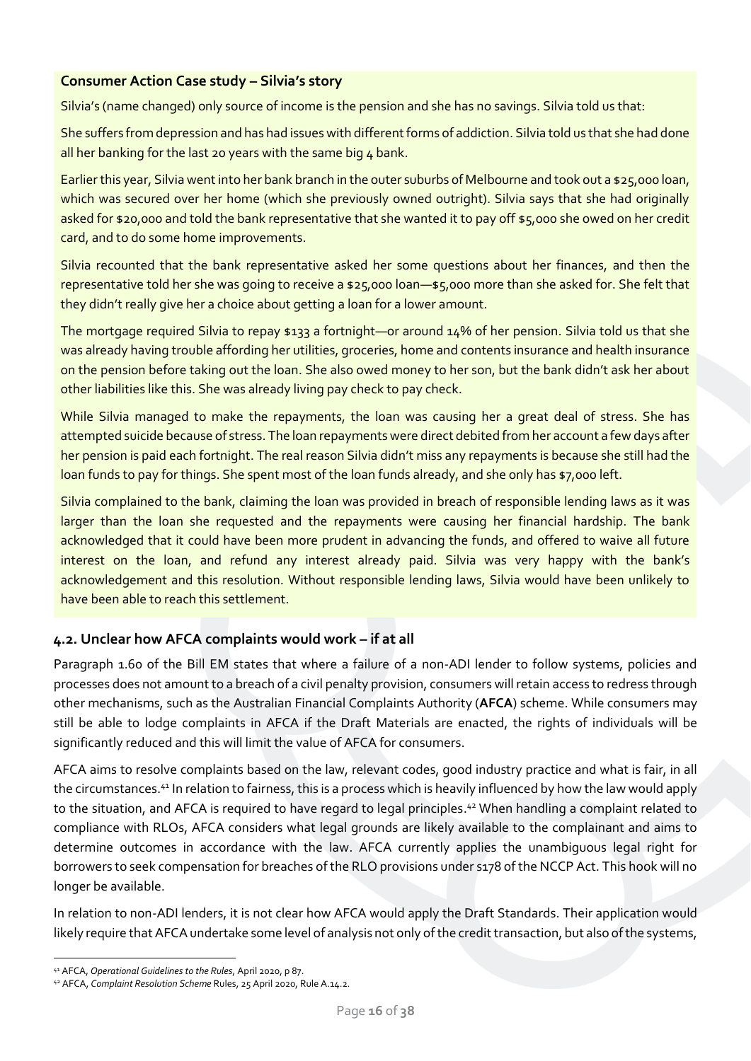**Consumer Action Case study – Silvia's story**

Silvia's (name changed) only source of income is the pension and she has no savings. Silvia told us that:

She suffers from depression and has had issues with different forms of addiction. Silvia told us that she had done all her banking for the last 20 years with the same big 4 bank.

Earlier this year, Silvia went into her bank branch in the outer suburbs of Melbourne and took out a $25,000 loan, which was secured over her home (which she previously owned outright). Silvia says that she had originally asked for $20,000 and told the bank representative that she wanted it to pay off $5,000 she owed on her credit card, and to do some home improvements.

Silvia recounted that the bank representative asked her some questions about her finances, and then the representative told her she was going to receive a $25,000 loan—$5,000 more than she asked for. She felt that they didn't really give her a choice about getting a loan for a lower amount.

The mortgage required Silvia to repay $133 a fortnight—or around 14% of her pension. Silvia told us that she was already having trouble affording her utilities, groceries, home and contents insurance and health insurance on the pension before taking out the loan. She also owed money to her son, but the bank didn't ask her about other liabilities like this. She was already living pay check to pay check.

While Silvia managed to make the repayments, the loan was causing her a great deal of stress. She has attempted suicide because of stress. The loan repayments were direct debited from her account a few days after her pension is paid each fortnight. The real reason Silvia didn't miss any repayments is because she still had the loan funds to pay for things. She spent most of the loan funds already, and she only has $7,000 left.

Silvia complained to the bank, claiming the loan was provided in breach of responsible lending laws as it was larger than the loan she requested and the repayments were causing her financial hardship. The bank acknowledged that it could have been more prudent in advancing the funds, and offered to waive all future interest on the loan, and refund any interest already paid. Silvia was very happy with the bank's acknowledgement and this resolution. Without responsible lending laws, Silvia would have been unlikely to have been able to reach this settlement.

### 4.2. Unclear how AFCA complaints would work – if at all

Paragraph 1.60 of the Bill EM states that where a failure of a non-ADI lender to follow systems, policies and processes does not amount to a breach of a civil penalty provision, consumers will retain access to redress through other mechanisms, such as the Australian Financial Complaints Authority (**AFCA**) scheme. While consumers may still be able to lodge complaints in AFCA if the Draft Materials are enacted, the rights of individuals will be significantly reduced and this will limit the value of AFCA for consumers.

AFCA aims to resolve complaints based on the law, relevant codes, good industry practice and what is fair, in all the circumstances.[41] In relation to fairness, this is a process which is heavily influenced by how the law would apply to the situation, and AFCA is required to have regard to legal principles.[42] When handling a complaint related to compliance with RLOs, AFCA considers what legal grounds are likely available to the complainant and aims to determine outcomes in accordance with the law. AFCA currently applies the unambiguous legal right for borrowers to seek compensation for breaches of the RLO provisions under s178 of the NCCP Act. This hook will no longer be available.

In relation to non-ADI lenders, it is not clear how AFCA would apply the Draft Standards. Their application would likely require that AFCA undertake some level of analysis not only of the credit transaction, but also of the systems,

[41] AFCA, *Operational Guidelines to the Rules*, April 2020, p 87.

[42] AFCA, *Complaint Resolution Scheme* Rules, 25 April 2020, Rule A.14.2.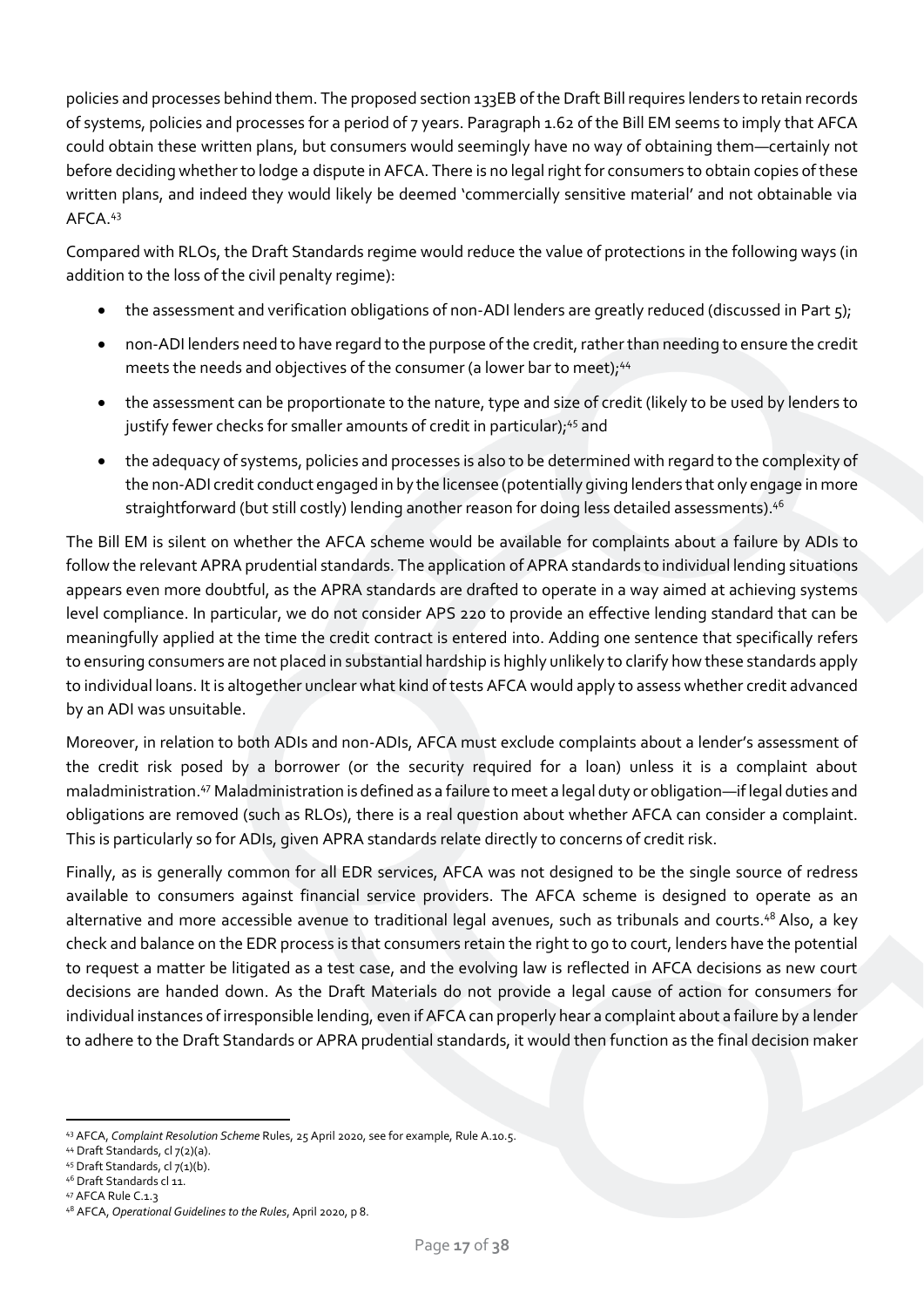policies and processes behind them. The proposed section 133EB of the Draft Bill requires lenders to retain records of systems, policies and processes for a period of 7 years. Paragraph 1.62 of the Bill EM seems to imply that AFCA could obtain these written plans, but consumers would seemingly have no way of obtaining them—certainly not before deciding whether to lodge a dispute in AFCA. There is no legal right for consumers to obtain copies of these written plans, and indeed they would likely be deemed 'commercially sensitive material' and not obtainable via AFCA.[43]

Compared with RLOs, the Draft Standards regime would reduce the value of protections in the following ways (in addition to the loss of the civil penalty regime):

- the assessment and verification obligations of non-ADI lenders are greatly reduced (discussed in Part 5);
- non-ADI lenders need to have regard to the purpose of the credit, rather than needing to ensure the credit meets the needs and objectives of the consumer (a lower bar to meet);[44]
- the assessment can be proportionate to the nature, type and size of credit (likely to be used by lenders to justify fewer checks for smaller amounts of credit in particular);[45] and
- the adequacy of systems, policies and processes is also to be determined with regard to the complexity of the non-ADI credit conduct engaged in by the licensee (potentially giving lenders that only engage in more straightforward (but still costly) lending another reason for doing less detailed assessments).[46]

The Bill EM is silent on whether the AFCA scheme would be available for complaints about a failure by ADIs to follow the relevant APRA prudential standards. The application of APRA standards to individual lending situations appears even more doubtful, as the APRA standards are drafted to operate in a way aimed at achieving systems level compliance. In particular, we do not consider APS 220 to provide an effective lending standard that can be meaningfully applied at the time the credit contract is entered into. Adding one sentence that specifically refers to ensuring consumers are not placed in substantial hardship is highly unlikely to clarify how these standards apply to individual loans. It is altogether unclear what kind of tests AFCA would apply to assess whether credit advanced by an ADI was unsuitable.

Moreover, in relation to both ADIs and non-ADIs, AFCA must exclude complaints about a lender's assessment of the credit risk posed by a borrower (or the security required for a loan) unless it is a complaint about maladministration.[47] Maladministration is defined as a failure to meet a legal duty or obligation—if legal duties and obligations are removed (such as RLOs), there is a real question about whether AFCA can consider a complaint. This is particularly so for ADIs, given APRA standards relate directly to concerns of credit risk.

Finally, as is generally common for all EDR services, AFCA was not designed to be the single source of redress available to consumers against financial service providers. The AFCA scheme is designed to operate as an alternative and more accessible avenue to traditional legal avenues, such as tribunals and courts.[48] Also, a key check and balance on the EDR process is that consumers retain the right to go to court, lenders have the potential to request a matter be litigated as a test case, and the evolving law is reflected in AFCA decisions as new court decisions are handed down. As the Draft Materials do not provide a legal cause of action for consumers for individual instances of irresponsible lending, even if AFCA can properly hear a complaint about a failure by a lender to adhere to the Draft Standards or APRA prudential standards, it would then function as the final decision maker

---

[43] AFCA, *Complaint Resolution Scheme* Rules, 25 April 2020, see for example, Rule A.10.5.

[44] Draft Standards, cl 7(2)(a).

[45] Draft Standards, cl 7(1)(b).

[46] Draft Standards cl 11.

[47] AFCA Rule C.1.3

[48] AFCA, *Operational Guidelines to the Rules*, April 2020, p 8.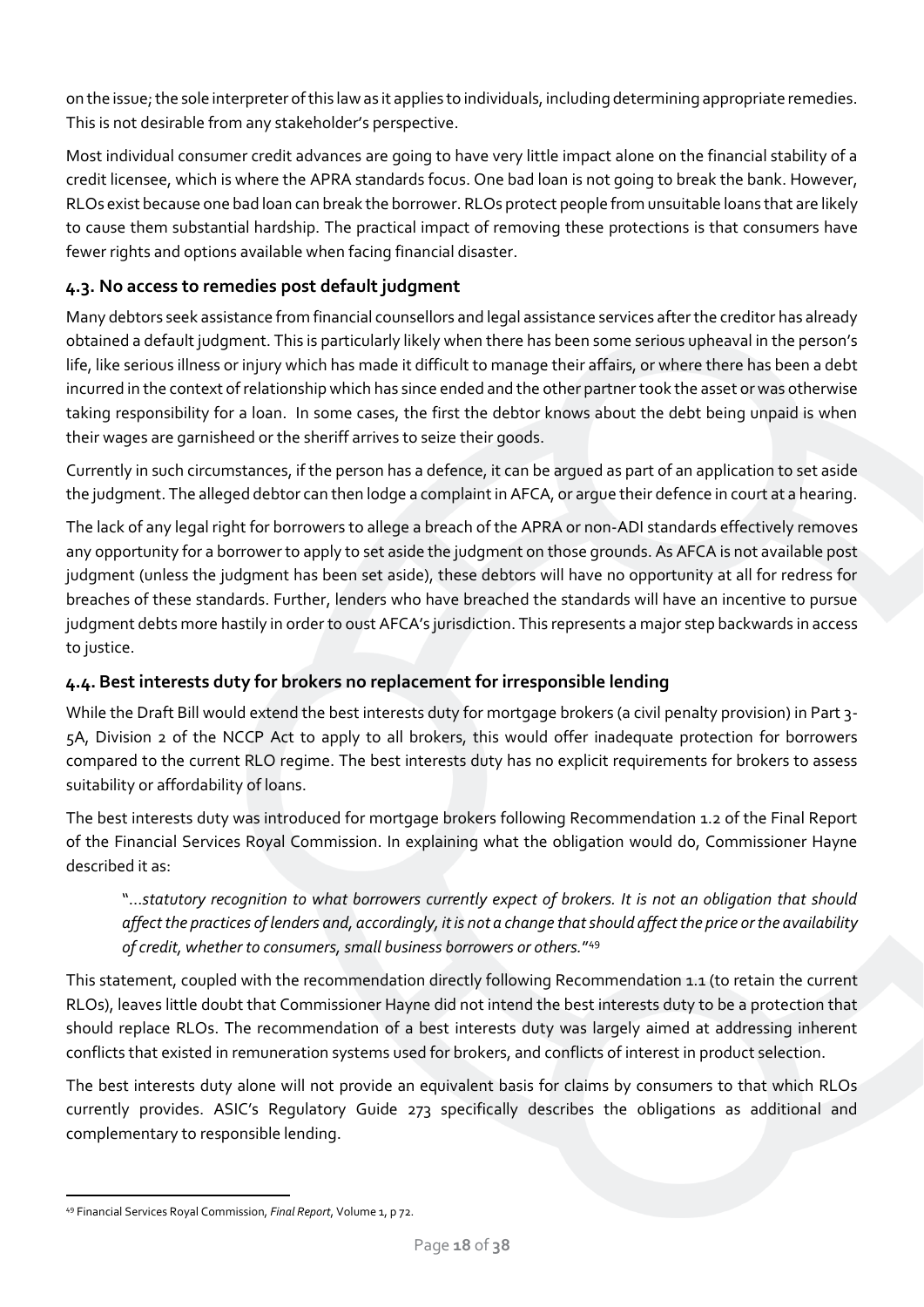on the issue; the sole interpreter of this law as it applies to individuals, including determining appropriate remedies. This is not desirable from any stakeholder's perspective.

Most individual consumer credit advances are going to have very little impact alone on the financial stability of a credit licensee, which is where the APRA standards focus. One bad loan is not going to break the bank. However, RLOs exist because one bad loan can break the borrower. RLOs protect people from unsuitable loans that are likely to cause them substantial hardship. The practical impact of removing these protections is that consumers have fewer rights and options available when facing financial disaster.

### 4.3. No access to remedies post default judgment

Many debtors seek assistance from financial counsellors and legal assistance services after the creditor has already obtained a default judgment. This is particularly likely when there has been some serious upheaval in the person's life, like serious illness or injury which has made it difficult to manage their affairs, or where there has been a debt incurred in the context of relationship which has since ended and the other partner took the asset or was otherwise taking responsibility for a loan. In some cases, the first the debtor knows about the debt being unpaid is when their wages are garnisheed or the sheriff arrives to seize their goods.

Currently in such circumstances, if the person has a defence, it can be argued as part of an application to set aside the judgment. The alleged debtor can then lodge a complaint in AFCA, or argue their defence in court at a hearing.

The lack of any legal right for borrowers to allege a breach of the APRA or non-ADI standards effectively removes any opportunity for a borrower to apply to set aside the judgment on those grounds. As AFCA is not available post judgment (unless the judgment has been set aside), these debtors will have no opportunity at all for redress for breaches of these standards. Further, lenders who have breached the standards will have an incentive to pursue judgment debts more hastily in order to oust AFCA's jurisdiction. This represents a major step backwards in access to justice.

### 4.4. Best interests duty for brokers no replacement for irresponsible lending

While the Draft Bill would extend the best interests duty for mortgage brokers (a civil penalty provision) in Part 3-5A, Division 2 of the NCCP Act to apply to all brokers, this would offer inadequate protection for borrowers compared to the current RLO regime. The best interests duty has no explicit requirements for brokers to assess suitability or affordability of loans.

The best interests duty was introduced for mortgage brokers following Recommendation 1.2 of the Final Report of the Financial Services Royal Commission. In explaining what the obligation would do, Commissioner Hayne described it as:

> "*…statutory recognition to what borrowers currently expect of brokers. It is not an obligation that should affect the practices of lenders and, accordingly, it is not a change that should affect the price or the availability of credit, whether to consumers, small business borrowers or others.*"[49]

This statement, coupled with the recommendation directly following Recommendation 1.1 (to retain the current RLOs), leaves little doubt that Commissioner Hayne did not intend the best interests duty to be a protection that should replace RLOs. The recommendation of a best interests duty was largely aimed at addressing inherent conflicts that existed in remuneration systems used for brokers, and conflicts of interest in product selection.

The best interests duty alone will not provide an equivalent basis for claims by consumers to that which RLOs currently provides. ASIC's Regulatory Guide 273 specifically describes the obligations as additional and complementary to responsible lending.

[49] Financial Services Royal Commission, *Final Report*, Volume 1, p 72.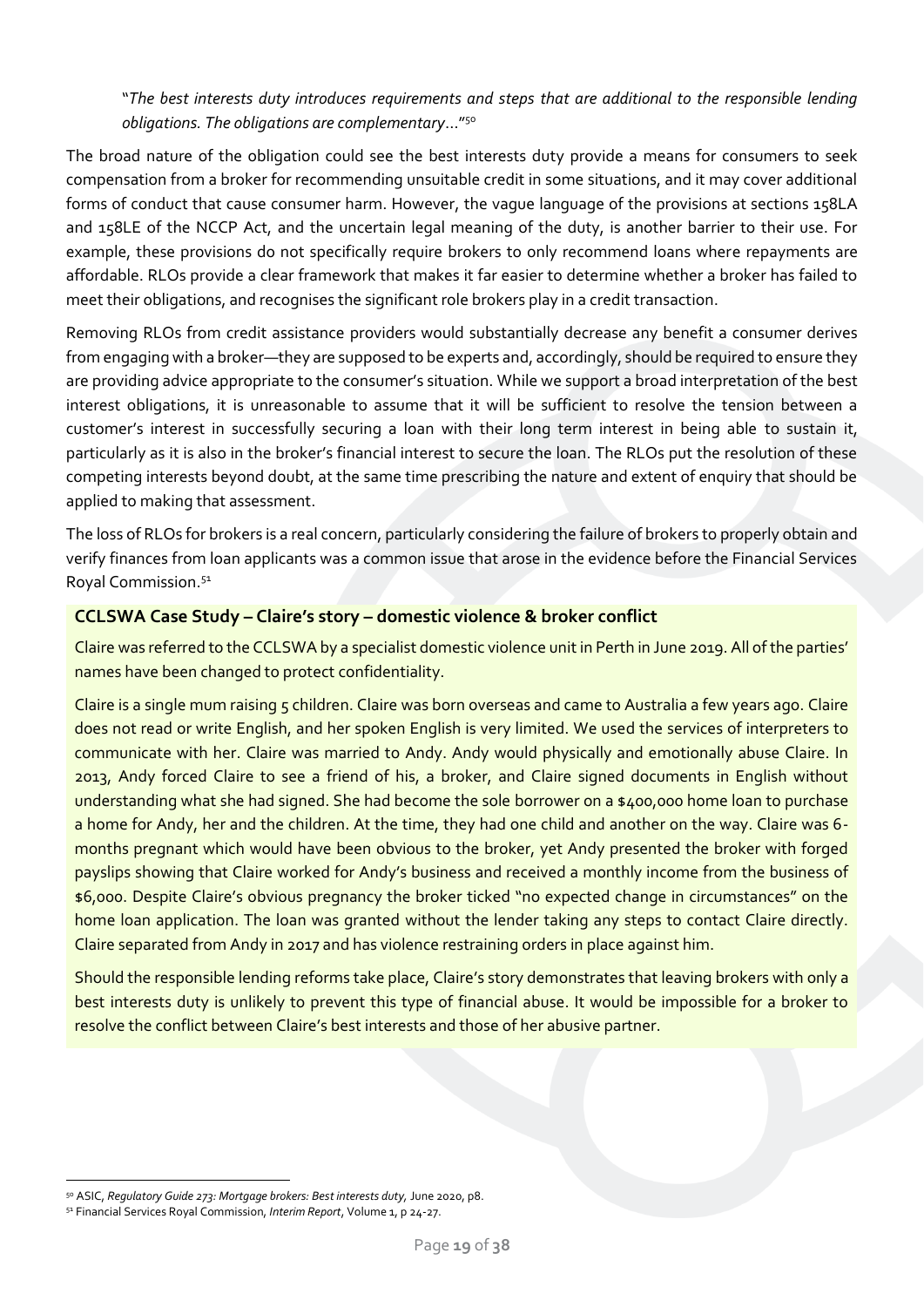"*The best interests duty introduces requirements and steps that are additional to the responsible lending obligations. The obligations are complementary…*"[50]

The broad nature of the obligation could see the best interests duty provide a means for consumers to seek compensation from a broker for recommending unsuitable credit in some situations, and it may cover additional forms of conduct that cause consumer harm. However, the vague language of the provisions at sections 158LA and 158LE of the NCCP Act, and the uncertain legal meaning of the duty, is another barrier to their use. For example, these provisions do not specifically require brokers to only recommend loans where repayments are affordable. RLOs provide a clear framework that makes it far easier to determine whether a broker has failed to meet their obligations, and recognises the significant role brokers play in a credit transaction.

Removing RLOs from credit assistance providers would substantially decrease any benefit a consumer derives from engaging with a broker—they are supposed to be experts and, accordingly, should be required to ensure they are providing advice appropriate to the consumer's situation. While we support a broad interpretation of the best interest obligations, it is unreasonable to assume that it will be sufficient to resolve the tension between a customer's interest in successfully securing a loan with their long term interest in being able to sustain it, particularly as it is also in the broker's financial interest to secure the loan. The RLOs put the resolution of these competing interests beyond doubt, at the same time prescribing the nature and extent of enquiry that should be applied to making that assessment.

The loss of RLOs for brokers is a real concern, particularly considering the failure of brokers to properly obtain and verify finances from loan applicants was a common issue that arose in the evidence before the Financial Services Royal Commission.[51]

**CCLSWA Case Study – Claire's story – domestic violence & broker conflict**

Claire was referred to the CCLSWA by a specialist domestic violence unit in Perth in June 2019. All of the parties' names have been changed to protect confidentiality.

Claire is a single mum raising 5 children. Claire was born overseas and came to Australia a few years ago. Claire does not read or write English, and her spoken English is very limited. We used the services of interpreters to communicate with her. Claire was married to Andy. Andy would physically and emotionally abuse Claire. In 2013, Andy forced Claire to see a friend of his, a broker, and Claire signed documents in English without understanding what she had signed. She had become the sole borrower on a $400,000 home loan to purchase a home for Andy, her and the children. At the time, they had one child and another on the way. Claire was 6-months pregnant which would have been obvious to the broker, yet Andy presented the broker with forged payslips showing that Claire worked for Andy's business and received a monthly income from the business of $6,000. Despite Claire's obvious pregnancy the broker ticked "no expected change in circumstances" on the home loan application. The loan was granted without the lender taking any steps to contact Claire directly. Claire separated from Andy in 2017 and has violence restraining orders in place against him.

Should the responsible lending reforms take place, Claire's story demonstrates that leaving brokers with only a best interests duty is unlikely to prevent this type of financial abuse. It would be impossible for a broker to resolve the conflict between Claire's best interests and those of her abusive partner.

---

[50] ASIC, *Regulatory Guide 273: Mortgage brokers: Best interests duty,* June 2020, p8.

[51] Financial Services Royal Commission, *Interim Report*, Volume 1, p 24-27.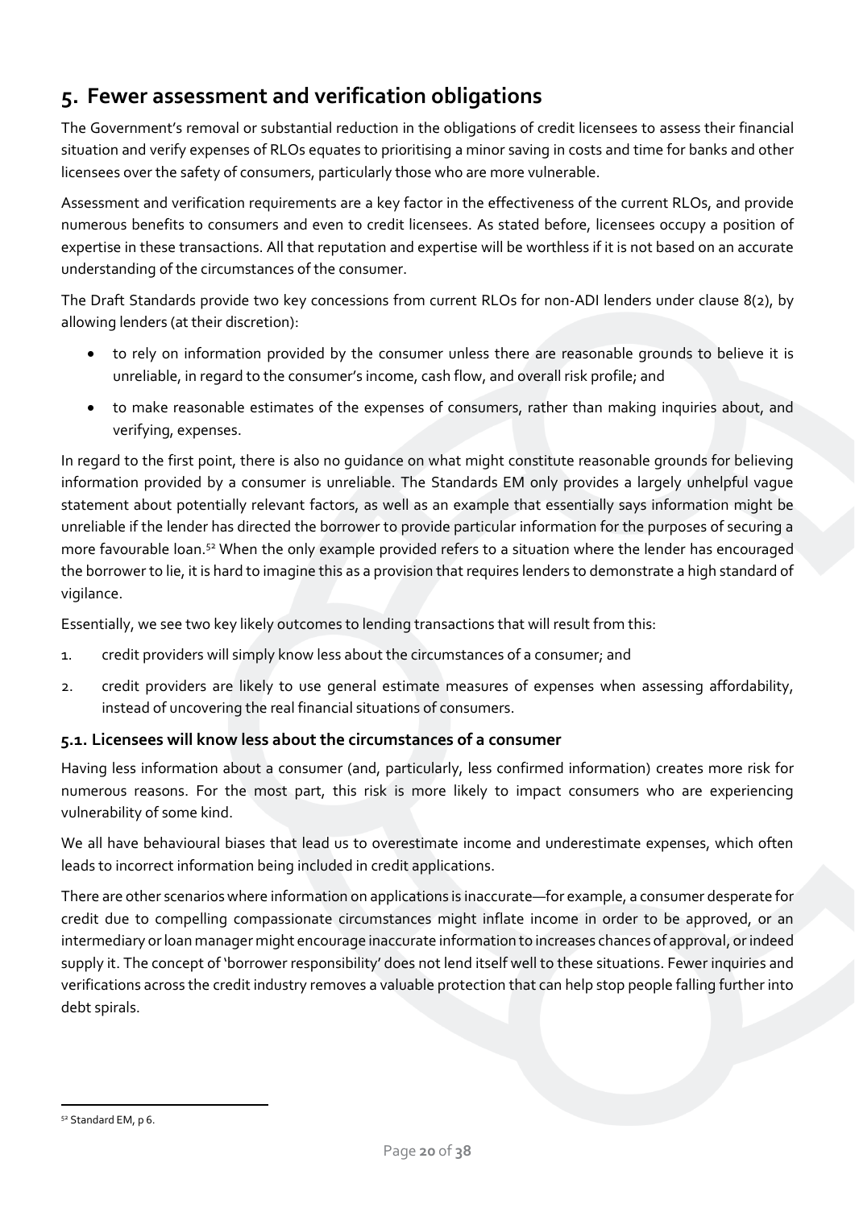## 5. Fewer assessment and verification obligations

The Government's removal or substantial reduction in the obligations of credit licensees to assess their financial situation and verify expenses of RLOs equates to prioritising a minor saving in costs and time for banks and other licensees over the safety of consumers, particularly those who are more vulnerable.

Assessment and verification requirements are a key factor in the effectiveness of the current RLOs, and provide numerous benefits to consumers and even to credit licensees. As stated before, licensees occupy a position of expertise in these transactions. All that reputation and expertise will be worthless if it is not based on an accurate understanding of the circumstances of the consumer.

The Draft Standards provide two key concessions from current RLOs for non-ADI lenders under clause 8(2), by allowing lenders (at their discretion):

- to rely on information provided by the consumer unless there are reasonable grounds to believe it is unreliable, in regard to the consumer's income, cash flow, and overall risk profile; and
- to make reasonable estimates of the expenses of consumers, rather than making inquiries about, and verifying, expenses.

In regard to the first point, there is also no guidance on what might constitute reasonable grounds for believing information provided by a consumer is unreliable. The Standards EM only provides a largely unhelpful vague statement about potentially relevant factors, as well as an example that essentially says information might be unreliable if the lender has directed the borrower to provide particular information for the purposes of securing a more favourable loan.[52] When the only example provided refers to a situation where the lender has encouraged the borrower to lie, it is hard to imagine this as a provision that requires lenders to demonstrate a high standard of vigilance.

Essentially, we see two key likely outcomes to lending transactions that will result from this:

1. credit providers will simply know less about the circumstances of a consumer; and
2. credit providers are likely to use general estimate measures of expenses when assessing affordability, instead of uncovering the real financial situations of consumers.

### 5.1. Licensees will know less about the circumstances of a consumer

Having less information about a consumer (and, particularly, less confirmed information) creates more risk for numerous reasons. For the most part, this risk is more likely to impact consumers who are experiencing vulnerability of some kind.

We all have behavioural biases that lead us to overestimate income and underestimate expenses, which often leads to incorrect information being included in credit applications.

There are other scenarios where information on applications is inaccurate—for example, a consumer desperate for credit due to compelling compassionate circumstances might inflate income in order to be approved, or an intermediary or loan manager might encourage inaccurate information to increases chances of approval, or indeed supply it. The concept of 'borrower responsibility' does not lend itself well to these situations. Fewer inquiries and verifications across the credit industry removes a valuable protection that can help stop people falling further into debt spirals.

[52] Standard EM, p 6.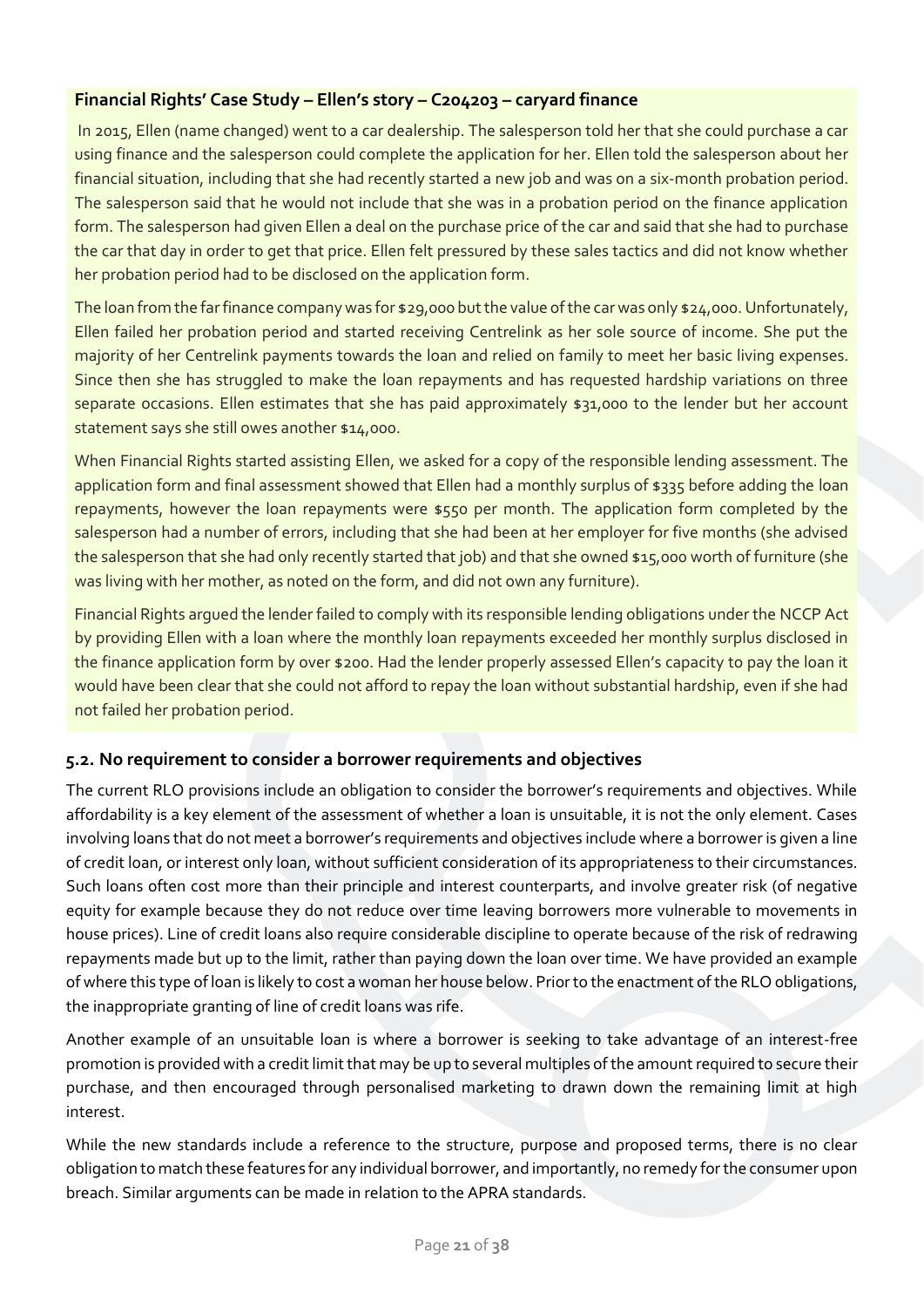**Financial Rights' Case Study – Ellen's story – C204203 – caryard finance**

In 2015, Ellen (name changed) went to a car dealership. The salesperson told her that she could purchase a car using finance and the salesperson could complete the application for her. Ellen told the salesperson about her financial situation, including that she had recently started a new job and was on a six-month probation period. The salesperson said that he would not include that she was in a probation period on the finance application form. The salesperson had given Ellen a deal on the purchase price of the car and said that she had to purchase the car that day in order to get that price. Ellen felt pressured by these sales tactics and did not know whether her probation period had to be disclosed on the application form.

The loan from the far finance company was for $29,000 but the value of the car was only $24,000. Unfortunately, Ellen failed her probation period and started receiving Centrelink as her sole source of income. She put the majority of her Centrelink payments towards the loan and relied on family to meet her basic living expenses. Since then she has struggled to make the loan repayments and has requested hardship variations on three separate occasions. Ellen estimates that she has paid approximately $31,000 to the lender but her account statement says she still owes another $14,000.

When Financial Rights started assisting Ellen, we asked for a copy of the responsible lending assessment. The application form and final assessment showed that Ellen had a monthly surplus of $335 before adding the loan repayments, however the loan repayments were $550 per month. The application form completed by the salesperson had a number of errors, including that she had been at her employer for five months (she advised the salesperson that she had only recently started that job) and that she owned $15,000 worth of furniture (she was living with her mother, as noted on the form, and did not own any furniture).

Financial Rights argued the lender failed to comply with its responsible lending obligations under the NCCP Act by providing Ellen with a loan where the monthly loan repayments exceeded her monthly surplus disclosed in the finance application form by over $200. Had the lender properly assessed Ellen's capacity to pay the loan it would have been clear that she could not afford to repay the loan without substantial hardship, even if she had not failed her probation period.

### 5.2. No requirement to consider a borrower requirements and objectives

The current RLO provisions include an obligation to consider the borrower's requirements and objectives. While affordability is a key element of the assessment of whether a loan is unsuitable, it is not the only element. Cases involving loans that do not meet a borrower's requirements and objectives include where a borrower is given a line of credit loan, or interest only loan, without sufficient consideration of its appropriateness to their circumstances. Such loans often cost more than their principle and interest counterparts, and involve greater risk (of negative equity for example because they do not reduce over time leaving borrowers more vulnerable to movements in house prices). Line of credit loans also require considerable discipline to operate because of the risk of redrawing repayments made but up to the limit, rather than paying down the loan over time. We have provided an example of where this type of loan is likely to cost a woman her house below. Prior to the enactment of the RLO obligations, the inappropriate granting of line of credit loans was rife.

Another example of an unsuitable loan is where a borrower is seeking to take advantage of an interest-free promotion is provided with a credit limit that may be up to several multiples of the amount required to secure their purchase, and then encouraged through personalised marketing to drawn down the remaining limit at high interest.

While the new standards include a reference to the structure, purpose and proposed terms, there is no clear obligation to match these features for any individual borrower, and importantly, no remedy for the consumer upon breach. Similar arguments can be made in relation to the APRA standards.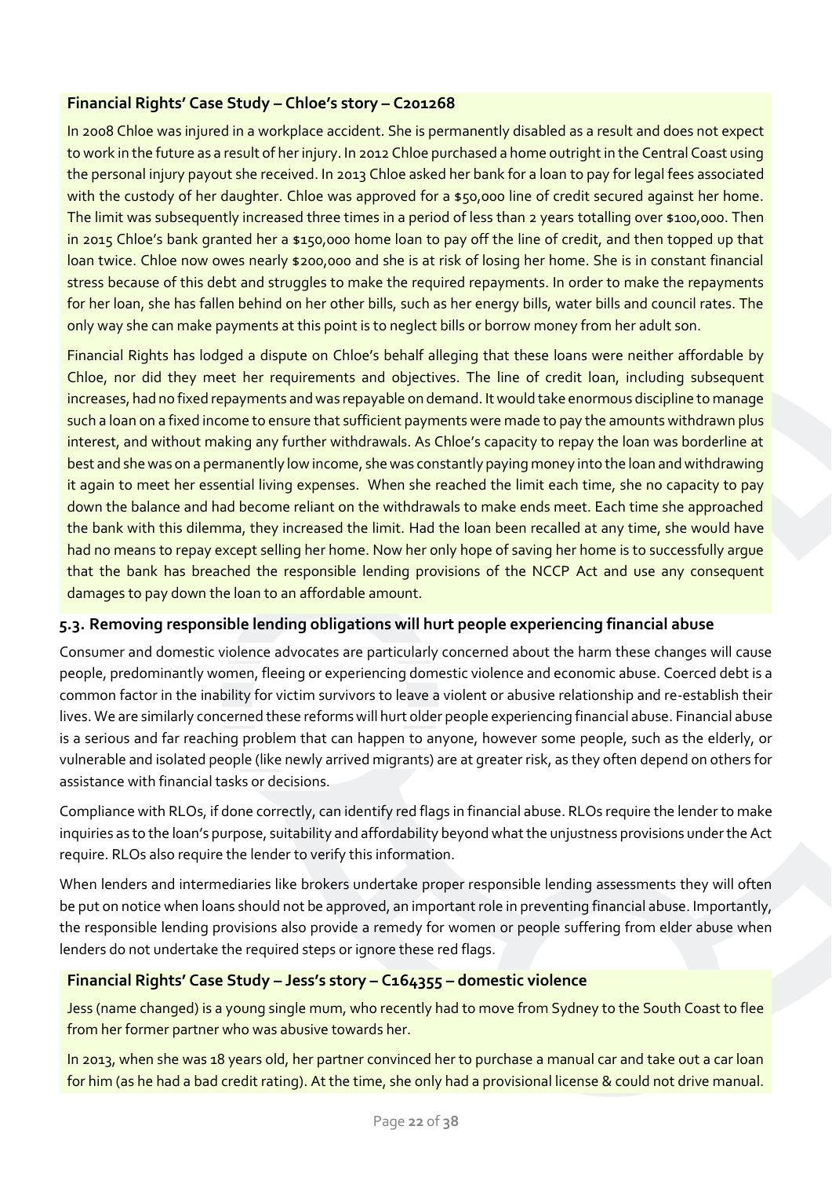### Financial Rights' Case Study – Chloe's story – C201268

In 2008 Chloe was injured in a workplace accident. She is permanently disabled as a result and does not expect to work in the future as a result of her injury. In 2012 Chloe purchased a home outright in the Central Coast using the personal injury payout she received. In 2013 Chloe asked her bank for a loan to pay for legal fees associated with the custody of her daughter. Chloe was approved for a $50,000 line of credit secured against her home. The limit was subsequently increased three times in a period of less than 2 years totalling over $100,000. Then in 2015 Chloe's bank granted her a $150,000 home loan to pay off the line of credit, and then topped up that loan twice. Chloe now owes nearly $200,000 and she is at risk of losing her home. She is in constant financial stress because of this debt and struggles to make the required repayments. In order to make the repayments for her loan, she has fallen behind on her other bills, such as her energy bills, water bills and council rates. The only way she can make payments at this point is to neglect bills or borrow money from her adult son.

Financial Rights has lodged a dispute on Chloe's behalf alleging that these loans were neither affordable by Chloe, nor did they meet her requirements and objectives. The line of credit loan, including subsequent increases, had no fixed repayments and was repayable on demand. It would take enormous discipline to manage such a loan on a fixed income to ensure that sufficient payments were made to pay the amounts withdrawn plus interest, and without making any further withdrawals. As Chloe's capacity to repay the loan was borderline at best and she was on a permanently low income, she was constantly paying money into the loan and withdrawing it again to meet her essential living expenses. When she reached the limit each time, she no capacity to pay down the balance and had become reliant on the withdrawals to make ends meet. Each time she approached the bank with this dilemma, they increased the limit. Had the loan been recalled at any time, she would have had no means to repay except selling her home. Now her only hope of saving her home is to successfully argue that the bank has breached the responsible lending provisions of the NCCP Act and use any consequent damages to pay down the loan to an affordable amount.

## 5.3. Removing responsible lending obligations will hurt people experiencing financial abuse

Consumer and domestic violence advocates are particularly concerned about the harm these changes will cause people, predominantly women, fleeing or experiencing domestic violence and economic abuse. Coerced debt is a common factor in the inability for victim survivors to leave a violent or abusive relationship and re-establish their lives. We are similarly concerned these reforms will hurt older people experiencing financial abuse. Financial abuse is a serious and far reaching problem that can happen to anyone, however some people, such as the elderly, or vulnerable and isolated people (like newly arrived migrants) are at greater risk, as they often depend on others for assistance with financial tasks or decisions.

Compliance with RLOs, if done correctly, can identify red flags in financial abuse. RLOs require the lender to make inquiries as to the loan's purpose, suitability and affordability beyond what the unjustness provisions under the Act require. RLOs also require the lender to verify this information.

When lenders and intermediaries like brokers undertake proper responsible lending assessments they will often be put on notice when loans should not be approved, an important role in preventing financial abuse. Importantly, the responsible lending provisions also provide a remedy for women or people suffering from elder abuse when lenders do not undertake the required steps or ignore these red flags.

### Financial Rights' Case Study – Jess's story – C164355 – domestic violence

Jess (name changed) is a young single mum, who recently had to move from Sydney to the South Coast to flee from her former partner who was abusive towards her.

In 2013, when she was 18 years old, her partner convinced her to purchase a manual car and take out a car loan for him (as he had a bad credit rating). At the time, she only had a provisional license & could not drive manual.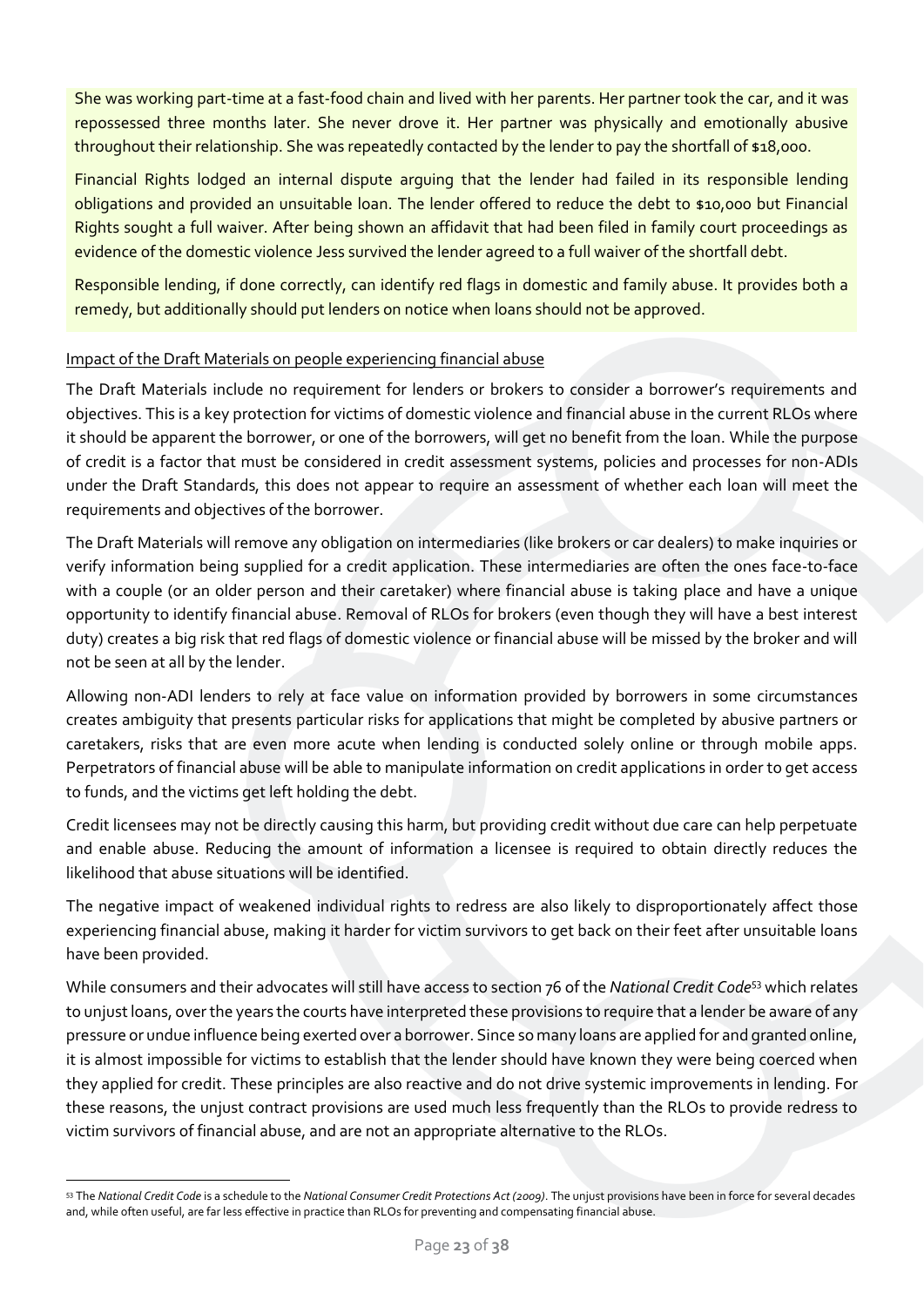She was working part-time at a fast-food chain and lived with her parents. Her partner took the car, and it was repossessed three months later. She never drove it. Her partner was physically and emotionally abusive throughout their relationship. She was repeatedly contacted by the lender to pay the shortfall of $18,000.

Financial Rights lodged an internal dispute arguing that the lender had failed in its responsible lending obligations and provided an unsuitable loan. The lender offered to reduce the debt to $10,000 but Financial Rights sought a full waiver. After being shown an affidavit that had been filed in family court proceedings as evidence of the domestic violence Jess survived the lender agreed to a full waiver of the shortfall debt.

Responsible lending, if done correctly, can identify red flags in domestic and family abuse. It provides both a remedy, but additionally should put lenders on notice when loans should not be approved.

<u>Impact of the Draft Materials on people experiencing financial abuse</u>

The Draft Materials include no requirement for lenders or brokers to consider a borrower's requirements and objectives. This is a key protection for victims of domestic violence and financial abuse in the current RLOs where it should be apparent the borrower, or one of the borrowers, will get no benefit from the loan. While the purpose of credit is a factor that must be considered in credit assessment systems, policies and processes for non-ADIs under the Draft Standards, this does not appear to require an assessment of whether each loan will meet the requirements and objectives of the borrower.

The Draft Materials will remove any obligation on intermediaries (like brokers or car dealers) to make inquiries or verify information being supplied for a credit application. These intermediaries are often the ones face-to-face with a couple (or an older person and their caretaker) where financial abuse is taking place and have a unique opportunity to identify financial abuse. Removal of RLOs for brokers (even though they will have a best interest duty) creates a big risk that red flags of domestic violence or financial abuse will be missed by the broker and will not be seen at all by the lender.

Allowing non-ADI lenders to rely at face value on information provided by borrowers in some circumstances creates ambiguity that presents particular risks for applications that might be completed by abusive partners or caretakers, risks that are even more acute when lending is conducted solely online or through mobile apps. Perpetrators of financial abuse will be able to manipulate information on credit applications in order to get access to funds, and the victims get left holding the debt.

Credit licensees may not be directly causing this harm, but providing credit without due care can help perpetuate and enable abuse. Reducing the amount of information a licensee is required to obtain directly reduces the likelihood that abuse situations will be identified.

The negative impact of weakened individual rights to redress are also likely to disproportionately affect those experiencing financial abuse, making it harder for victim survivors to get back on their feet after unsuitable loans have been provided.

While consumers and their advocates will still have access to section 76 of the *National Credit Code*[53] which relates to unjust loans, over the years the courts have interpreted these provisions to require that a lender be aware of any pressure or undue influence being exerted over a borrower. Since so many loans are applied for and granted online, it is almost impossible for victims to establish that the lender should have known they were being coerced when they applied for credit. These principles are also reactive and do not drive systemic improvements in lending. For these reasons, the unjust contract provisions are used much less frequently than the RLOs to provide redress to victim survivors of financial abuse, and are not an appropriate alternative to the RLOs.

---

[53] The *National Credit Code* is a schedule to the *National Consumer Credit Protections Act (2009)*. The unjust provisions have been in force for several decades and, while often useful, are far less effective in practice than RLOs for preventing and compensating financial abuse.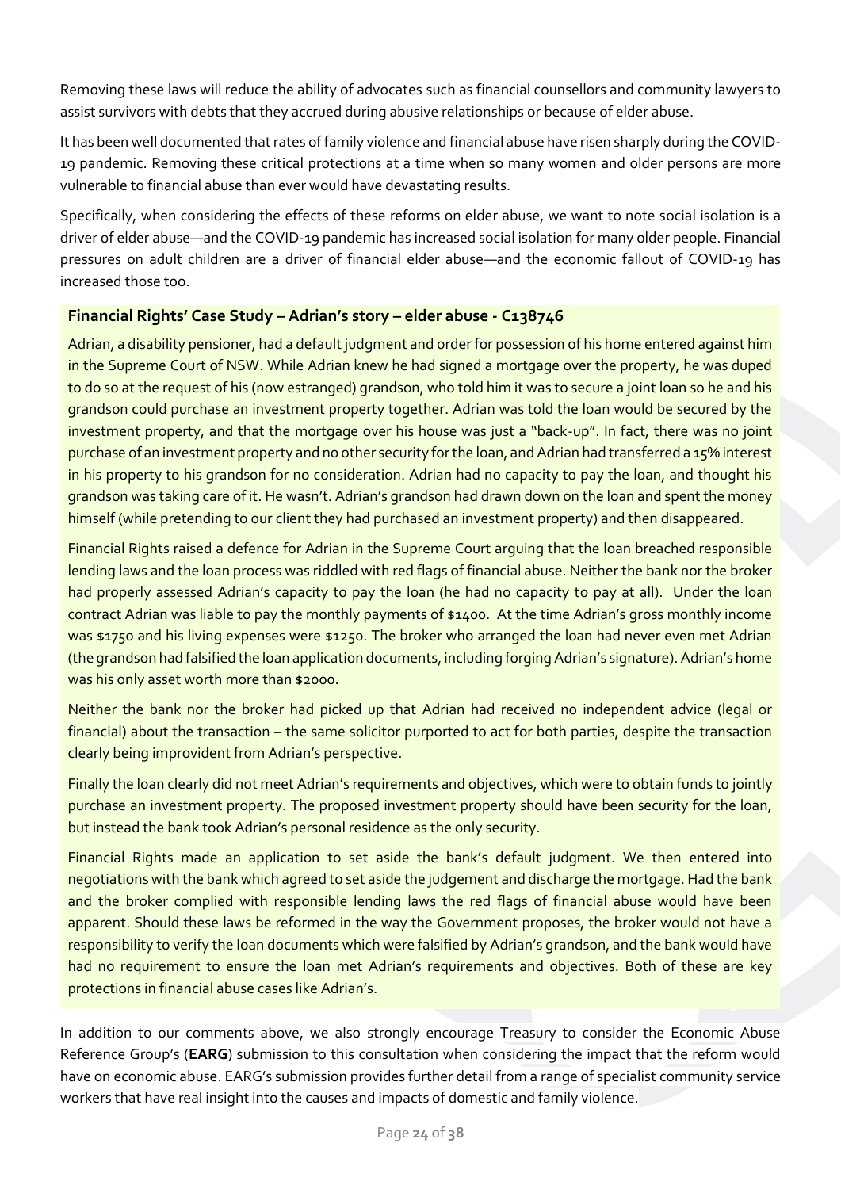Removing these laws will reduce the ability of advocates such as financial counsellors and community lawyers to assist survivors with debts that they accrued during abusive relationships or because of elder abuse.

It has been well documented that rates of family violence and financial abuse have risen sharply during the COVID-19 pandemic. Removing these critical protections at a time when so many women and older persons are more vulnerable to financial abuse than ever would have devastating results.

Specifically, when considering the effects of these reforms on elder abuse, we want to note social isolation is a driver of elder abuse—and the COVID-19 pandemic has increased social isolation for many older people. Financial pressures on adult children are a driver of financial elder abuse—and the economic fallout of COVID-19 has increased those too.

**Financial Rights' Case Study – Adrian's story – elder abuse - C138746**

Adrian, a disability pensioner, had a default judgment and order for possession of his home entered against him in the Supreme Court of NSW. While Adrian knew he had signed a mortgage over the property, he was duped to do so at the request of his (now estranged) grandson, who told him it was to secure a joint loan so he and his grandson could purchase an investment property together. Adrian was told the loan would be secured by the investment property, and that the mortgage over his house was just a "back-up". In fact, there was no joint purchase of an investment property and no other security for the loan, and Adrian had transferred a 15% interest in his property to his grandson for no consideration. Adrian had no capacity to pay the loan, and thought his grandson was taking care of it. He wasn't. Adrian's grandson had drawn down on the loan and spent the money himself (while pretending to our client they had purchased an investment property) and then disappeared.

Financial Rights raised a defence for Adrian in the Supreme Court arguing that the loan breached responsible lending laws and the loan process was riddled with red flags of financial abuse. Neither the bank nor the broker had properly assessed Adrian's capacity to pay the loan (he had no capacity to pay at all). Under the loan contract Adrian was liable to pay the monthly payments of $1400. At the time Adrian's gross monthly income was $1750 and his living expenses were $1250. The broker who arranged the loan had never even met Adrian (the grandson had falsified the loan application documents, including forging Adrian's signature). Adrian's home was his only asset worth more than $2000.

Neither the bank nor the broker had picked up that Adrian had received no independent advice (legal or financial) about the transaction – the same solicitor purported to act for both parties, despite the transaction clearly being improvident from Adrian's perspective.

Finally the loan clearly did not meet Adrian's requirements and objectives, which were to obtain funds to jointly purchase an investment property. The proposed investment property should have been security for the loan, but instead the bank took Adrian's personal residence as the only security.

Financial Rights made an application to set aside the bank's default judgment. We then entered into negotiations with the bank which agreed to set aside the judgement and discharge the mortgage. Had the bank and the broker complied with responsible lending laws the red flags of financial abuse would have been apparent. Should these laws be reformed in the way the Government proposes, the broker would not have a responsibility to verify the loan documents which were falsified by Adrian's grandson, and the bank would have had no requirement to ensure the loan met Adrian's requirements and objectives. Both of these are key protections in financial abuse cases like Adrian's.

In addition to our comments above, we also strongly encourage Treasury to consider the Economic Abuse Reference Group's (**EARG**) submission to this consultation when considering the impact that the reform would have on economic abuse. EARG's submission provides further detail from a range of specialist community service workers that have real insight into the causes and impacts of domestic and family violence.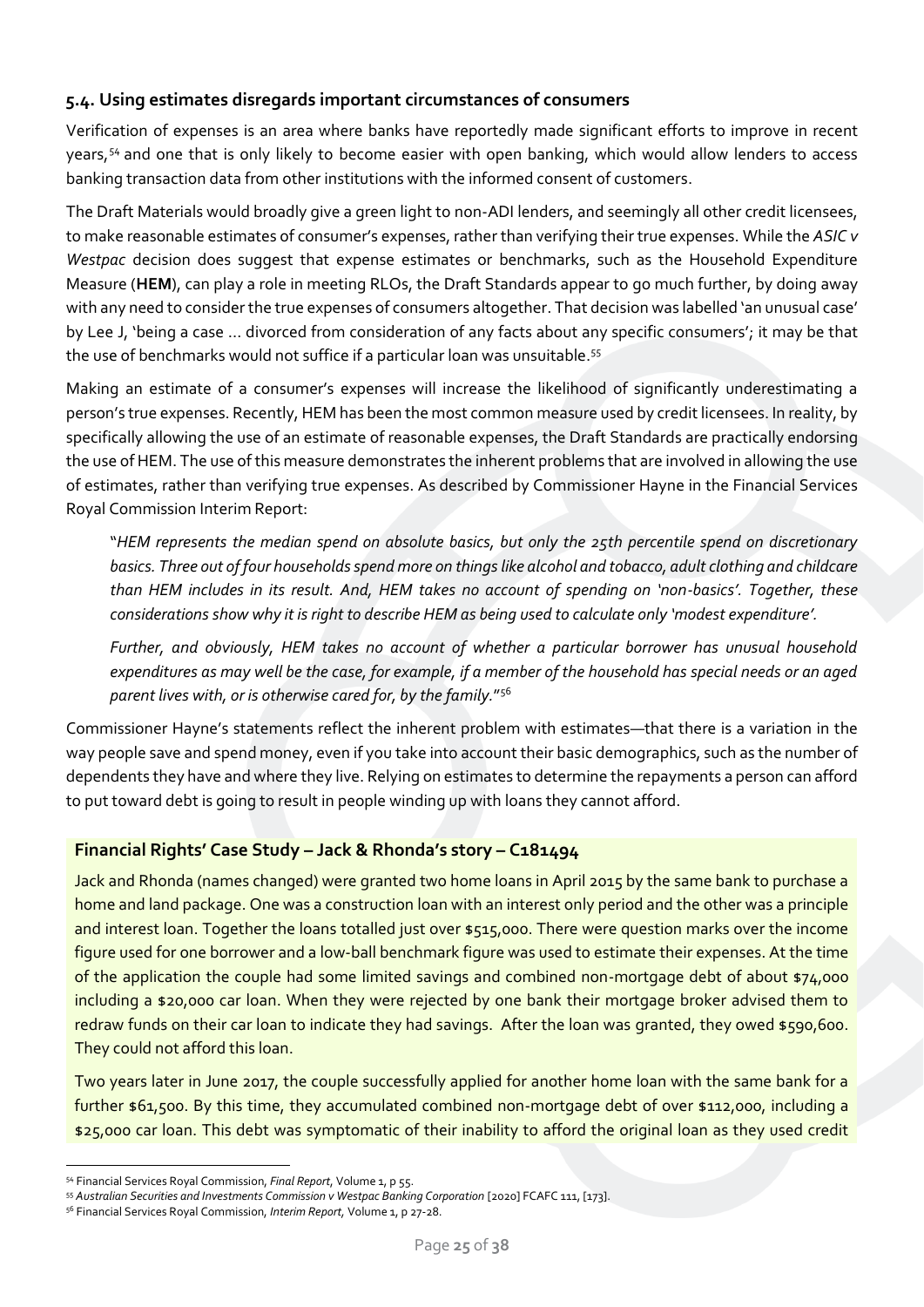### 5.4. Using estimates disregards important circumstances of consumers

Verification of expenses is an area where banks have reportedly made significant efforts to improve in recent years,[54] and one that is only likely to become easier with open banking, which would allow lenders to access banking transaction data from other institutions with the informed consent of customers.

The Draft Materials would broadly give a green light to non-ADI lenders, and seemingly all other credit licensees, to make reasonable estimates of consumer's expenses, rather than verifying their true expenses. While the *ASIC v Westpac* decision does suggest that expense estimates or benchmarks, such as the Household Expenditure Measure (**HEM**), can play a role in meeting RLOs, the Draft Standards appear to go much further, by doing away with any need to consider the true expenses of consumers altogether. That decision was labelled 'an unusual case' by Lee J, 'being a case … divorced from consideration of any facts about any specific consumers'; it may be that the use of benchmarks would not suffice if a particular loan was unsuitable.[55]

Making an estimate of a consumer's expenses will increase the likelihood of significantly underestimating a person's true expenses. Recently, HEM has been the most common measure used by credit licensees. In reality, by specifically allowing the use of an estimate of reasonable expenses, the Draft Standards are practically endorsing the use of HEM. The use of this measure demonstrates the inherent problems that are involved in allowing the use of estimates, rather than verifying true expenses. As described by Commissioner Hayne in the Financial Services Royal Commission Interim Report:

> "*HEM represents the median spend on absolute basics, but only the 25th percentile spend on discretionary basics. Three out of four households spend more on things like alcohol and tobacco, adult clothing and childcare than HEM includes in its result. And, HEM takes no account of spending on 'non-basics'. Together, these considerations show why it is right to describe HEM as being used to calculate only 'modest expenditure'.*
>
> *Further, and obviously, HEM takes no account of whether a particular borrower has unusual household expenditures as may well be the case, for example, if a member of the household has special needs or an aged parent lives with, or is otherwise cared for, by the family.*"[56]

Commissioner Hayne's statements reflect the inherent problem with estimates—that there is a variation in the way people save and spend money, even if you take into account their basic demographics, such as the number of dependents they have and where they live. Relying on estimates to determine the repayments a person can afford to put toward debt is going to result in people winding up with loans they cannot afford.

#### Financial Rights' Case Study – Jack & Rhonda's story – C181494

Jack and Rhonda (names changed) were granted two home loans in April 2015 by the same bank to purchase a home and land package. One was a construction loan with an interest only period and the other was a principle and interest loan. Together the loans totalled just over $515,000. There were question marks over the income figure used for one borrower and a low-ball benchmark figure was used to estimate their expenses. At the time of the application the couple had some limited savings and combined non-mortgage debt of about $74,000 including a $20,000 car loan. When they were rejected by one bank their mortgage broker advised them to redraw funds on their car loan to indicate they had savings. After the loan was granted, they owed $590,600. They could not afford this loan.

Two years later in June 2017, the couple successfully applied for another home loan with the same bank for a further $61,500. By this time, they accumulated combined non-mortgage debt of over $112,000, including a $25,000 car loan. This debt was symptomatic of their inability to afford the original loan as they used credit

---

[54] Financial Services Royal Commission, *Final Report*, Volume 1, p 55.

[55] *Australian Securities and Investments Commission v Westpac Banking Corporation* [2020] FCAFC 111, [173].

[56] Financial Services Royal Commission, *Interim Report*, Volume 1, p 27-28.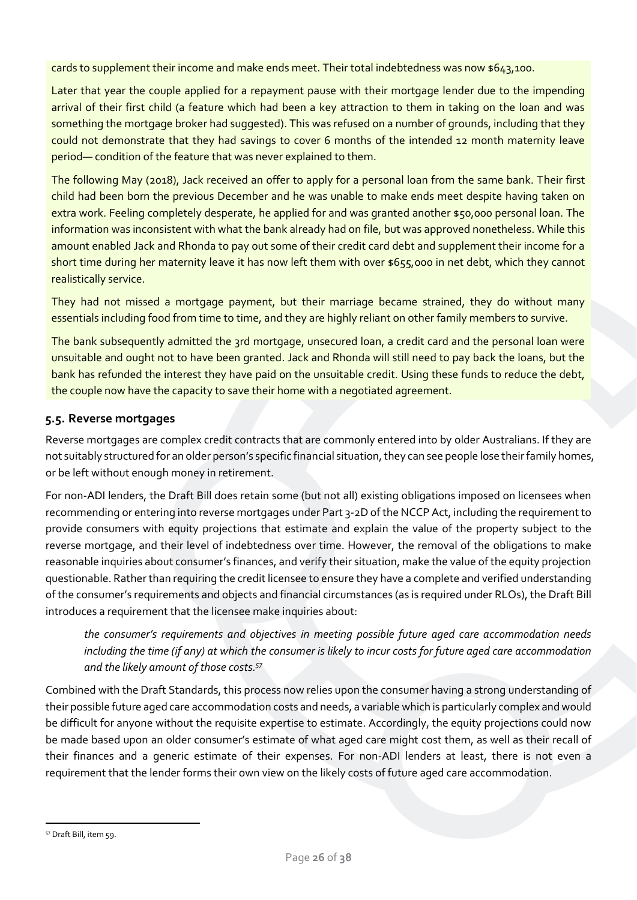cards to supplement their income and make ends meet. Their total indebtedness was now $643,100.

Later that year the couple applied for a repayment pause with their mortgage lender due to the impending arrival of their first child (a feature which had been a key attraction to them in taking on the loan and was something the mortgage broker had suggested). This was refused on a number of grounds, including that they could not demonstrate that they had savings to cover 6 months of the intended 12 month maternity leave period— condition of the feature that was never explained to them.

The following May (2018), Jack received an offer to apply for a personal loan from the same bank. Their first child had been born the previous December and he was unable to make ends meet despite having taken on extra work. Feeling completely desperate, he applied for and was granted another $50,000 personal loan. The information was inconsistent with what the bank already had on file, but was approved nonetheless. While this amount enabled Jack and Rhonda to pay out some of their credit card debt and supplement their income for a short time during her maternity leave it has now left them with over $655,000 in net debt, which they cannot realistically service.

They had not missed a mortgage payment, but their marriage became strained, they do without many essentials including food from time to time, and they are highly reliant on other family members to survive.

The bank subsequently admitted the 3rd mortgage, unsecured loan, a credit card and the personal loan were unsuitable and ought not to have been granted. Jack and Rhonda will still need to pay back the loans, but the bank has refunded the interest they have paid on the unsuitable credit. Using these funds to reduce the debt, the couple now have the capacity to save their home with a negotiated agreement.

### 5.5. Reverse mortgages

Reverse mortgages are complex credit contracts that are commonly entered into by older Australians. If they are not suitably structured for an older person's specific financial situation, they can see people lose their family homes, or be left without enough money in retirement.

For non-ADI lenders, the Draft Bill does retain some (but not all) existing obligations imposed on licensees when recommending or entering into reverse mortgages under Part 3-2D of the NCCP Act, including the requirement to provide consumers with equity projections that estimate and explain the value of the property subject to the reverse mortgage, and their level of indebtedness over time. However, the removal of the obligations to make reasonable inquiries about consumer's finances, and verify their situation, make the value of the equity projection questionable. Rather than requiring the credit licensee to ensure they have a complete and verified understanding of the consumer's requirements and objects and financial circumstances (as is required under RLOs), the Draft Bill introduces a requirement that the licensee make inquiries about:

> *the consumer's requirements and objectives in meeting possible future aged care accommodation needs including the time (if any) at which the consumer is likely to incur costs for future aged care accommodation and the likely amount of those costs.*[57]

Combined with the Draft Standards, this process now relies upon the consumer having a strong understanding of their possible future aged care accommodation costs and needs, a variable which is particularly complex and would be difficult for anyone without the requisite expertise to estimate. Accordingly, the equity projections could now be made based upon an older consumer's estimate of what aged care might cost them, as well as their recall of their finances and a generic estimate of their expenses. For non-ADI lenders at least, there is not even a requirement that the lender forms their own view on the likely costs of future aged care accommodation.

---

[57] Draft Bill, item 59.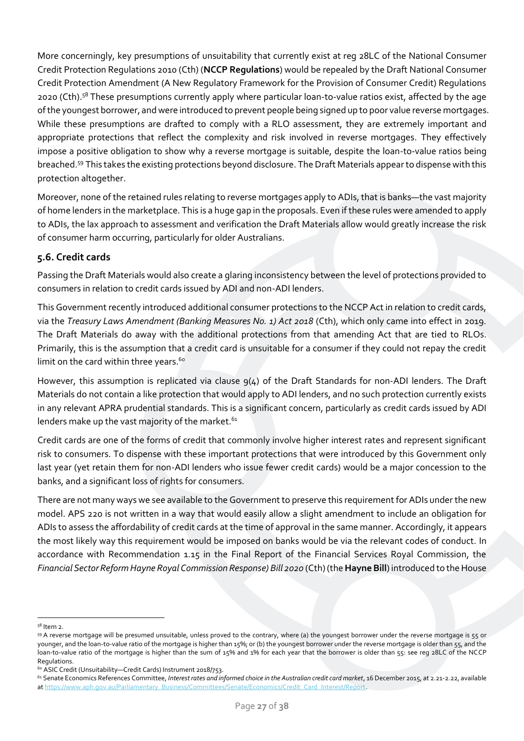More concerningly, key presumptions of unsuitability that currently exist at reg 28LC of the National Consumer Credit Protection Regulations 2010 (Cth) (**NCCP Regulations**) would be repealed by the Draft National Consumer Credit Protection Amendment (A New Regulatory Framework for the Provision of Consumer Credit) Regulations 2020 (Cth).[58] These presumptions currently apply where particular loan-to-value ratios exist, affected by the age of the youngest borrower, and were introduced to prevent people being signed up to poor value reverse mortgages. While these presumptions are drafted to comply with a RLO assessment, they are extremely important and appropriate protections that reflect the complexity and risk involved in reverse mortgages. They effectively impose a positive obligation to show why a reverse mortgage is suitable, despite the loan-to-value ratios being breached.[59] This takes the existing protections beyond disclosure. The Draft Materials appear to dispense with this protection altogether.

Moreover, none of the retained rules relating to reverse mortgages apply to ADIs, that is banks—the vast majority of home lenders in the marketplace. This is a huge gap in the proposals. Even if these rules were amended to apply to ADIs, the lax approach to assessment and verification the Draft Materials allow would greatly increase the risk of consumer harm occurring, particularly for older Australians.

## 5.6. Credit cards

Passing the Draft Materials would also create a glaring inconsistency between the level of protections provided to consumers in relation to credit cards issued by ADI and non-ADI lenders.

This Government recently introduced additional consumer protections to the NCCP Act in relation to credit cards, via the *Treasury Laws Amendment (Banking Measures No. 1) Act 2018* (Cth), which only came into effect in 2019. The Draft Materials do away with the additional protections from that amending Act that are tied to RLOs. Primarily, this is the assumption that a credit card is unsuitable for a consumer if they could not repay the credit limit on the card within three years.[60]

However, this assumption is replicated via clause 9(4) of the Draft Standards for non-ADI lenders. The Draft Materials do not contain a like protection that would apply to ADI lenders, and no such protection currently exists in any relevant APRA prudential standards. This is a significant concern, particularly as credit cards issued by ADI lenders make up the vast majority of the market.[61]

Credit cards are one of the forms of credit that commonly involve higher interest rates and represent significant risk to consumers. To dispense with these important protections that were introduced by this Government only last year (yet retain them for non-ADI lenders who issue fewer credit cards) would be a major concession to the banks, and a significant loss of rights for consumers.

There are not many ways we see available to the Government to preserve this requirement for ADIs under the new model. APS 220 is not written in a way that would easily allow a slight amendment to include an obligation for ADIs to assess the affordability of credit cards at the time of approval in the same manner. Accordingly, it appears the most likely way this requirement would be imposed on banks would be via the relevant codes of conduct. In accordance with Recommendation 1.15 in the Final Report of the Financial Services Royal Commission, the *Financial Sector Reform Hayne Royal Commission Response) Bill 2020* (Cth) (the **Hayne Bill**) introduced to the House

---

[58] Item 2.

[59] A reverse mortgage will be presumed unsuitable, unless proved to the contrary, where (a) the youngest borrower under the reverse mortgage is 55 or younger, and the loan-to-value ratio of the mortgage is higher than 15%; or (b) the youngest borrower under the reverse mortgage is older than 55, and the loan-to-value ratio of the mortgage is higher than the sum of 15% and 1% for each year that the borrower is older than 55: see reg 28LC of the NCCP Regulations.

[60] ASIC Credit (Unsuitability—Credit Cards) Instrument 2018/753.

[61] Senate Economics References Committee, *Interest rates and informed choice in the Australian credit card market*, 16 December 2015, at 2.21-2.22, available at https://www.aph.gov.au/Parliamentary_Business/Committees/Senate/Economics/Credit_Card_Interest/Report.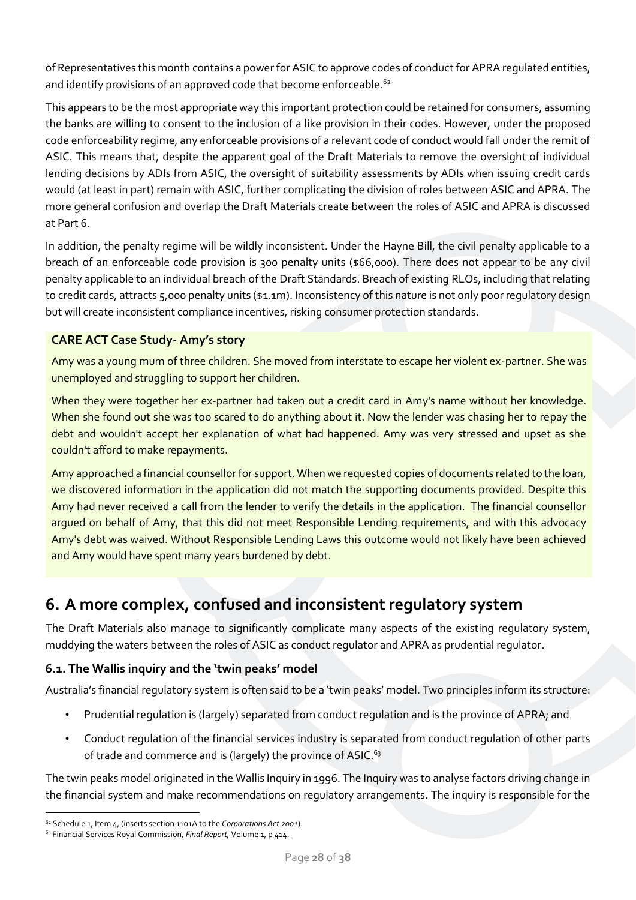of Representatives this month contains a power for ASIC to approve codes of conduct for APRA regulated entities, and identify provisions of an approved code that become enforceable.[62]

This appears to be the most appropriate way this important protection could be retained for consumers, assuming the banks are willing to consent to the inclusion of a like provision in their codes. However, under the proposed code enforceability regime, any enforceable provisions of a relevant code of conduct would fall under the remit of ASIC. This means that, despite the apparent goal of the Draft Materials to remove the oversight of individual lending decisions by ADIs from ASIC, the oversight of suitability assessments by ADIs when issuing credit cards would (at least in part) remain with ASIC, further complicating the division of roles between ASIC and APRA. The more general confusion and overlap the Draft Materials create between the roles of ASIC and APRA is discussed at Part 6.

In addition, the penalty regime will be wildly inconsistent. Under the Hayne Bill, the civil penalty applicable to a breach of an enforceable code provision is 300 penalty units ($66,000). There does not appear to be any civil penalty applicable to an individual breach of the Draft Standards. Breach of existing RLOs, including that relating to credit cards, attracts 5,000 penalty units ($1.1m). Inconsistency of this nature is not only poor regulatory design but will create inconsistent compliance incentives, risking consumer protection standards.

**CARE ACT Case Study- Amy's story**

Amy was a young mum of three children. She moved from interstate to escape her violent ex-partner. She was unemployed and struggling to support her children.

When they were together her ex-partner had taken out a credit card in Amy's name without her knowledge. When she found out she was too scared to do anything about it. Now the lender was chasing her to repay the debt and wouldn't accept her explanation of what had happened. Amy was very stressed and upset as she couldn't afford to make repayments.

Amy approached a financial counsellor for support. When we requested copies of documents related to the loan, we discovered information in the application did not match the supporting documents provided. Despite this Amy had never received a call from the lender to verify the details in the application. The financial counsellor argued on behalf of Amy, that this did not meet Responsible Lending requirements, and with this advocacy Amy's debt was waived. Without Responsible Lending Laws this outcome would not likely have been achieved and Amy would have spent many years burdened by debt.

## 6. A more complex, confused and inconsistent regulatory system

The Draft Materials also manage to significantly complicate many aspects of the existing regulatory system, muddying the waters between the roles of ASIC as conduct regulator and APRA as prudential regulator.

### 6.1. The Wallis inquiry and the 'twin peaks' model

Australia's financial regulatory system is often said to be a 'twin peaks' model. Two principles inform its structure:

- Prudential regulation is (largely) separated from conduct regulation and is the province of APRA; and
- Conduct regulation of the financial services industry is separated from conduct regulation of other parts of trade and commerce and is (largely) the province of ASIC.[63]

The twin peaks model originated in the Wallis Inquiry in 1996. The Inquiry was to analyse factors driving change in the financial system and make recommendations on regulatory arrangements. The inquiry is responsible for the

[62] Schedule 1, Item 4, (inserts section 1101A to the *Corporations Act 2001*).

[63] Financial Services Royal Commission, *Final Report,* Volume 1, p 414.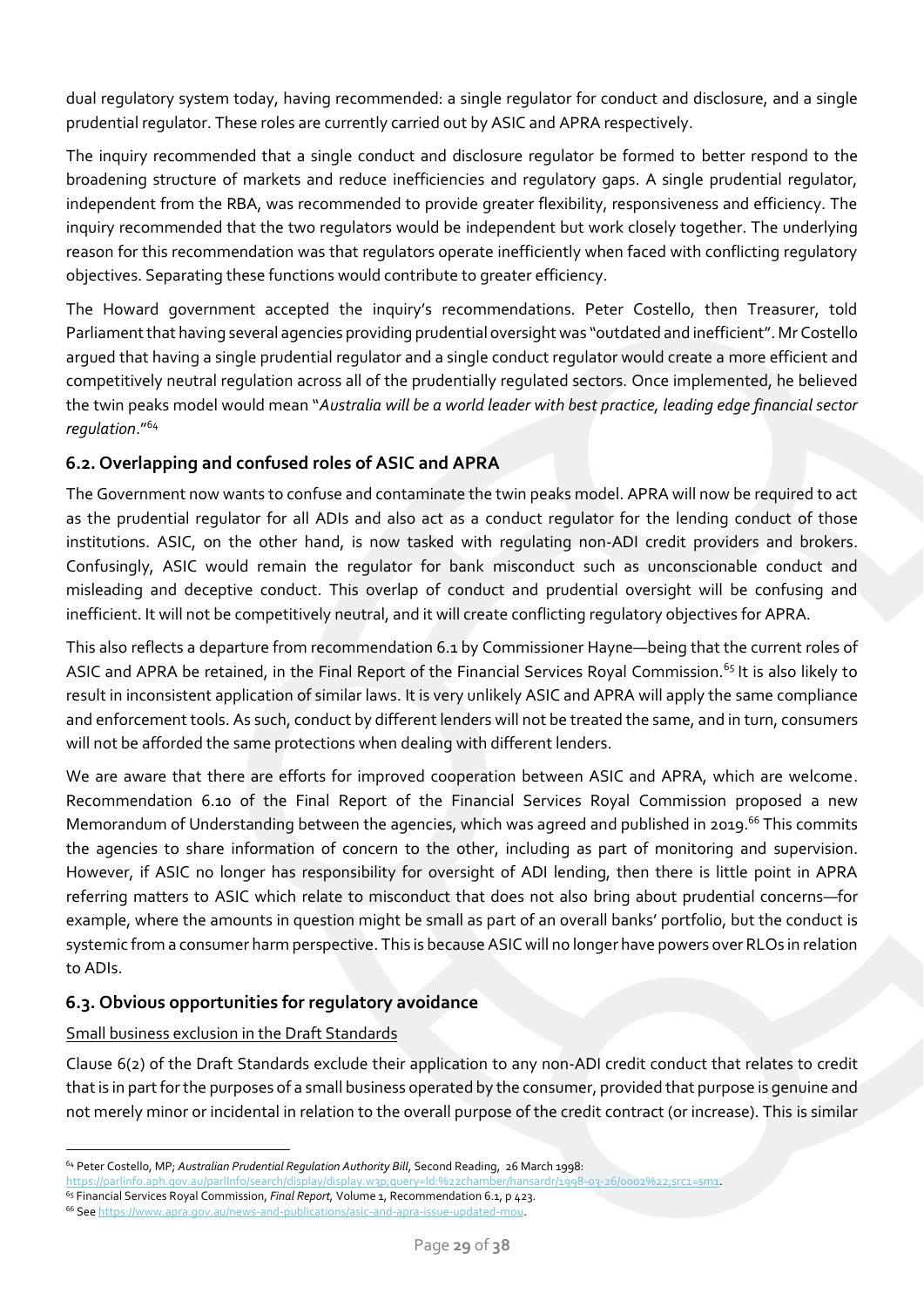dual regulatory system today, having recommended: a single regulator for conduct and disclosure, and a single prudential regulator. These roles are currently carried out by ASIC and APRA respectively.

The inquiry recommended that a single conduct and disclosure regulator be formed to better respond to the broadening structure of markets and reduce inefficiencies and regulatory gaps. A single prudential regulator, independent from the RBA, was recommended to provide greater flexibility, responsiveness and efficiency. The inquiry recommended that the two regulators would be independent but work closely together. The underlying reason for this recommendation was that regulators operate inefficiently when faced with conflicting regulatory objectives. Separating these functions would contribute to greater efficiency.

The Howard government accepted the inquiry's recommendations. Peter Costello, then Treasurer, told Parliament that having several agencies providing prudential oversight was "outdated and inefficient". Mr Costello argued that having a single prudential regulator and a single conduct regulator would create a more efficient and competitively neutral regulation across all of the prudentially regulated sectors. Once implemented, he believed the twin peaks model would mean "*Australia will be a world leader with best practice, leading edge financial sector regulation*."[64]

## 6.2. Overlapping and confused roles of ASIC and APRA

The Government now wants to confuse and contaminate the twin peaks model. APRA will now be required to act as the prudential regulator for all ADIs and also act as a conduct regulator for the lending conduct of those institutions. ASIC, on the other hand, is now tasked with regulating non-ADI credit providers and brokers. Confusingly, ASIC would remain the regulator for bank misconduct such as unconscionable conduct and misleading and deceptive conduct. This overlap of conduct and prudential oversight will be confusing and inefficient. It will not be competitively neutral, and it will create conflicting regulatory objectives for APRA.

This also reflects a departure from recommendation 6.1 by Commissioner Hayne—being that the current roles of ASIC and APRA be retained, in the Final Report of the Financial Services Royal Commission.[65] It is also likely to result in inconsistent application of similar laws. It is very unlikely ASIC and APRA will apply the same compliance and enforcement tools. As such, conduct by different lenders will not be treated the same, and in turn, consumers will not be afforded the same protections when dealing with different lenders.

We are aware that there are efforts for improved cooperation between ASIC and APRA, which are welcome. Recommendation 6.10 of the Final Report of the Financial Services Royal Commission proposed a new Memorandum of Understanding between the agencies, which was agreed and published in 2019.[66] This commits the agencies to share information of concern to the other, including as part of monitoring and supervision. However, if ASIC no longer has responsibility for oversight of ADI lending, then there is little point in APRA referring matters to ASIC which relate to misconduct that does not also bring about prudential concerns—for example, where the amounts in question might be small as part of an overall banks' portfolio, but the conduct is systemic from a consumer harm perspective. This is because ASIC will no longer have powers over RLOs in relation to ADIs.

## 6.3. Obvious opportunities for regulatory avoidance

<u>Small business exclusion in the Draft Standards</u>

Clause 6(2) of the Draft Standards exclude their application to any non-ADI credit conduct that relates to credit that is in part for the purposes of a small business operated by the consumer, provided that purpose is genuine and not merely minor or incidental in relation to the overall purpose of the credit contract (or increase). This is similar

---

[64] Peter Costello, MP; *Australian Prudential Regulation Authority Bill*, Second Reading, 26 March 1998: https://parlinfo.aph.gov.au/parlInfo/search/display/display.w3p;query=Id:%22chamber/hansardr/1998-03-26/0002%22;src1=sm1.

[65] Financial Services Royal Commission, *Final Report*, Volume 1, Recommendation 6.1, p 423.

[66] See https://www.apra.gov.au/news-and-publications/asic-and-apra-issue-updated-mou.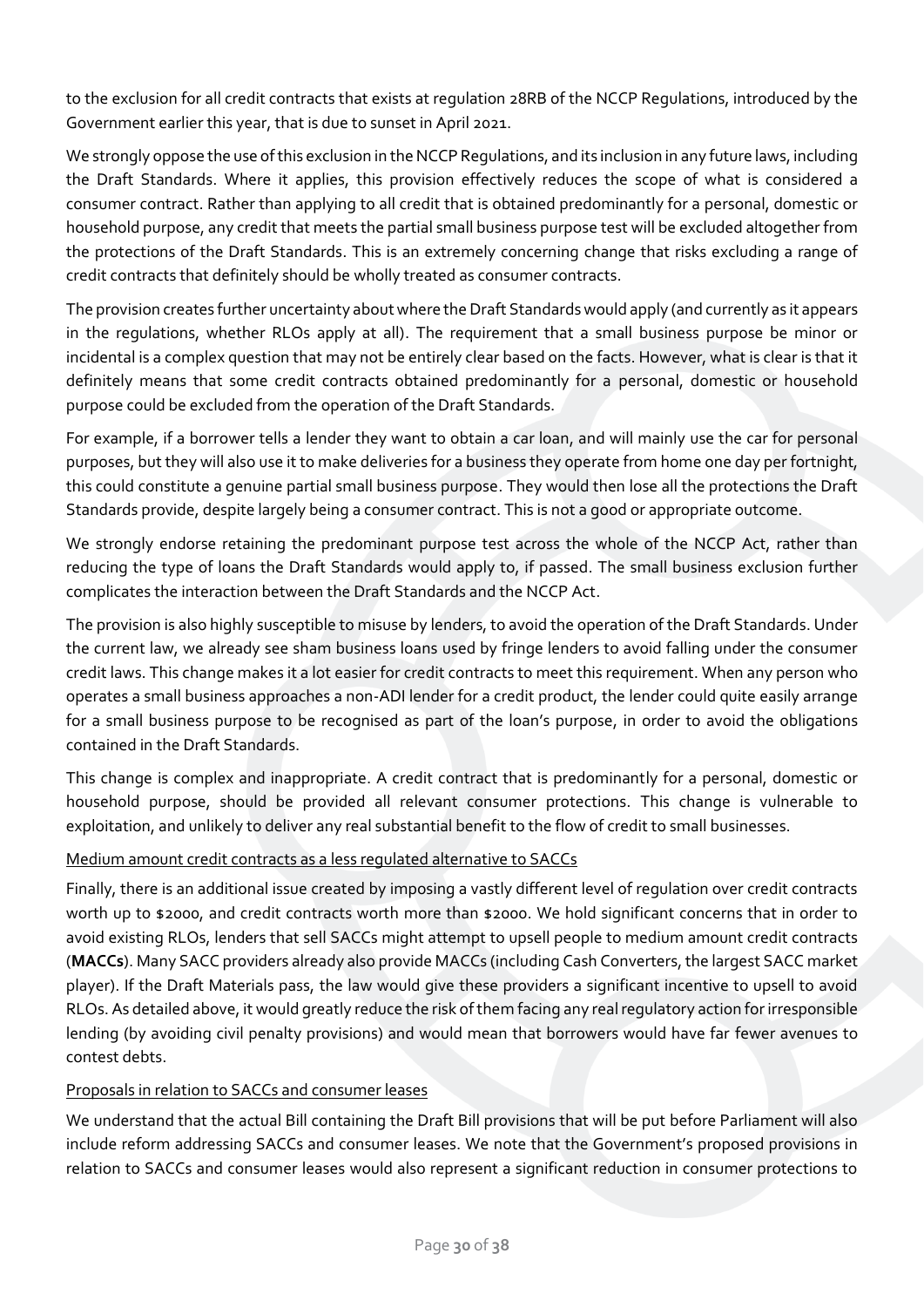to the exclusion for all credit contracts that exists at regulation 28RB of the NCCP Regulations, introduced by the Government earlier this year, that is due to sunset in April 2021.

We strongly oppose the use of this exclusion in the NCCP Regulations, and its inclusion in any future laws, including the Draft Standards. Where it applies, this provision effectively reduces the scope of what is considered a consumer contract. Rather than applying to all credit that is obtained predominantly for a personal, domestic or household purpose, any credit that meets the partial small business purpose test will be excluded altogether from the protections of the Draft Standards. This is an extremely concerning change that risks excluding a range of credit contracts that definitely should be wholly treated as consumer contracts.

The provision creates further uncertainty about where the Draft Standards would apply (and currently as it appears in the regulations, whether RLOs apply at all). The requirement that a small business purpose be minor or incidental is a complex question that may not be entirely clear based on the facts. However, what is clear is that it definitely means that some credit contracts obtained predominantly for a personal, domestic or household purpose could be excluded from the operation of the Draft Standards.

For example, if a borrower tells a lender they want to obtain a car loan, and will mainly use the car for personal purposes, but they will also use it to make deliveries for a business they operate from home one day per fortnight, this could constitute a genuine partial small business purpose. They would then lose all the protections the Draft Standards provide, despite largely being a consumer contract. This is not a good or appropriate outcome.

We strongly endorse retaining the predominant purpose test across the whole of the NCCP Act, rather than reducing the type of loans the Draft Standards would apply to, if passed. The small business exclusion further complicates the interaction between the Draft Standards and the NCCP Act.

The provision is also highly susceptible to misuse by lenders, to avoid the operation of the Draft Standards. Under the current law, we already see sham business loans used by fringe lenders to avoid falling under the consumer credit laws. This change makes it a lot easier for credit contracts to meet this requirement. When any person who operates a small business approaches a non-ADI lender for a credit product, the lender could quite easily arrange for a small business purpose to be recognised as part of the loan's purpose, in order to avoid the obligations contained in the Draft Standards.

This change is complex and inappropriate. A credit contract that is predominantly for a personal, domestic or household purpose, should be provided all relevant consumer protections. This change is vulnerable to exploitation, and unlikely to deliver any real substantial benefit to the flow of credit to small businesses.

<u>Medium amount credit contracts as a less regulated alternative to SACCs</u>

Finally, there is an additional issue created by imposing a vastly different level of regulation over credit contracts worth up to $2000, and credit contracts worth more than $2000. We hold significant concerns that in order to avoid existing RLOs, lenders that sell SACCs might attempt to upsell people to medium amount credit contracts (**MACCs**). Many SACC providers already also provide MACCs (including Cash Converters, the largest SACC market player). If the Draft Materials pass, the law would give these providers a significant incentive to upsell to avoid RLOs. As detailed above, it would greatly reduce the risk of them facing any real regulatory action for irresponsible lending (by avoiding civil penalty provisions) and would mean that borrowers would have far fewer avenues to contest debts.

<u>Proposals in relation to SACCs and consumer leases</u>

We understand that the actual Bill containing the Draft Bill provisions that will be put before Parliament will also include reform addressing SACCs and consumer leases. We note that the Government's proposed provisions in relation to SACCs and consumer leases would also represent a significant reduction in consumer protections to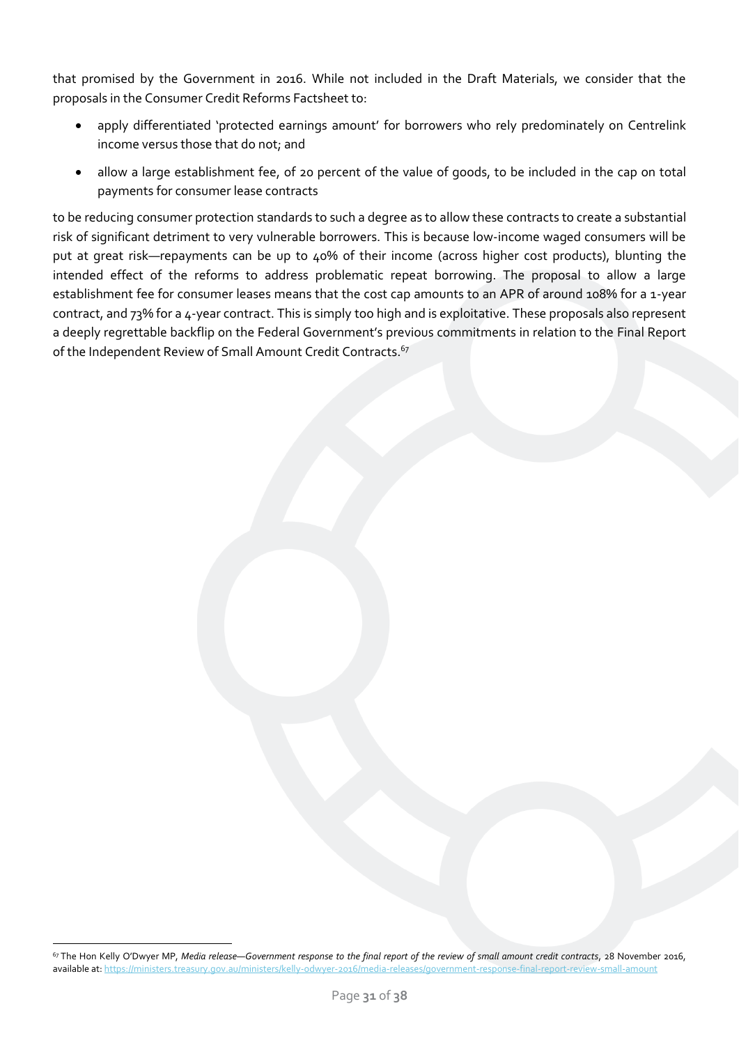that promised by the Government in 2016. While not included in the Draft Materials, we consider that the proposals in the Consumer Credit Reforms Factsheet to:

- apply differentiated 'protected earnings amount' for borrowers who rely predominately on Centrelink income versus those that do not; and
- allow a large establishment fee, of 20 percent of the value of goods, to be included in the cap on total payments for consumer lease contracts

to be reducing consumer protection standards to such a degree as to allow these contracts to create a substantial risk of significant detriment to very vulnerable borrowers. This is because low-income waged consumers will be put at great risk—repayments can be up to 40% of their income (across higher cost products), blunting the intended effect of the reforms to address problematic repeat borrowing. The proposal to allow a large establishment fee for consumer leases means that the cost cap amounts to an APR of around 108% for a 1-year contract, and 73% for a 4-year contract. This is simply too high and is exploitative. These proposals also represent a deeply regrettable backflip on the Federal Government's previous commitments in relation to the Final Report of the Independent Review of Small Amount Credit Contracts.[67]

---

[67] The Hon Kelly O'Dwyer MP, *Media release—Government response to the final report of the review of small amount credit contracts*, 28 November 2016, available at: https://ministers.treasury.gov.au/ministers/kelly-odwyer-2016/media-releases/government-response-final-report-review-small-amount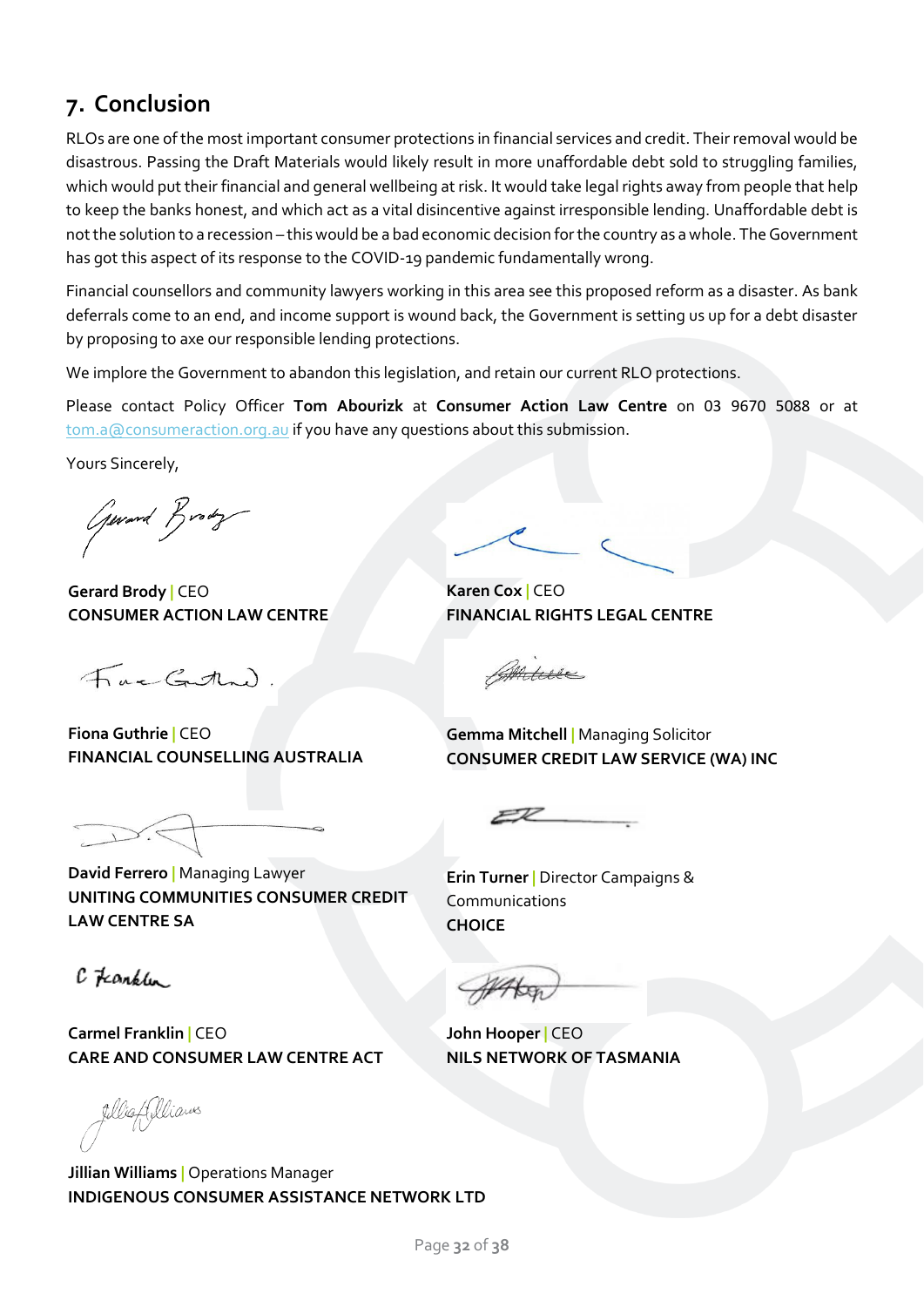## 7. Conclusion

RLOs are one of the most important consumer protections in financial services and credit. Their removal would be disastrous. Passing the Draft Materials would likely result in more unaffordable debt sold to struggling families, which would put their financial and general wellbeing at risk. It would take legal rights away from people that help to keep the banks honest, and which act as a vital disincentive against irresponsible lending. Unaffordable debt is not the solution to a recession – this would be a bad economic decision for the country as a whole. The Government has got this aspect of its response to the COVID-19 pandemic fundamentally wrong.

Financial counsellors and community lawyers working in this area see this proposed reform as a disaster. As bank deferrals come to an end, and income support is wound back, the Government is setting us up for a debt disaster by proposing to axe our responsible lending protections.

We implore the Government to abandon this legislation, and retain our current RLO protections.

Please contact Policy Officer **Tom Abourizk** at **Consumer Action Law Centre** on 03 9670 5088 or at tom.a@consumeraction.org.au if you have any questions about this submission.

Yours Sincerely,

**Gerard Brody** | CEO
**CONSUMER ACTION LAW CENTRE**

**Karen Cox** | CEO
**FINANCIAL RIGHTS LEGAL CENTRE**

**Fiona Guthrie** | CEO
**FINANCIAL COUNSELLING AUSTRALIA**

**Gemma Mitchell** | Managing Solicitor
**CONSUMER CREDIT LAW SERVICE (WA) INC**

**David Ferrero** | Managing Lawyer
**UNITING COMMUNITIES CONSUMER CREDIT LAW CENTRE SA**

**Erin Turner** | Director Campaigns & Communications
**CHOICE**

**Carmel Franklin** | CEO
**CARE AND CONSUMER LAW CENTRE ACT**

**John Hooper** | CEO
**NILS NETWORK OF TASMANIA**

**Jillian Williams** | Operations Manager
**INDIGENOUS CONSUMER ASSISTANCE NETWORK LTD**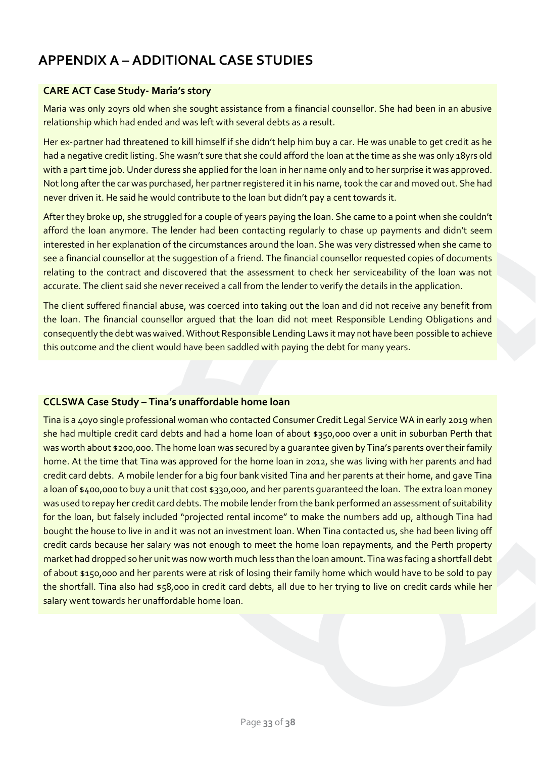# APPENDIX A – ADDITIONAL CASE STUDIES

### CARE ACT Case Study- Maria's story

Maria was only 20yrs old when she sought assistance from a financial counsellor. She had been in an abusive relationship which had ended and was left with several debts as a result.

Her ex-partner had threatened to kill himself if she didn't help him buy a car. He was unable to get credit as he had a negative credit listing. She wasn't sure that she could afford the loan at the time as she was only 18yrs old with a part time job. Under duress she applied for the loan in her name only and to her surprise it was approved. Not long after the car was purchased, her partner registered it in his name, took the car and moved out. She had never driven it. He said he would contribute to the loan but didn't pay a cent towards it.

After they broke up, she struggled for a couple of years paying the loan. She came to a point when she couldn't afford the loan anymore. The lender had been contacting regularly to chase up payments and didn't seem interested in her explanation of the circumstances around the loan. She was very distressed when she came to see a financial counsellor at the suggestion of a friend. The financial counsellor requested copies of documents relating to the contract and discovered that the assessment to check her serviceability of the loan was not accurate. The client said she never received a call from the lender to verify the details in the application.

The client suffered financial abuse, was coerced into taking out the loan and did not receive any benefit from the loan. The financial counsellor argued that the loan did not meet Responsible Lending Obligations and consequently the debt was waived. Without Responsible Lending Laws it may not have been possible to achieve this outcome and the client would have been saddled with paying the debt for many years.

### CCLSWA Case Study – Tina's unaffordable home loan

Tina is a 40yo single professional woman who contacted Consumer Credit Legal Service WA in early 2019 when she had multiple credit card debts and had a home loan of about $350,000 over a unit in suburban Perth that was worth about $200,000. The home loan was secured by a guarantee given by Tina's parents over their family home. At the time that Tina was approved for the home loan in 2012, she was living with her parents and had credit card debts. A mobile lender for a big four bank visited Tina and her parents at their home, and gave Tina a loan of $400,000 to buy a unit that cost $330,000, and her parents guaranteed the loan. The extra loan money was used to repay her credit card debts. The mobile lender from the bank performed an assessment of suitability for the loan, but falsely included "projected rental income" to make the numbers add up, although Tina had bought the house to live in and it was not an investment loan. When Tina contacted us, she had been living off credit cards because her salary was not enough to meet the home loan repayments, and the Perth property market had dropped so her unit was now worth much less than the loan amount. Tina was facing a shortfall debt of about $150,000 and her parents were at risk of losing their family home which would have to be sold to pay the shortfall. Tina also had $58,000 in credit card debts, all due to her trying to live on credit cards while her salary went towards her unaffordable home loan.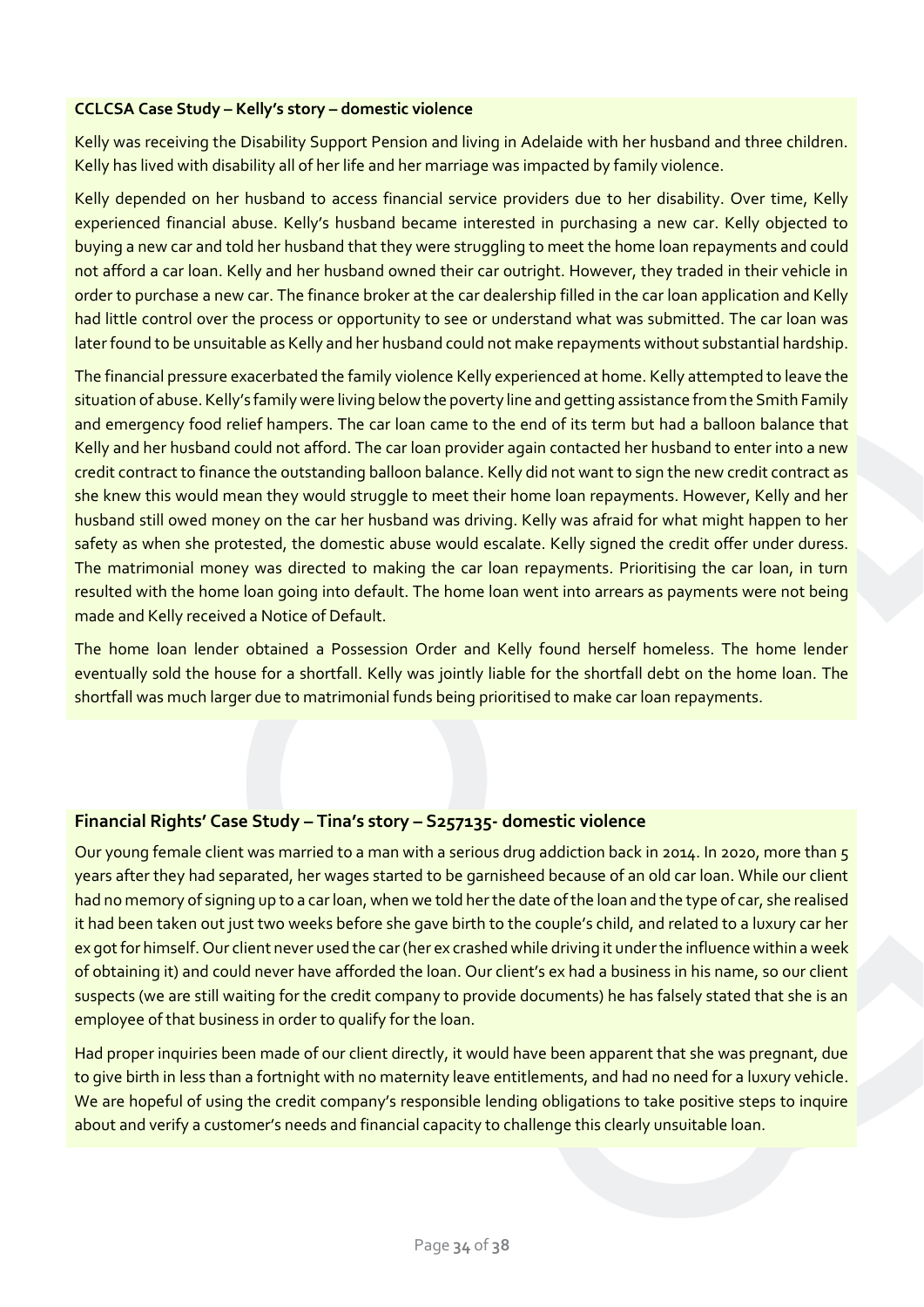**CCLCSA Case Study – Kelly's story – domestic violence**

Kelly was receiving the Disability Support Pension and living in Adelaide with her husband and three children. Kelly has lived with disability all of her life and her marriage was impacted by family violence.

Kelly depended on her husband to access financial service providers due to her disability. Over time, Kelly experienced financial abuse. Kelly's husband became interested in purchasing a new car. Kelly objected to buying a new car and told her husband that they were struggling to meet the home loan repayments and could not afford a car loan. Kelly and her husband owned their car outright. However, they traded in their vehicle in order to purchase a new car. The finance broker at the car dealership filled in the car loan application and Kelly had little control over the process or opportunity to see or understand what was submitted. The car loan was later found to be unsuitable as Kelly and her husband could not make repayments without substantial hardship.

The financial pressure exacerbated the family violence Kelly experienced at home. Kelly attempted to leave the situation of abuse. Kelly's family were living below the poverty line and getting assistance from the Smith Family and emergency food relief hampers. The car loan came to the end of its term but had a balloon balance that Kelly and her husband could not afford. The car loan provider again contacted her husband to enter into a new credit contract to finance the outstanding balloon balance. Kelly did not want to sign the new credit contract as she knew this would mean they would struggle to meet their home loan repayments. However, Kelly and her husband still owed money on the car her husband was driving. Kelly was afraid for what might happen to her safety as when she protested, the domestic abuse would escalate. Kelly signed the credit offer under duress. The matrimonial money was directed to making the car loan repayments. Prioritising the car loan, in turn resulted with the home loan going into default. The home loan went into arrears as payments were not being made and Kelly received a Notice of Default.

The home loan lender obtained a Possession Order and Kelly found herself homeless. The home lender eventually sold the house for a shortfall. Kelly was jointly liable for the shortfall debt on the home loan. The shortfall was much larger due to matrimonial funds being prioritised to make car loan repayments.

**Financial Rights' Case Study – Tina's story – S257135- domestic violence**

Our young female client was married to a man with a serious drug addiction back in 2014. In 2020, more than 5 years after they had separated, her wages started to be garnisheed because of an old car loan. While our client had no memory of signing up to a car loan, when we told her the date of the loan and the type of car, she realised it had been taken out just two weeks before she gave birth to the couple's child, and related to a luxury car her ex got for himself. Our client never used the car (her ex crashed while driving it under the influence within a week of obtaining it) and could never have afforded the loan. Our client's ex had a business in his name, so our client suspects (we are still waiting for the credit company to provide documents) he has falsely stated that she is an employee of that business in order to qualify for the loan.

Had proper inquiries been made of our client directly, it would have been apparent that she was pregnant, due to give birth in less than a fortnight with no maternity leave entitlements, and had no need for a luxury vehicle. We are hopeful of using the credit company's responsible lending obligations to take positive steps to inquire about and verify a customer's needs and financial capacity to challenge this clearly unsuitable loan.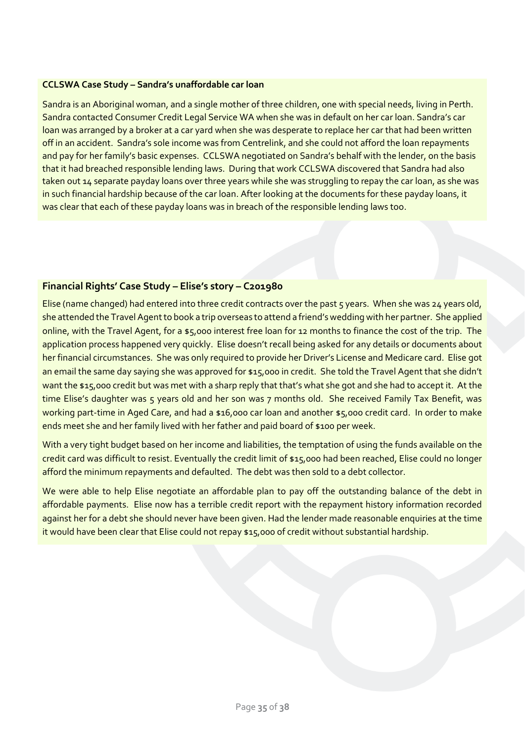**CCLSWA Case Study – Sandra's unaffordable car loan**

Sandra is an Aboriginal woman, and a single mother of three children, one with special needs, living in Perth. Sandra contacted Consumer Credit Legal Service WA when she was in default on her car loan. Sandra's car loan was arranged by a broker at a car yard when she was desperate to replace her car that had been written off in an accident. Sandra's sole income was from Centrelink, and she could not afford the loan repayments and pay for her family's basic expenses. CCLSWA negotiated on Sandra's behalf with the lender, on the basis that it had breached responsible lending laws. During that work CCLSWA discovered that Sandra had also taken out 14 separate payday loans over three years while she was struggling to repay the car loan, as she was in such financial hardship because of the car loan. After looking at the documents for these payday loans, it was clear that each of these payday loans was in breach of the responsible lending laws too.

### Financial Rights' Case Study – Elise's story – C201980

Elise (name changed) had entered into three credit contracts over the past 5 years. When she was 24 years old, she attended the Travel Agent to book a trip overseas to attend a friend's wedding with her partner. She applied online, with the Travel Agent, for a $5,000 interest free loan for 12 months to finance the cost of the trip. The application process happened very quickly. Elise doesn't recall being asked for any details or documents about her financial circumstances. She was only required to provide her Driver's License and Medicare card. Elise got an email the same day saying she was approved for $15,000 in credit. She told the Travel Agent that she didn't want the $15,000 credit but was met with a sharp reply that that's what she got and she had to accept it. At the time Elise's daughter was 5 years old and her son was 7 months old. She received Family Tax Benefit, was working part-time in Aged Care, and had a $16,000 car loan and another $5,000 credit card. In order to make ends meet she and her family lived with her father and paid board of $100 per week.

With a very tight budget based on her income and liabilities, the temptation of using the funds available on the credit card was difficult to resist. Eventually the credit limit of $15,000 had been reached, Elise could no longer afford the minimum repayments and defaulted. The debt was then sold to a debt collector.

We were able to help Elise negotiate an affordable plan to pay off the outstanding balance of the debt in affordable payments. Elise now has a terrible credit report with the repayment history information recorded against her for a debt she should never have been given. Had the lender made reasonable enquiries at the time it would have been clear that Elise could not repay $15,000 of credit without substantial hardship.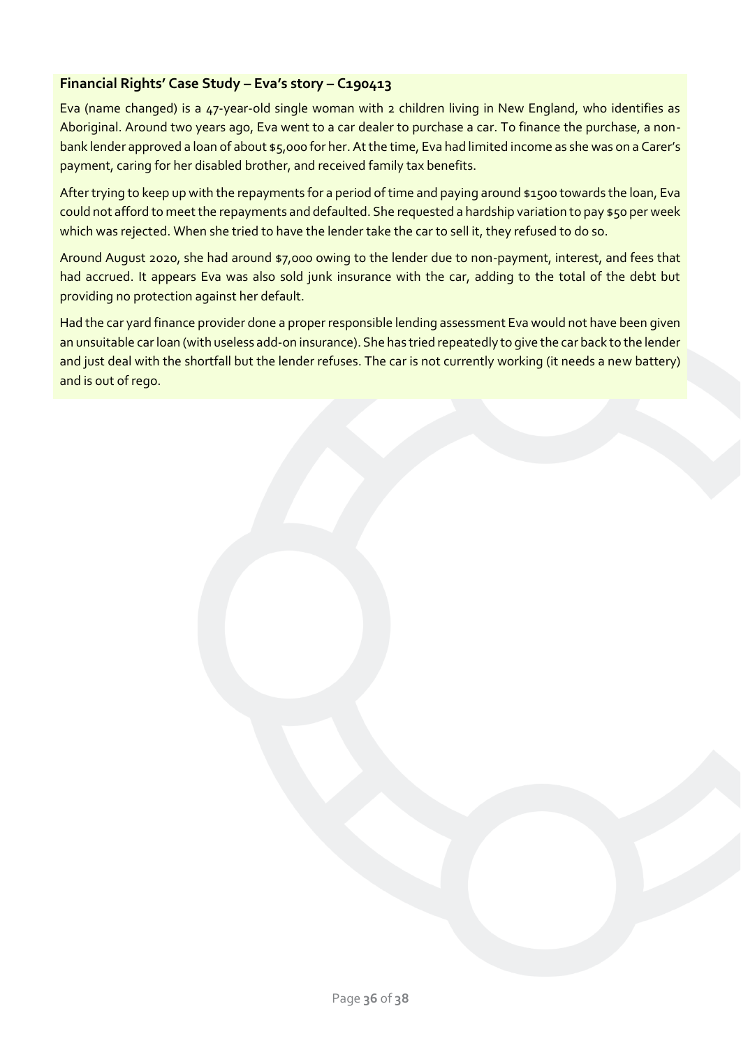**Financial Rights' Case Study – Eva's story – C190413**

Eva (name changed) is a 47-year-old single woman with 2 children living in New England, who identifies as Aboriginal. Around two years ago, Eva went to a car dealer to purchase a car. To finance the purchase, a non-bank lender approved a loan of about $5,000 for her. At the time, Eva had limited income as she was on a Carer's payment, caring for her disabled brother, and received family tax benefits.

After trying to keep up with the repayments for a period of time and paying around $1500 towards the loan, Eva could not afford to meet the repayments and defaulted. She requested a hardship variation to pay $50 per week which was rejected. When she tried to have the lender take the car to sell it, they refused to do so.

Around August 2020, she had around $7,000 owing to the lender due to non-payment, interest, and fees that had accrued. It appears Eva was also sold junk insurance with the car, adding to the total of the debt but providing no protection against her default.

Had the car yard finance provider done a proper responsible lending assessment Eva would not have been given an unsuitable car loan (with useless add-on insurance). She has tried repeatedly to give the car back to the lender and just deal with the shortfall but the lender refuses. The car is not currently working (it needs a new battery) and is out of rego.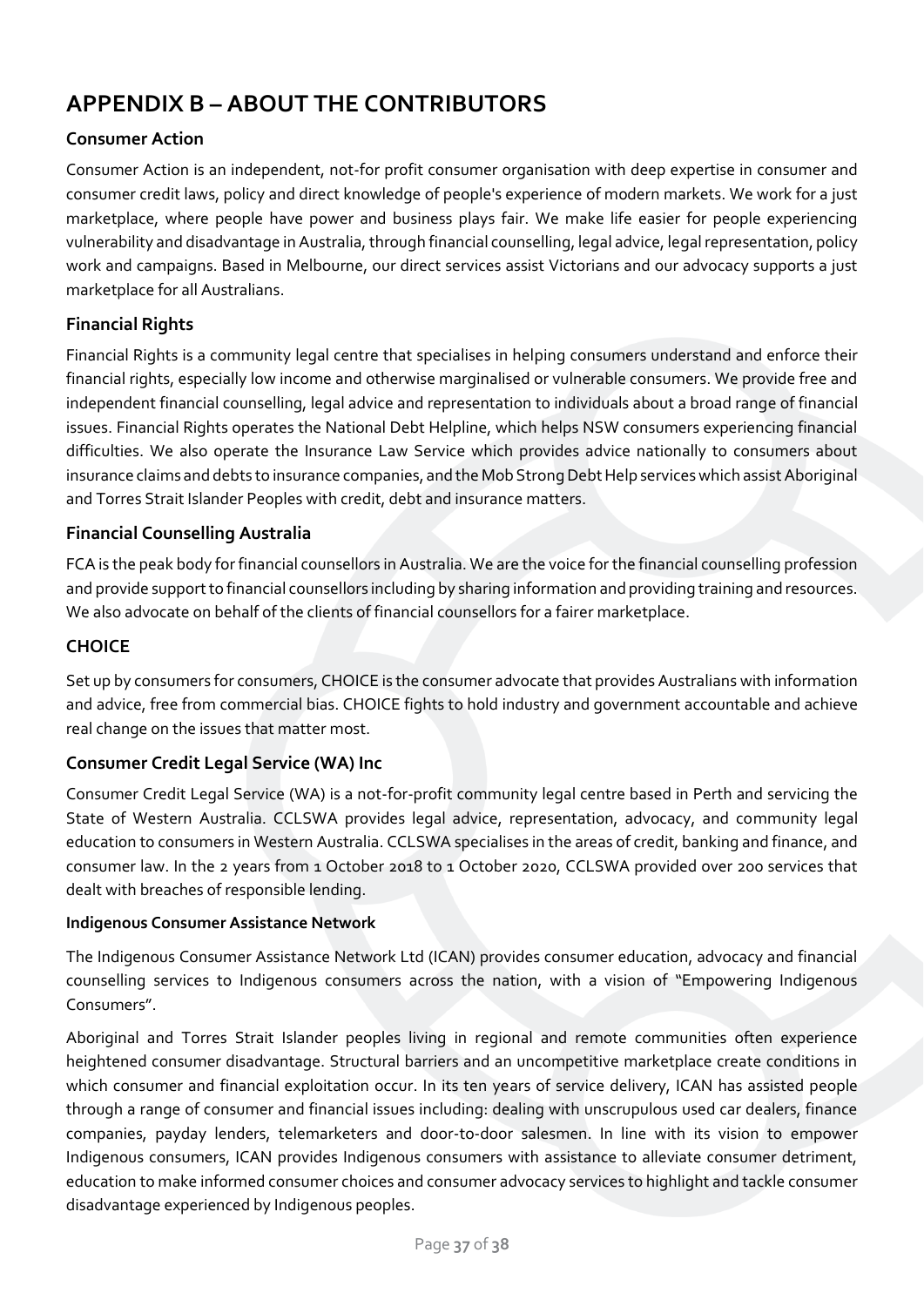# APPENDIX B – ABOUT THE CONTRIBUTORS

### Consumer Action

Consumer Action is an independent, not-for profit consumer organisation with deep expertise in consumer and consumer credit laws, policy and direct knowledge of people's experience of modern markets. We work for a just marketplace, where people have power and business plays fair. We make life easier for people experiencing vulnerability and disadvantage in Australia, through financial counselling, legal advice, legal representation, policy work and campaigns. Based in Melbourne, our direct services assist Victorians and our advocacy supports a just marketplace for all Australians.

### Financial Rights

Financial Rights is a community legal centre that specialises in helping consumers understand and enforce their financial rights, especially low income and otherwise marginalised or vulnerable consumers. We provide free and independent financial counselling, legal advice and representation to individuals about a broad range of financial issues. Financial Rights operates the National Debt Helpline, which helps NSW consumers experiencing financial difficulties. We also operate the Insurance Law Service which provides advice nationally to consumers about insurance claims and debts to insurance companies, and the Mob Strong Debt Help services which assist Aboriginal and Torres Strait Islander Peoples with credit, debt and insurance matters.

### Financial Counselling Australia

FCA is the peak body for financial counsellors in Australia. We are the voice for the financial counselling profession and provide support to financial counsellors including by sharing information and providing training and resources. We also advocate on behalf of the clients of financial counsellors for a fairer marketplace.

### CHOICE

Set up by consumers for consumers, CHOICE is the consumer advocate that provides Australians with information and advice, free from commercial bias. CHOICE fights to hold industry and government accountable and achieve real change on the issues that matter most.

### Consumer Credit Legal Service (WA) Inc

Consumer Credit Legal Service (WA) is a not-for-profit community legal centre based in Perth and servicing the State of Western Australia. CCLSWA provides legal advice, representation, advocacy, and community legal education to consumers in Western Australia. CCLSWA specialises in the areas of credit, banking and finance, and consumer law. In the 2 years from 1 October 2018 to 1 October 2020, CCLSWA provided over 200 services that dealt with breaches of responsible lending.

#### Indigenous Consumer Assistance Network

The Indigenous Consumer Assistance Network Ltd (ICAN) provides consumer education, advocacy and financial counselling services to Indigenous consumers across the nation, with a vision of "Empowering Indigenous Consumers".

Aboriginal and Torres Strait Islander peoples living in regional and remote communities often experience heightened consumer disadvantage. Structural barriers and an uncompetitive marketplace create conditions in which consumer and financial exploitation occur. In its ten years of service delivery, ICAN has assisted people through a range of consumer and financial issues including: dealing with unscrupulous used car dealers, finance companies, payday lenders, telemarketers and door-to-door salesmen. In line with its vision to empower Indigenous consumers, ICAN provides Indigenous consumers with assistance to alleviate consumer detriment, education to make informed consumer choices and consumer advocacy services to highlight and tackle consumer disadvantage experienced by Indigenous peoples.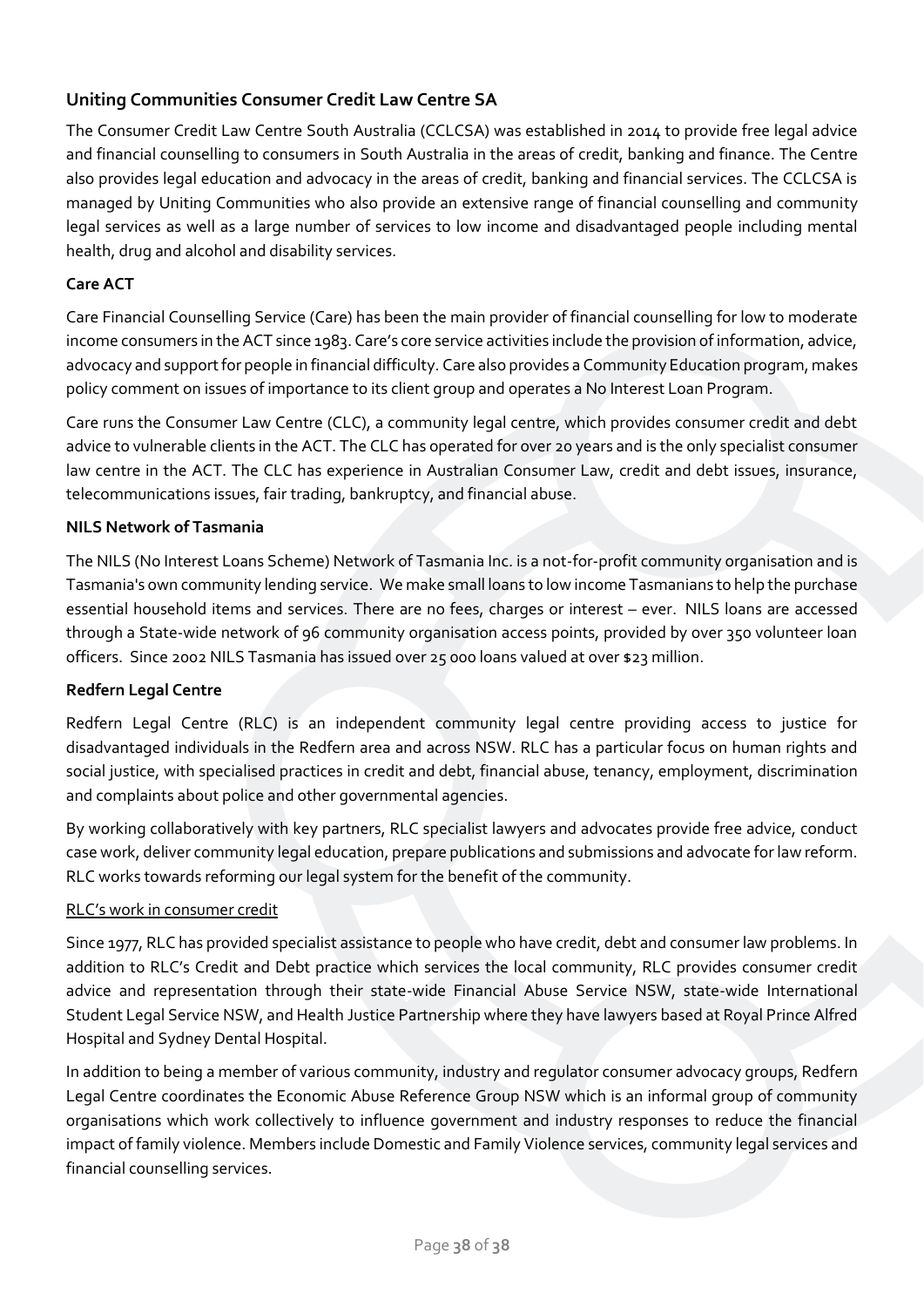### Uniting Communities Consumer Credit Law Centre SA

The Consumer Credit Law Centre South Australia (CCLCSA) was established in 2014 to provide free legal advice and financial counselling to consumers in South Australia in the areas of credit, banking and finance. The Centre also provides legal education and advocacy in the areas of credit, banking and financial services. The CCLCSA is managed by Uniting Communities who also provide an extensive range of financial counselling and community legal services as well as a large number of services to low income and disadvantaged people including mental health, drug and alcohol and disability services.

### Care ACT

Care Financial Counselling Service (Care) has been the main provider of financial counselling for low to moderate income consumers in the ACT since 1983. Care's core service activities include the provision of information, advice, advocacy and support for people in financial difficulty. Care also provides a Community Education program, makes policy comment on issues of importance to its client group and operates a No Interest Loan Program.

Care runs the Consumer Law Centre (CLC), a community legal centre, which provides consumer credit and debt advice to vulnerable clients in the ACT. The CLC has operated for over 20 years and is the only specialist consumer law centre in the ACT. The CLC has experience in Australian Consumer Law, credit and debt issues, insurance, telecommunications issues, fair trading, bankruptcy, and financial abuse.

### NILS Network of Tasmania

The NILS (No Interest Loans Scheme) Network of Tasmania Inc. is a not-for-profit community organisation and is Tasmania's own community lending service. We make small loans to low income Tasmanians to help the purchase essential household items and services. There are no fees, charges or interest – ever. NILS loans are accessed through a State-wide network of 96 community organisation access points, provided by over 350 volunteer loan officers. Since 2002 NILS Tasmania has issued over 25 000 loans valued at over $23 million.

### Redfern Legal Centre

Redfern Legal Centre (RLC) is an independent community legal centre providing access to justice for disadvantaged individuals in the Redfern area and across NSW. RLC has a particular focus on human rights and social justice, with specialised practices in credit and debt, financial abuse, tenancy, employment, discrimination and complaints about police and other governmental agencies.

By working collaboratively with key partners, RLC specialist lawyers and advocates provide free advice, conduct case work, deliver community legal education, prepare publications and submissions and advocate for law reform. RLC works towards reforming our legal system for the benefit of the community.

RLC's work in consumer credit

Since 1977, RLC has provided specialist assistance to people who have credit, debt and consumer law problems. In addition to RLC's Credit and Debt practice which services the local community, RLC provides consumer credit advice and representation through their state-wide Financial Abuse Service NSW, state-wide International Student Legal Service NSW, and Health Justice Partnership where they have lawyers based at Royal Prince Alfred Hospital and Sydney Dental Hospital.

In addition to being a member of various community, industry and regulator consumer advocacy groups, Redfern Legal Centre coordinates the Economic Abuse Reference Group NSW which is an informal group of community organisations which work collectively to influence government and industry responses to reduce the financial impact of family violence. Members include Domestic and Family Violence services, community legal services and financial counselling services.